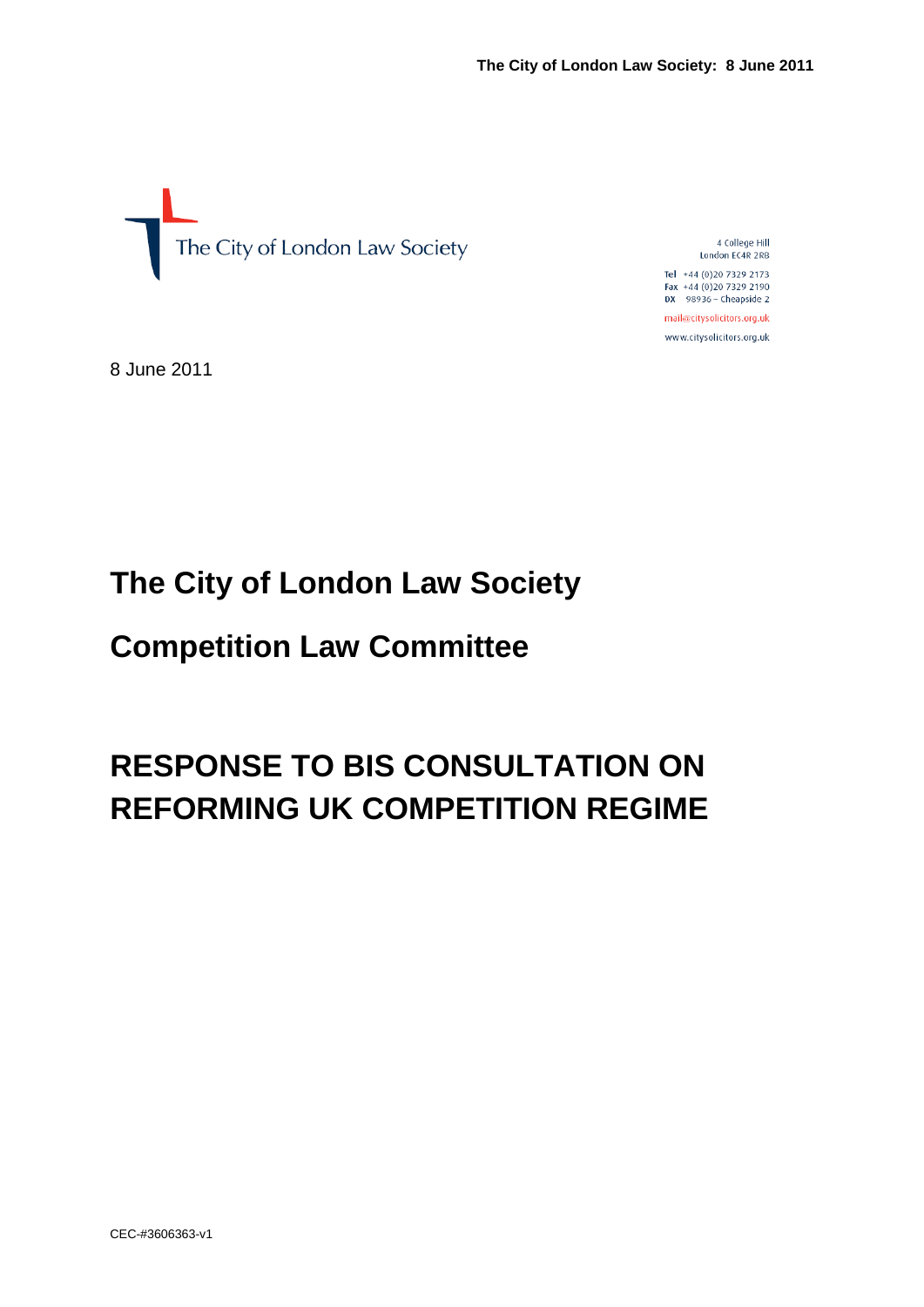The City of London Law Society

4 College Hill
London EC4R 2RB

Tel +44 (0)20 7329 2173
Fax +44 (0)20 7329 2190
DX 98936 – Cheapside 2

mail@citysolicitors.org.uk

www.citysolicitors.org.uk

8 June 2011

# The City of London Law Society

# Competition Law Committee

# RESPONSE TO BIS CONSULTATION ON REFORMING UK COMPETITION REGIME

CEC-#3606363-v1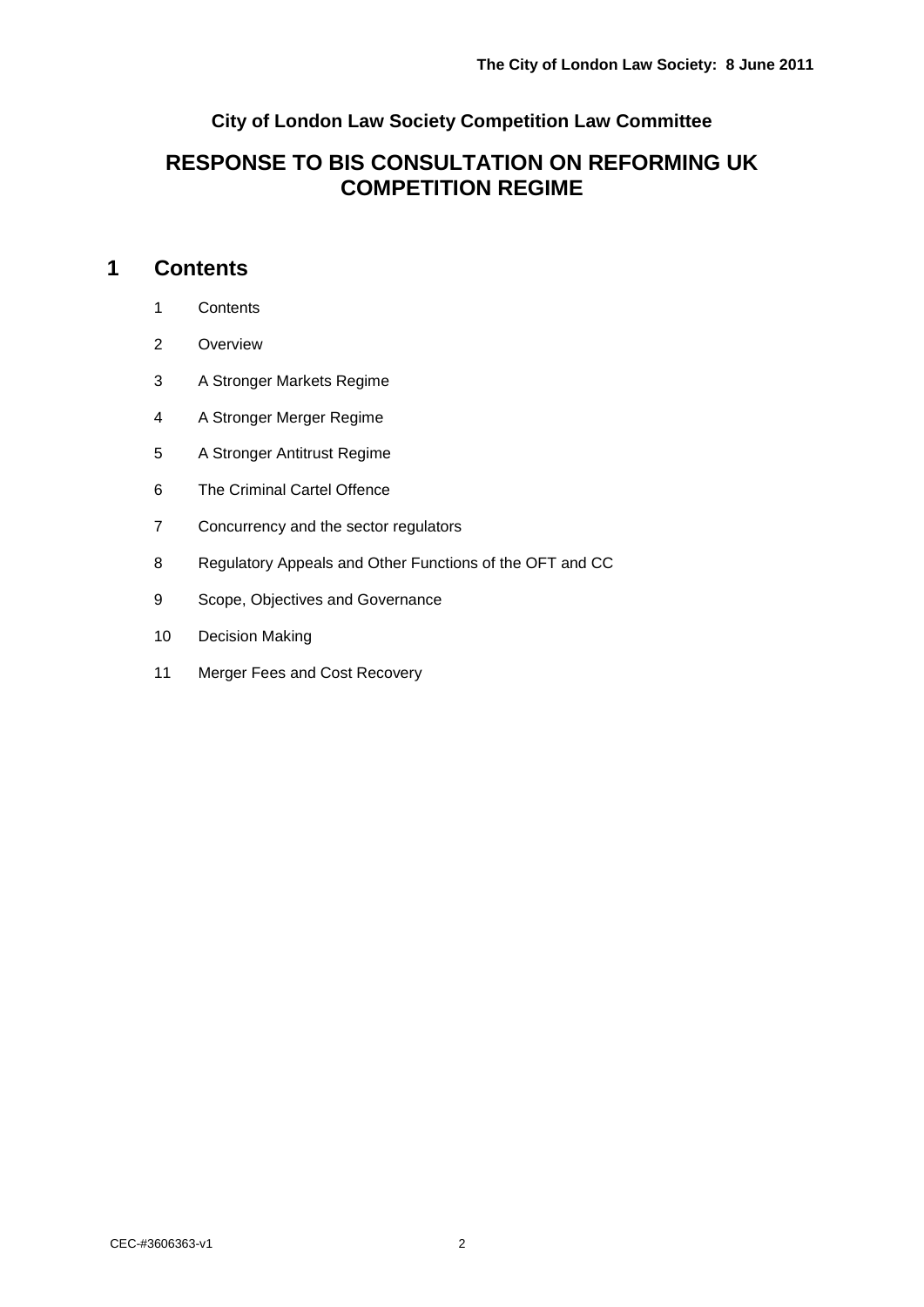The City of London Law Society: 8 June 2011

**City of London Law Society Competition Law Committee**

## RESPONSE TO BIS CONSULTATION ON REFORMING UK COMPETITION REGIME

# 1 Contents

1 Contents

2 Overview

3 A Stronger Markets Regime

4 A Stronger Merger Regime

5 A Stronger Antitrust Regime

6 The Criminal Cartel Offence

7 Concurrency and the sector regulators

8 Regulatory Appeals and Other Functions of the OFT and CC

9 Scope, Objectives and Governance

10 Decision Making

11 Merger Fees and Cost Recovery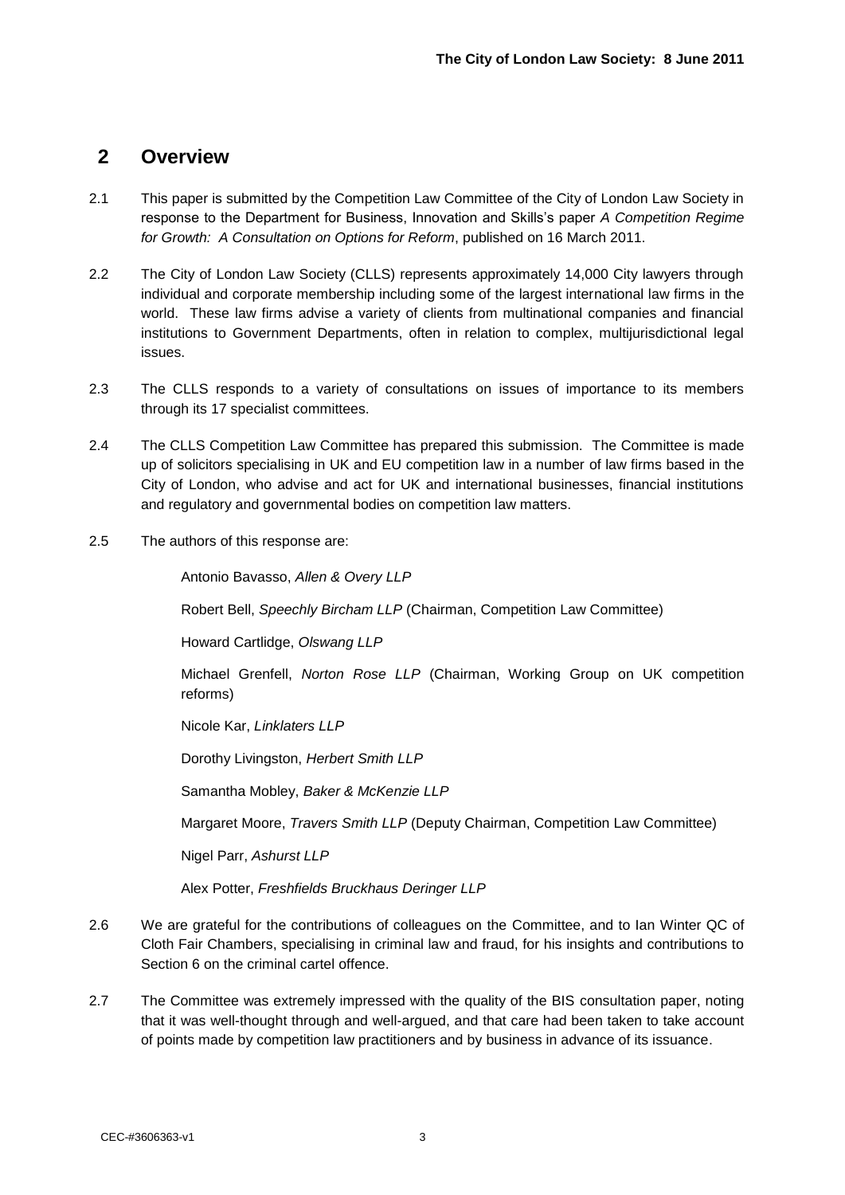## 2 Overview

2.1 This paper is submitted by the Competition Law Committee of the City of London Law Society in response to the Department for Business, Innovation and Skills's paper *A Competition Regime for Growth: A Consultation on Options for Reform*, published on 16 March 2011.

2.2 The City of London Law Society (CLLS) represents approximately 14,000 City lawyers through individual and corporate membership including some of the largest international law firms in the world. These law firms advise a variety of clients from multinational companies and financial institutions to Government Departments, often in relation to complex, multijurisdictional legal issues.

2.3 The CLLS responds to a variety of consultations on issues of importance to its members through its 17 specialist committees.

2.4 The CLLS Competition Law Committee has prepared this submission. The Committee is made up of solicitors specialising in UK and EU competition law in a number of law firms based in the City of London, who advise and act for UK and international businesses, financial institutions and regulatory and governmental bodies on competition law matters.

2.5 The authors of this response are:

Antonio Bavasso, *Allen & Overy LLP*

Robert Bell, *Speechly Bircham LLP* (Chairman, Competition Law Committee)

Howard Cartlidge, *Olswang LLP*

Michael Grenfell, *Norton Rose LLP* (Chairman, Working Group on UK competition reforms)

Nicole Kar, *Linklaters LLP*

Dorothy Livingston, *Herbert Smith LLP*

Samantha Mobley, *Baker & McKenzie LLP*

Margaret Moore, *Travers Smith LLP* (Deputy Chairman, Competition Law Committee)

Nigel Parr, *Ashurst LLP*

Alex Potter, *Freshfields Bruckhaus Deringer LLP*

2.6 We are grateful for the contributions of colleagues on the Committee, and to Ian Winter QC of Cloth Fair Chambers, specialising in criminal law and fraud, for his insights and contributions to Section 6 on the criminal cartel offence.

2.7 The Committee was extremely impressed with the quality of the BIS consultation paper, noting that it was well-thought through and well-argued, and that care had been taken to take account of points made by competition law practitioners and by business in advance of its issuance.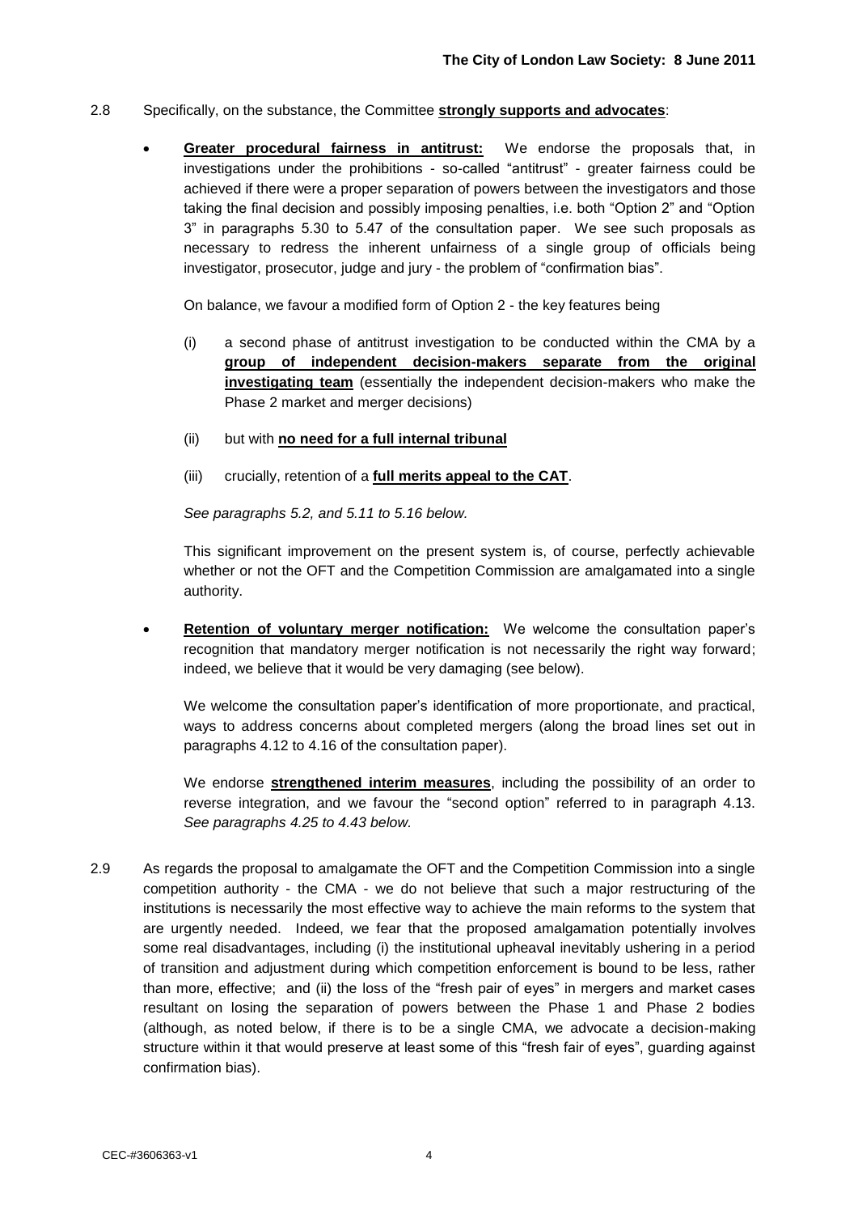2.8 Specifically, on the substance, the Committee **strongly supports and advocates**:

- **Greater procedural fairness in antitrust:** We endorse the proposals that, in investigations under the prohibitions - so-called "antitrust" - greater fairness could be achieved if there were a proper separation of powers between the investigators and those taking the final decision and possibly imposing penalties, i.e. both "Option 2" and "Option 3" in paragraphs 5.30 to 5.47 of the consultation paper. We see such proposals as necessary to redress the inherent unfairness of a single group of officials being investigator, prosecutor, judge and jury - the problem of "confirmation bias".

  On balance, we favour a modified form of Option 2 - the key features being

  (i) a second phase of antitrust investigation to be conducted within the CMA by a **group of independent decision-makers separate from the original investigating team** (essentially the independent decision-makers who make the Phase 2 market and merger decisions)

  (ii) but with **no need for a full internal tribunal**

  (iii) crucially, retention of a **full merits appeal to the CAT**.

  *See paragraphs 5.2, and 5.11 to 5.16 below.*

  This significant improvement on the present system is, of course, perfectly achievable whether or not the OFT and the Competition Commission are amalgamated into a single authority.

- **Retention of voluntary merger notification:** We welcome the consultation paper's recognition that mandatory merger notification is not necessarily the right way forward; indeed, we believe that it would be very damaging (see below).

  We welcome the consultation paper's identification of more proportionate, and practical, ways to address concerns about completed mergers (along the broad lines set out in paragraphs 4.12 to 4.16 of the consultation paper).

  We endorse **strengthened interim measures**, including the possibility of an order to reverse integration, and we favour the "second option" referred to in paragraph 4.13. *See paragraphs 4.25 to 4.43 below.*

2.9 As regards the proposal to amalgamate the OFT and the Competition Commission into a single competition authority - the CMA - we do not believe that such a major restructuring of the institutions is necessarily the most effective way to achieve the main reforms to the system that are urgently needed. Indeed, we fear that the proposed amalgamation potentially involves some real disadvantages, including (i) the institutional upheaval inevitably ushering in a period of transition and adjustment during which competition enforcement is bound to be less, rather than more, effective; and (ii) the loss of the "fresh pair of eyes" in mergers and market cases resultant on losing the separation of powers between the Phase 1 and Phase 2 bodies (although, as noted below, if there is to be a single CMA, we advocate a decision-making structure within it that would preserve at least some of this "fresh fair of eyes", guarding against confirmation bias).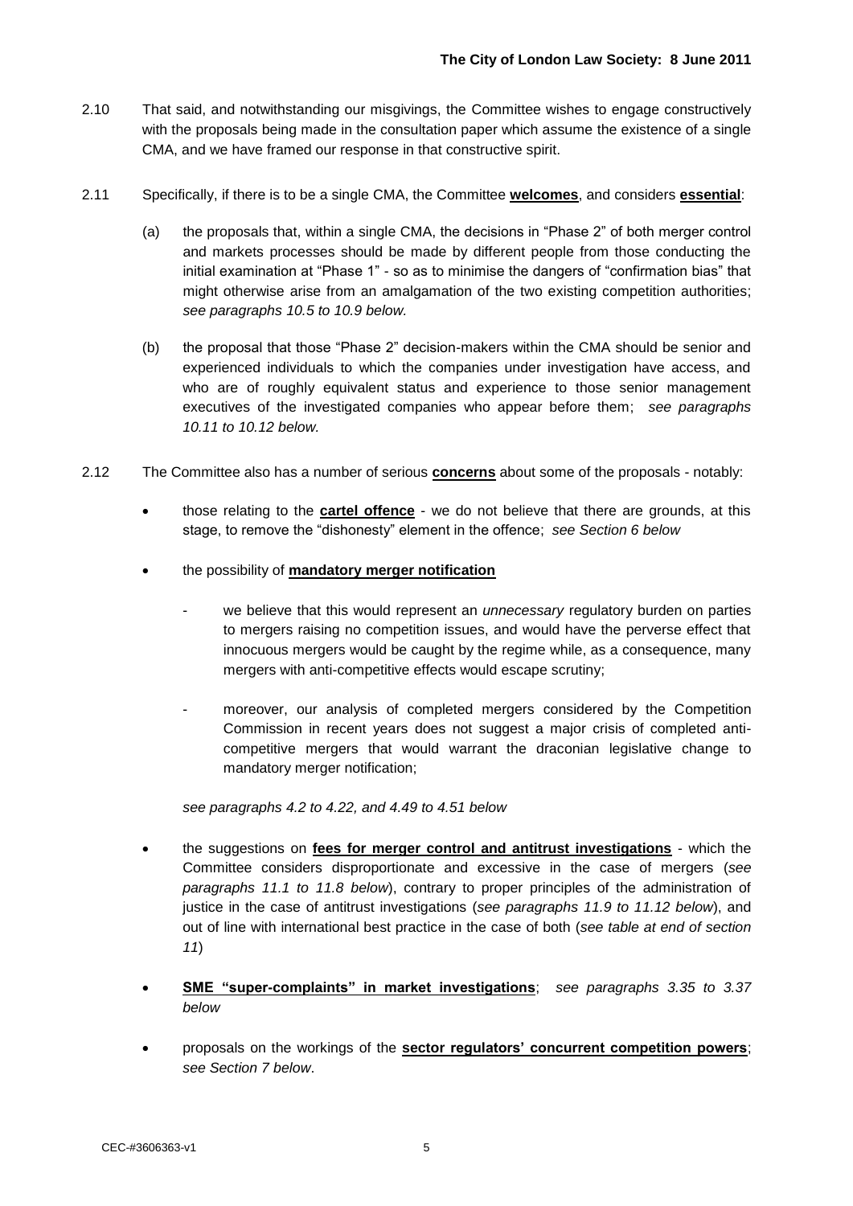2.10 That said, and notwithstanding our misgivings, the Committee wishes to engage constructively with the proposals being made in the consultation paper which assume the existence of a single CMA, and we have framed our response in that constructive spirit.

2.11 Specifically, if there is to be a single CMA, the Committee **welcomes**, and considers **essential**:

(a) the proposals that, within a single CMA, the decisions in "Phase 2" of both merger control and markets processes should be made by different people from those conducting the initial examination at "Phase 1" - so as to minimise the dangers of "confirmation bias" that might otherwise arise from an amalgamation of the two existing competition authorities; *see paragraphs 10.5 to 10.9 below.*

(b) the proposal that those "Phase 2" decision-makers within the CMA should be senior and experienced individuals to which the companies under investigation have access, and who are of roughly equivalent status and experience to those senior management executives of the investigated companies who appear before them; *see paragraphs 10.11 to 10.12 below.*

2.12 The Committee also has a number of serious **concerns** about some of the proposals - notably:

- those relating to the **cartel offence** - we do not believe that there are grounds, at this stage, to remove the "dishonesty" element in the offence; *see Section 6 below*
- the possibility of **mandatory merger notification**
  - we believe that this would represent an *unnecessary* regulatory burden on parties to mergers raising no competition issues, and would have the perverse effect that innocuous mergers would be caught by the regime while, as a consequence, many mergers with anti-competitive effects would escape scrutiny;
  - moreover, our analysis of completed mergers considered by the Competition Commission in recent years does not suggest a major crisis of completed anti-competitive mergers that would warrant the draconian legislative change to mandatory merger notification;

  *see paragraphs 4.2 to 4.22, and 4.49 to 4.51 below*
- the suggestions on **fees for merger control and antitrust investigations** - which the Committee considers disproportionate and excessive in the case of mergers (*see paragraphs 11.1 to 11.8 below*), contrary to proper principles of the administration of justice in the case of antitrust investigations (*see paragraphs 11.9 to 11.12 below*), and out of line with international best practice in the case of both (*see table at end of section 11*)
- **SME "super-complaints" in market investigations**; *see paragraphs 3.35 to 3.37 below*
- proposals on the workings of the **sector regulators' concurrent competition powers**; *see Section 7 below*.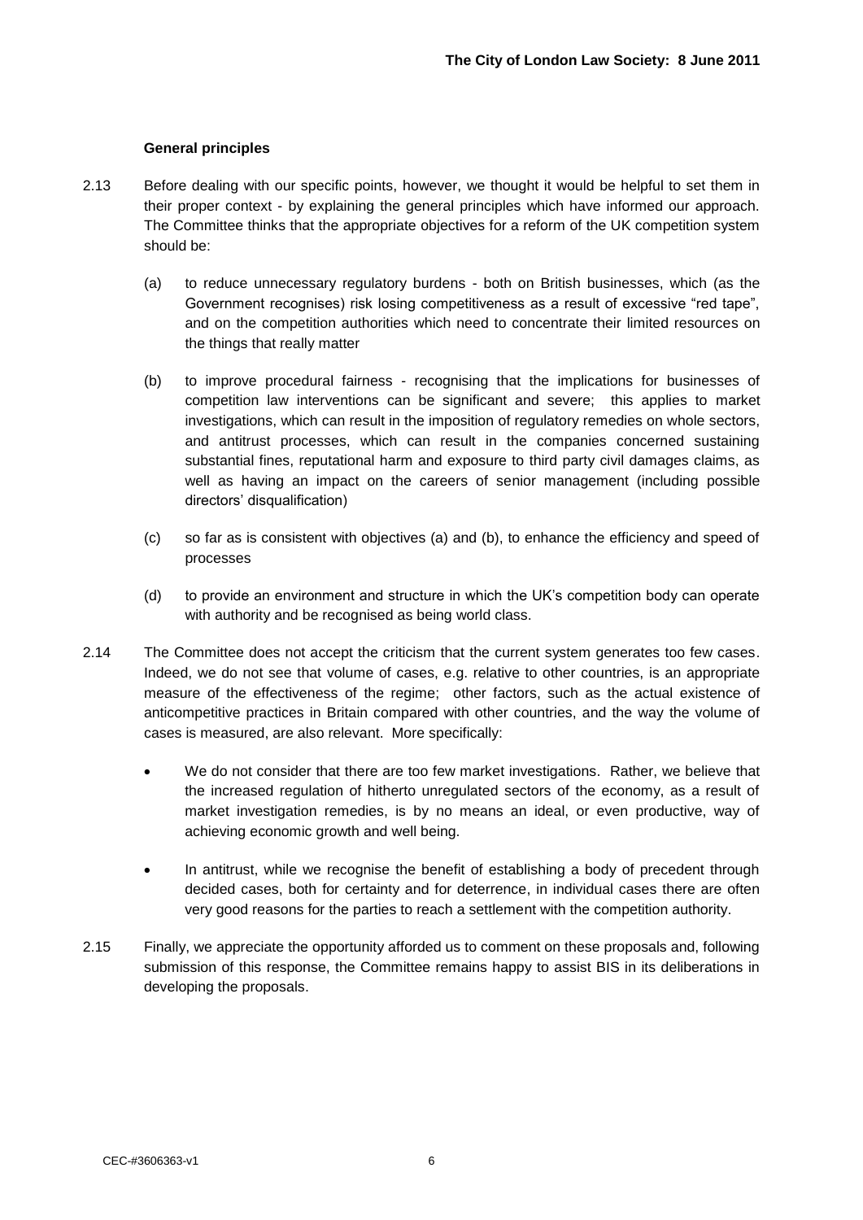**General principles**

2.13 Before dealing with our specific points, however, we thought it would be helpful to set them in their proper context - by explaining the general principles which have informed our approach. The Committee thinks that the appropriate objectives for a reform of the UK competition system should be:

(a) to reduce unnecessary regulatory burdens - both on British businesses, which (as the Government recognises) risk losing competitiveness as a result of excessive "red tape", and on the competition authorities which need to concentrate their limited resources on the things that really matter

(b) to improve procedural fairness - recognising that the implications for businesses of competition law interventions can be significant and severe; this applies to market investigations, which can result in the imposition of regulatory remedies on whole sectors, and antitrust processes, which can result in the companies concerned sustaining substantial fines, reputational harm and exposure to third party civil damages claims, as well as having an impact on the careers of senior management (including possible directors' disqualification)

(c) so far as is consistent with objectives (a) and (b), to enhance the efficiency and speed of processes

(d) to provide an environment and structure in which the UK's competition body can operate with authority and be recognised as being world class.

2.14 The Committee does not accept the criticism that the current system generates too few cases. Indeed, we do not see that volume of cases, e.g. relative to other countries, is an appropriate measure of the effectiveness of the regime; other factors, such as the actual existence of anticompetitive practices in Britain compared with other countries, and the way the volume of cases is measured, are also relevant. More specifically:

- We do not consider that there are too few market investigations. Rather, we believe that the increased regulation of hitherto unregulated sectors of the economy, as a result of market investigation remedies, is by no means an ideal, or even productive, way of achieving economic growth and well being.
- In antitrust, while we recognise the benefit of establishing a body of precedent through decided cases, both for certainty and for deterrence, in individual cases there are often very good reasons for the parties to reach a settlement with the competition authority.

2.15 Finally, we appreciate the opportunity afforded us to comment on these proposals and, following submission of this response, the Committee remains happy to assist BIS in its deliberations in developing the proposals.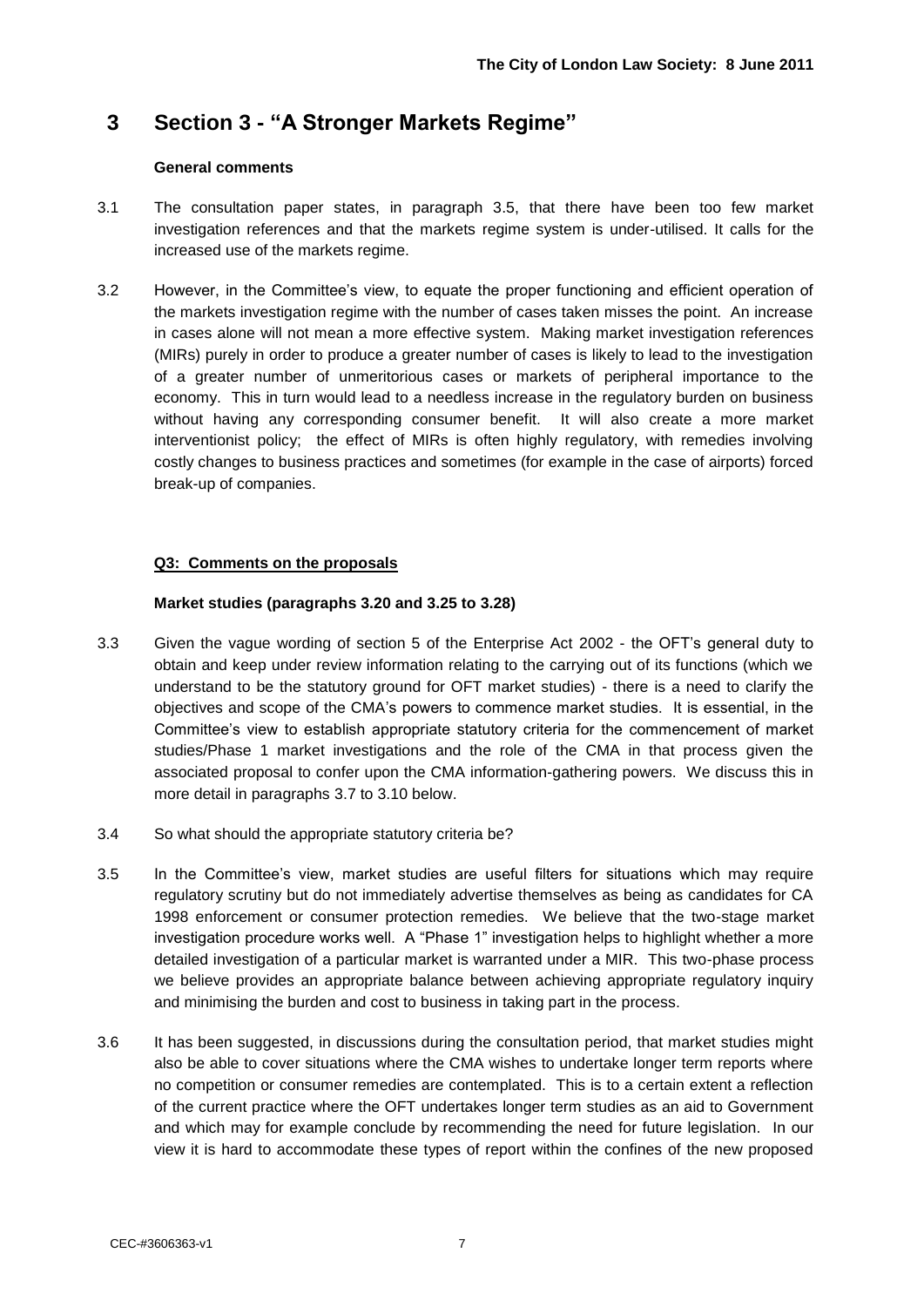# 3 Section 3 - "A Stronger Markets Regime"

**General comments**

3.1 The consultation paper states, in paragraph 3.5, that there have been too few market investigation references and that the markets regime system is under-utilised. It calls for the increased use of the markets regime.

3.2 However, in the Committee's view, to equate the proper functioning and efficient operation of the markets investigation regime with the number of cases taken misses the point. An increase in cases alone will not mean a more effective system. Making market investigation references (MIRs) purely in order to produce a greater number of cases is likely to lead to the investigation of a greater number of unmeritorious cases or markets of peripheral importance to the economy. This in turn would lead to a needless increase in the regulatory burden on business without having any corresponding consumer benefit. It will also create a more market interventionist policy; the effect of MIRs is often highly regulatory, with remedies involving costly changes to business practices and sometimes (for example in the case of airports) forced break-up of companies.

**Q3: Comments on the proposals**

**Market studies (paragraphs 3.20 and 3.25 to 3.28)**

3.3 Given the vague wording of section 5 of the Enterprise Act 2002 - the OFT's general duty to obtain and keep under review information relating to the carrying out of its functions (which we understand to be the statutory ground for OFT market studies) - there is a need to clarify the objectives and scope of the CMA's powers to commence market studies. It is essential, in the Committee's view to establish appropriate statutory criteria for the commencement of market studies/Phase 1 market investigations and the role of the CMA in that process given the associated proposal to confer upon the CMA information-gathering powers. We discuss this in more detail in paragraphs 3.7 to 3.10 below.

3.4 So what should the appropriate statutory criteria be?

3.5 In the Committee's view, market studies are useful filters for situations which may require regulatory scrutiny but do not immediately advertise themselves as being as candidates for CA 1998 enforcement or consumer protection remedies. We believe that the two-stage market investigation procedure works well. A "Phase 1" investigation helps to highlight whether a more detailed investigation of a particular market is warranted under a MIR. This two-phase process we believe provides an appropriate balance between achieving appropriate regulatory inquiry and minimising the burden and cost to business in taking part in the process.

3.6 It has been suggested, in discussions during the consultation period, that market studies might also be able to cover situations where the CMA wishes to undertake longer term reports where no competition or consumer remedies are contemplated. This is to a certain extent a reflection of the current practice where the OFT undertakes longer term studies as an aid to Government and which may for example conclude by recommending the need for future legislation. In our view it is hard to accommodate these types of report within the confines of the new proposed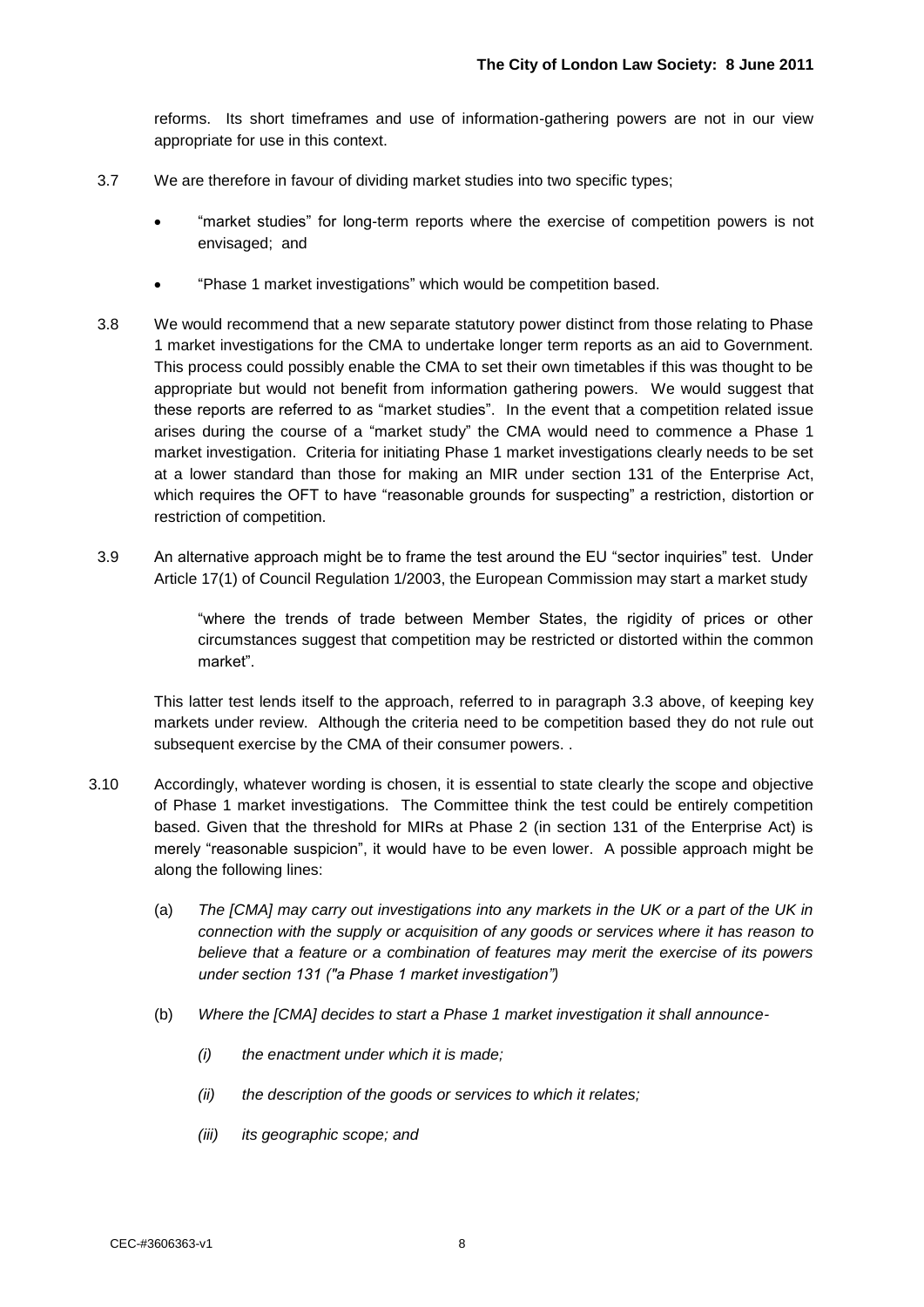reforms. Its short timeframes and use of information-gathering powers are not in our view appropriate for use in this context.

3.7 We are therefore in favour of dividing market studies into two specific types;

- "market studies" for long-term reports where the exercise of competition powers is not envisaged; and
- "Phase 1 market investigations" which would be competition based.

3.8 We would recommend that a new separate statutory power distinct from those relating to Phase 1 market investigations for the CMA to undertake longer term reports as an aid to Government. This process could possibly enable the CMA to set their own timetables if this was thought to be appropriate but would not benefit from information gathering powers. We would suggest that these reports are referred to as "market studies". In the event that a competition related issue arises during the course of a "market study" the CMA would need to commence a Phase 1 market investigation. Criteria for initiating Phase 1 market investigations clearly needs to be set at a lower standard than those for making an MIR under section 131 of the Enterprise Act, which requires the OFT to have "reasonable grounds for suspecting" a restriction, distortion or restriction of competition.

3.9 An alternative approach might be to frame the test around the EU "sector inquiries" test. Under Article 17(1) of Council Regulation 1/2003, the European Commission may start a market study

> "where the trends of trade between Member States, the rigidity of prices or other circumstances suggest that competition may be restricted or distorted within the common market".

This latter test lends itself to the approach, referred to in paragraph 3.3 above, of keeping key markets under review. Although the criteria need to be competition based they do not rule out subsequent exercise by the CMA of their consumer powers. .

3.10 Accordingly, whatever wording is chosen, it is essential to state clearly the scope and objective of Phase 1 market investigations. The Committee think the test could be entirely competition based. Given that the threshold for MIRs at Phase 2 (in section 131 of the Enterprise Act) is merely "reasonable suspicion", it would have to be even lower. A possible approach might be along the following lines:

(a) *The [CMA] may carry out investigations into any markets in the UK or a part of the UK in connection with the supply or acquisition of any goods or services where it has reason to believe that a feature or a combination of features may merit the exercise of its powers under section 131 ("a Phase 1 market investigation")*

(b) *Where the [CMA] decides to start a Phase 1 market investigation it shall announce-*

 (i) *the enactment under which it is made;*

 (ii) *the description of the goods or services to which it relates;*

 (iii) *its geographic scope; and*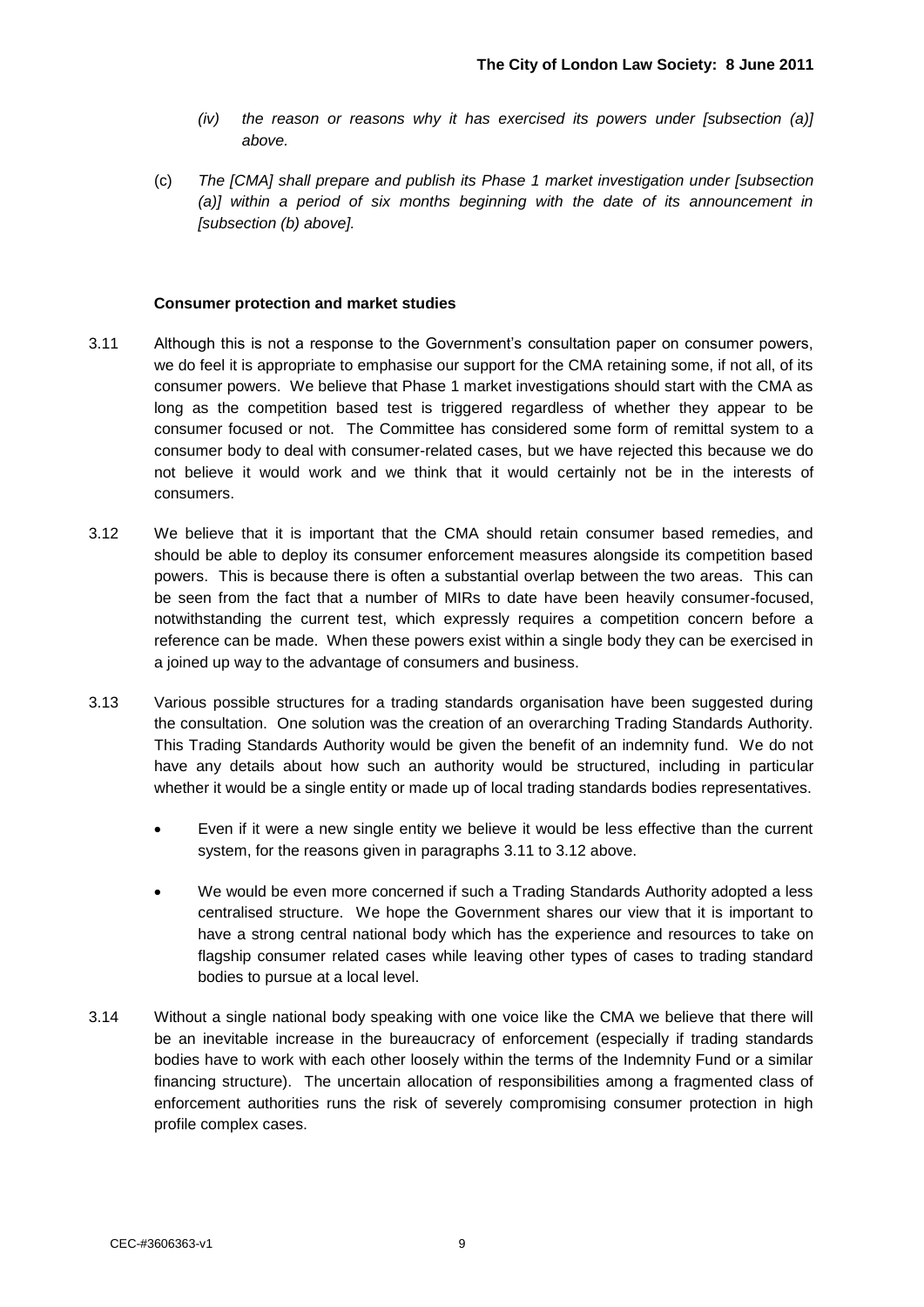(iv) *the reason or reasons why it has exercised its powers under [subsection (a)] above.*

(c) *The [CMA] shall prepare and publish its Phase 1 market investigation under [subsection (a)] within a period of six months beginning with the date of its announcement in [subsection (b) above].*

**Consumer protection and market studies**

3.11 Although this is not a response to the Government's consultation paper on consumer powers, we do feel it is appropriate to emphasise our support for the CMA retaining some, if not all, of its consumer powers. We believe that Phase 1 market investigations should start with the CMA as long as the competition based test is triggered regardless of whether they appear to be consumer focused or not. The Committee has considered some form of remittal system to a consumer body to deal with consumer-related cases, but we have rejected this because we do not believe it would work and we think that it would certainly not be in the interests of consumers.

3.12 We believe that it is important that the CMA should retain consumer based remedies, and should be able to deploy its consumer enforcement measures alongside its competition based powers. This is because there is often a substantial overlap between the two areas. This can be seen from the fact that a number of MIRs to date have been heavily consumer-focused, notwithstanding the current test, which expressly requires a competition concern before a reference can be made. When these powers exist within a single body they can be exercised in a joined up way to the advantage of consumers and business.

3.13 Various possible structures for a trading standards organisation have been suggested during the consultation. One solution was the creation of an overarching Trading Standards Authority. This Trading Standards Authority would be given the benefit of an indemnity fund. We do not have any details about how such an authority would be structured, including in particular whether it would be a single entity or made up of local trading standards bodies representatives.

- Even if it were a new single entity we believe it would be less effective than the current system, for the reasons given in paragraphs 3.11 to 3.12 above.
- We would be even more concerned if such a Trading Standards Authority adopted a less centralised structure. We hope the Government shares our view that it is important to have a strong central national body which has the experience and resources to take on flagship consumer related cases while leaving other types of cases to trading standard bodies to pursue at a local level.

3.14 Without a single national body speaking with one voice like the CMA we believe that there will be an inevitable increase in the bureaucracy of enforcement (especially if trading standards bodies have to work with each other loosely within the terms of the Indemnity Fund or a similar financing structure). The uncertain allocation of responsibilities among a fragmented class of enforcement authorities runs the risk of severely compromising consumer protection in high profile complex cases.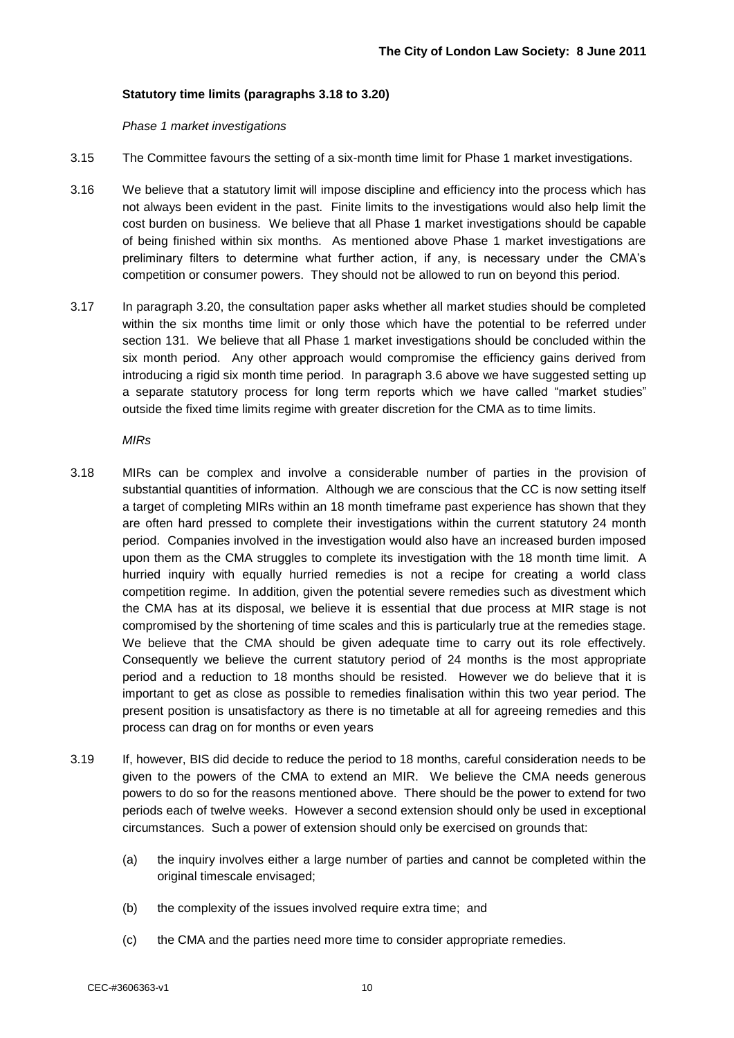**Statutory time limits (paragraphs 3.18 to 3.20)**

*Phase 1 market investigations*

3.15 The Committee favours the setting of a six-month time limit for Phase 1 market investigations.

3.16 We believe that a statutory limit will impose discipline and efficiency into the process which has not always been evident in the past. Finite limits to the investigations would also help limit the cost burden on business. We believe that all Phase 1 market investigations should be capable of being finished within six months. As mentioned above Phase 1 market investigations are preliminary filters to determine what further action, if any, is necessary under the CMA's competition or consumer powers. They should not be allowed to run on beyond this period.

3.17 In paragraph 3.20, the consultation paper asks whether all market studies should be completed within the six months time limit or only those which have the potential to be referred under section 131. We believe that all Phase 1 market investigations should be concluded within the six month period. Any other approach would compromise the efficiency gains derived from introducing a rigid six month time period. In paragraph 3.6 above we have suggested setting up a separate statutory process for long term reports which we have called "market studies" outside the fixed time limits regime with greater discretion for the CMA as to time limits.

*MIRs*

3.18 MIRs can be complex and involve a considerable number of parties in the provision of substantial quantities of information. Although we are conscious that the CC is now setting itself a target of completing MIRs within an 18 month timeframe past experience has shown that they are often hard pressed to complete their investigations within the current statutory 24 month period. Companies involved in the investigation would also have an increased burden imposed upon them as the CMA struggles to complete its investigation with the 18 month time limit. A hurried inquiry with equally hurried remedies is not a recipe for creating a world class competition regime. In addition, given the potential severe remedies such as divestment which the CMA has at its disposal, we believe it is essential that due process at MIR stage is not compromised by the shortening of time scales and this is particularly true at the remedies stage. We believe that the CMA should be given adequate time to carry out its role effectively. Consequently we believe the current statutory period of 24 months is the most appropriate period and a reduction to 18 months should be resisted. However we do believe that it is important to get as close as possible to remedies finalisation within this two year period. The present position is unsatisfactory as there is no timetable at all for agreeing remedies and this process can drag on for months or even years

3.19 If, however, BIS did decide to reduce the period to 18 months, careful consideration needs to be given to the powers of the CMA to extend an MIR. We believe the CMA needs generous powers to do so for the reasons mentioned above. There should be the power to extend for two periods each of twelve weeks. However a second extension should only be used in exceptional circumstances. Such a power of extension should only be exercised on grounds that:

(a) the inquiry involves either a large number of parties and cannot be completed within the original timescale envisaged;

(b) the complexity of the issues involved require extra time; and

(c) the CMA and the parties need more time to consider appropriate remedies.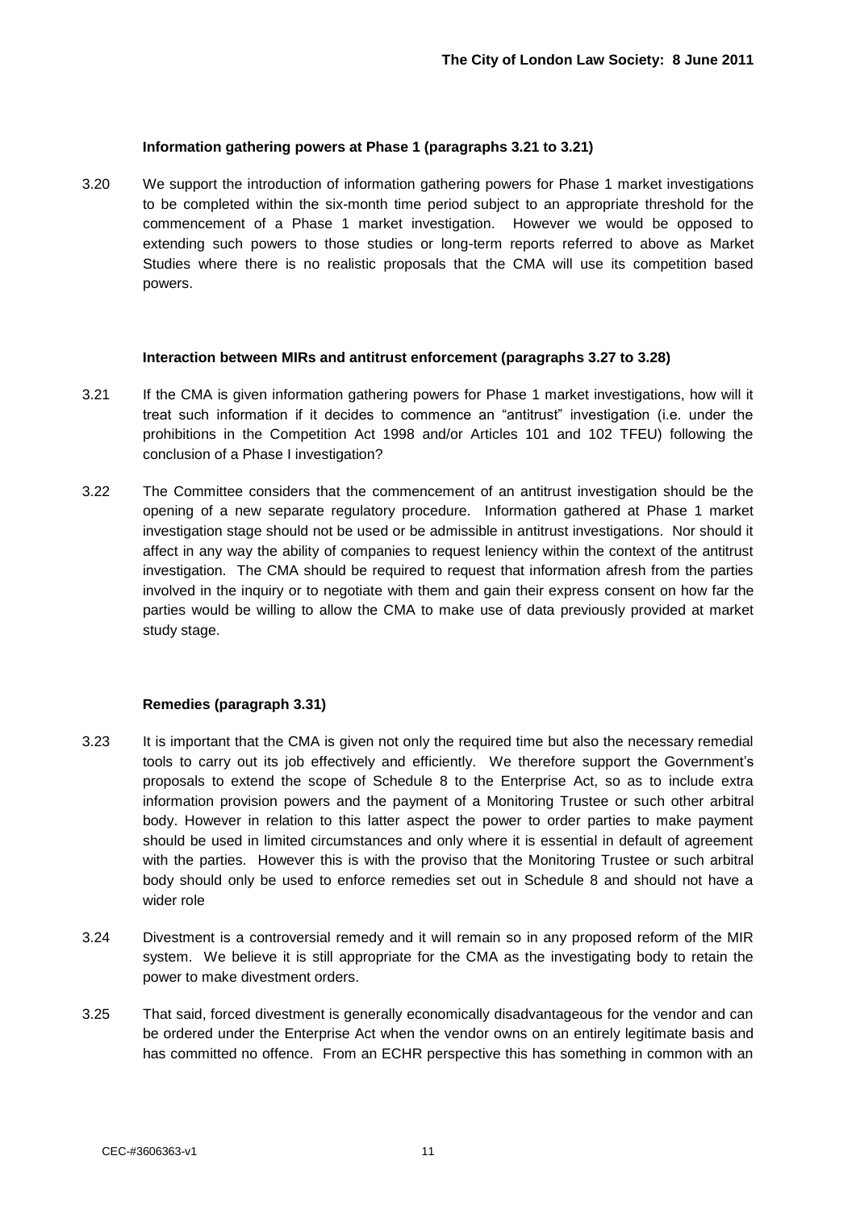**Information gathering powers at Phase 1 (paragraphs 3.21 to 3.21)**

3.20 We support the introduction of information gathering powers for Phase 1 market investigations to be completed within the six-month time period subject to an appropriate threshold for the commencement of a Phase 1 market investigation. However we would be opposed to extending such powers to those studies or long-term reports referred to above as Market Studies where there is no realistic proposals that the CMA will use its competition based powers.

**Interaction between MIRs and antitrust enforcement (paragraphs 3.27 to 3.28)**

3.21 If the CMA is given information gathering powers for Phase 1 market investigations, how will it treat such information if it decides to commence an "antitrust" investigation (i.e. under the prohibitions in the Competition Act 1998 and/or Articles 101 and 102 TFEU) following the conclusion of a Phase I investigation?

3.22 The Committee considers that the commencement of an antitrust investigation should be the opening of a new separate regulatory procedure. Information gathered at Phase 1 market investigation stage should not be used or be admissible in antitrust investigations. Nor should it affect in any way the ability of companies to request leniency within the context of the antitrust investigation. The CMA should be required to request that information afresh from the parties involved in the inquiry or to negotiate with them and gain their express consent on how far the parties would be willing to allow the CMA to make use of data previously provided at market study stage.

**Remedies (paragraph 3.31)**

3.23 It is important that the CMA is given not only the required time but also the necessary remedial tools to carry out its job effectively and efficiently. We therefore support the Government's proposals to extend the scope of Schedule 8 to the Enterprise Act, so as to include extra information provision powers and the payment of a Monitoring Trustee or such other arbitral body. However in relation to this latter aspect the power to order parties to make payment should be used in limited circumstances and only where it is essential in default of agreement with the parties. However this is with the proviso that the Monitoring Trustee or such arbitral body should only be used to enforce remedies set out in Schedule 8 and should not have a wider role

3.24 Divestment is a controversial remedy and it will remain so in any proposed reform of the MIR system. We believe it is still appropriate for the CMA as the investigating body to retain the power to make divestment orders.

3.25 That said, forced divestment is generally economically disadvantageous for the vendor and can be ordered under the Enterprise Act when the vendor owns on an entirely legitimate basis and has committed no offence. From an ECHR perspective this has something in common with an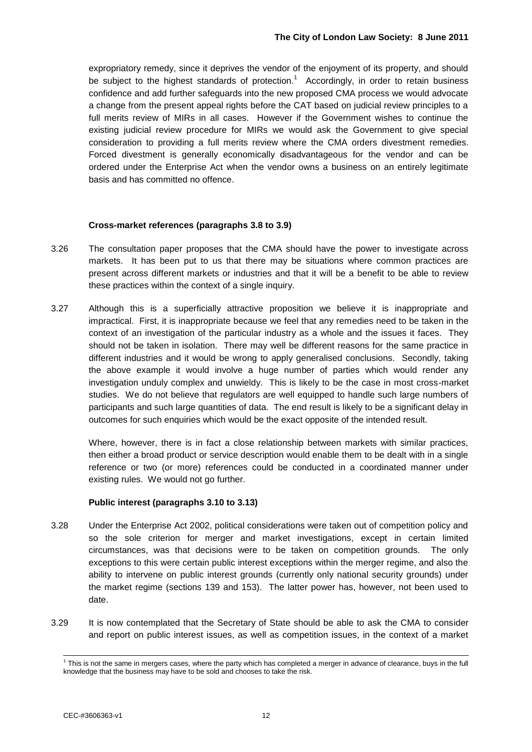expropriatory remedy, since it deprives the vendor of the enjoyment of its property, and should be subject to the highest standards of protection.[1] Accordingly, in order to retain business confidence and add further safeguards into the new proposed CMA process we would advocate a change from the present appeal rights before the CAT based on judicial review principles to a full merits review of MIRs in all cases. However if the Government wishes to continue the existing judicial review procedure for MIRs we would ask the Government to give special consideration to providing a full merits review where the CMA orders divestment remedies. Forced divestment is generally economically disadvantageous for the vendor and can be ordered under the Enterprise Act when the vendor owns a business on an entirely legitimate basis and has committed no offence.

**Cross-market references (paragraphs 3.8 to 3.9)**

3.26 The consultation paper proposes that the CMA should have the power to investigate across markets. It has been put to us that there may be situations where common practices are present across different markets or industries and that it will be a benefit to be able to review these practices within the context of a single inquiry.

3.27 Although this is a superficially attractive proposition we believe it is inappropriate and impractical. First, it is inappropriate because we feel that any remedies need to be taken in the context of an investigation of the particular industry as a whole and the issues it faces. They should not be taken in isolation. There may well be different reasons for the same practice in different industries and it would be wrong to apply generalised conclusions. Secondly, taking the above example it would involve a huge number of parties which would render any investigation unduly complex and unwieldy. This is likely to be the case in most cross-market studies. We do not believe that regulators are well equipped to handle such large numbers of participants and such large quantities of data. The end result is likely to be a significant delay in outcomes for such enquiries which would be the exact opposite of the intended result.

Where, however, there is in fact a close relationship between markets with similar practices, then either a broad product or service description would enable them to be dealt with in a single reference or two (or more) references could be conducted in a coordinated manner under existing rules. We would not go further.

**Public interest (paragraphs 3.10 to 3.13)**

3.28 Under the Enterprise Act 2002, political considerations were taken out of competition policy and so the sole criterion for merger and market investigations, except in certain limited circumstances, was that decisions were to be taken on competition grounds. The only exceptions to this were certain public interest exceptions within the merger regime, and also the ability to intervene on public interest grounds (currently only national security grounds) under the market regime (sections 139 and 153). The latter power has, however, not been used to date.

3.29 It is now contemplated that the Secretary of State should be able to ask the CMA to consider and report on public interest issues, as well as competition issues, in the context of a market

[1] This is not the same in mergers cases, where the party which has completed a merger in advance of clearance, buys in the full knowledge that the business may have to be sold and chooses to take the risk.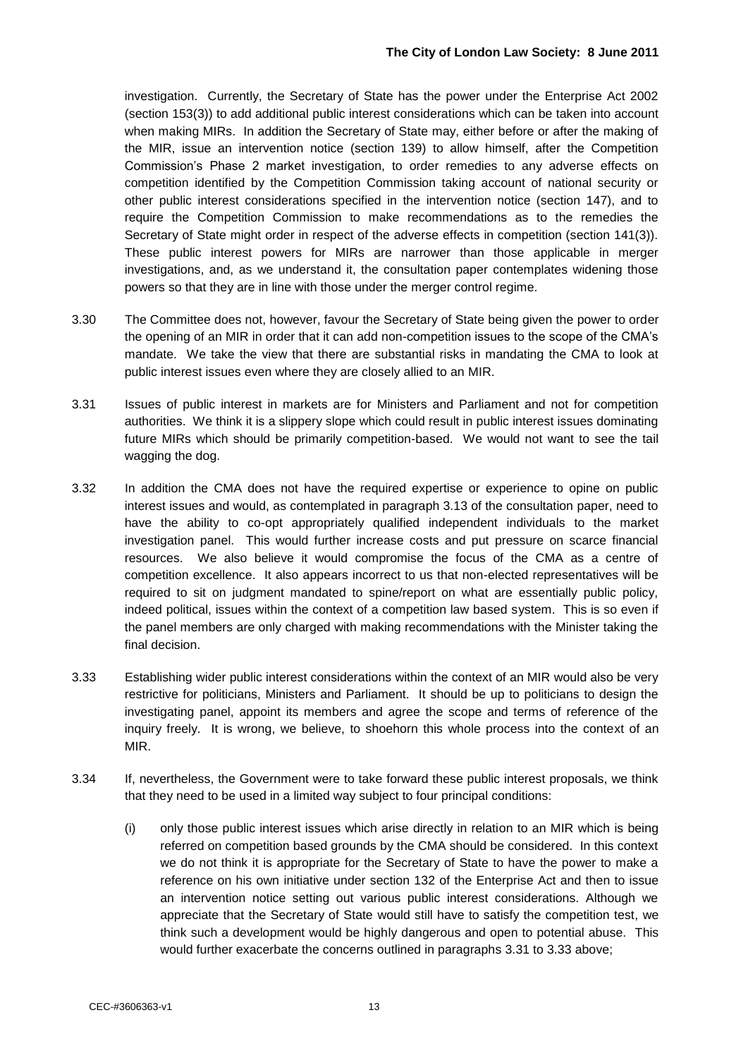investigation. Currently, the Secretary of State has the power under the Enterprise Act 2002 (section 153(3)) to add additional public interest considerations which can be taken into account when making MIRs. In addition the Secretary of State may, either before or after the making of the MIR, issue an intervention notice (section 139) to allow himself, after the Competition Commission's Phase 2 market investigation, to order remedies to any adverse effects on competition identified by the Competition Commission taking account of national security or other public interest considerations specified in the intervention notice (section 147), and to require the Competition Commission to make recommendations as to the remedies the Secretary of State might order in respect of the adverse effects in competition (section 141(3)). These public interest powers for MIRs are narrower than those applicable in merger investigations, and, as we understand it, the consultation paper contemplates widening those powers so that they are in line with those under the merger control regime.

3.30 The Committee does not, however, favour the Secretary of State being given the power to order the opening of an MIR in order that it can add non-competition issues to the scope of the CMA's mandate. We take the view that there are substantial risks in mandating the CMA to look at public interest issues even where they are closely allied to an MIR.

3.31 Issues of public interest in markets are for Ministers and Parliament and not for competition authorities. We think it is a slippery slope which could result in public interest issues dominating future MIRs which should be primarily competition-based. We would not want to see the tail wagging the dog.

3.32 In addition the CMA does not have the required expertise or experience to opine on public interest issues and would, as contemplated in paragraph 3.13 of the consultation paper, need to have the ability to co-opt appropriately qualified independent individuals to the market investigation panel. This would further increase costs and put pressure on scarce financial resources. We also believe it would compromise the focus of the CMA as a centre of competition excellence. It also appears incorrect to us that non-elected representatives will be required to sit on judgment mandated to spine/report on what are essentially public policy, indeed political, issues within the context of a competition law based system. This is so even if the panel members are only charged with making recommendations with the Minister taking the final decision.

3.33 Establishing wider public interest considerations within the context of an MIR would also be very restrictive for politicians, Ministers and Parliament. It should be up to politicians to design the investigating panel, appoint its members and agree the scope and terms of reference of the inquiry freely. It is wrong, we believe, to shoehorn this whole process into the context of an MIR.

3.34 If, nevertheless, the Government were to take forward these public interest proposals, we think that they need to be used in a limited way subject to four principal conditions:

(i) only those public interest issues which arise directly in relation to an MIR which is being referred on competition based grounds by the CMA should be considered. In this context we do not think it is appropriate for the Secretary of State to have the power to make a reference on his own initiative under section 132 of the Enterprise Act and then to issue an intervention notice setting out various public interest considerations. Although we appreciate that the Secretary of State would still have to satisfy the competition test, we think such a development would be highly dangerous and open to potential abuse. This would further exacerbate the concerns outlined in paragraphs 3.31 to 3.33 above;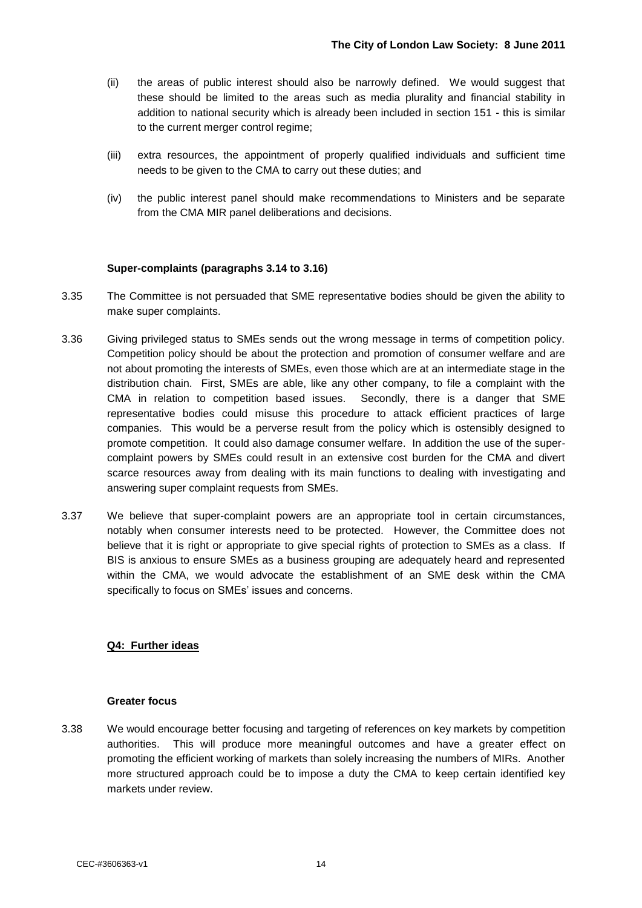(ii) the areas of public interest should also be narrowly defined. We would suggest that these should be limited to the areas such as media plurality and financial stability in addition to national security which is already been included in section 151 - this is similar to the current merger control regime;

(iii) extra resources, the appointment of properly qualified individuals and sufficient time needs to be given to the CMA to carry out these duties; and

(iv) the public interest panel should make recommendations to Ministers and be separate from the CMA MIR panel deliberations and decisions.

**Super-complaints (paragraphs 3.14 to 3.16)**

3.35 The Committee is not persuaded that SME representative bodies should be given the ability to make super complaints.

3.36 Giving privileged status to SMEs sends out the wrong message in terms of competition policy. Competition policy should be about the protection and promotion of consumer welfare and are not about promoting the interests of SMEs, even those which are at an intermediate stage in the distribution chain. First, SMEs are able, like any other company, to file a complaint with the CMA in relation to competition based issues. Secondly, there is a danger that SME representative bodies could misuse this procedure to attack efficient practices of large companies. This would be a perverse result from the policy which is ostensibly designed to promote competition. It could also damage consumer welfare. In addition the use of the super-complaint powers by SMEs could result in an extensive cost burden for the CMA and divert scarce resources away from dealing with its main functions to dealing with investigating and answering super complaint requests from SMEs.

3.37 We believe that super-complaint powers are an appropriate tool in certain circumstances, notably when consumer interests need to be protected. However, the Committee does not believe that it is right or appropriate to give special rights of protection to SMEs as a class. If BIS is anxious to ensure SMEs as a business grouping are adequately heard and represented within the CMA, we would advocate the establishment of an SME desk within the CMA specifically to focus on SMEs' issues and concerns.

**Q4: Further ideas**

**Greater focus**

3.38 We would encourage better focusing and targeting of references on key markets by competition authorities. This will produce more meaningful outcomes and have a greater effect on promoting the efficient working of markets than solely increasing the numbers of MIRs. Another more structured approach could be to impose a duty the CMA to keep certain identified key markets under review.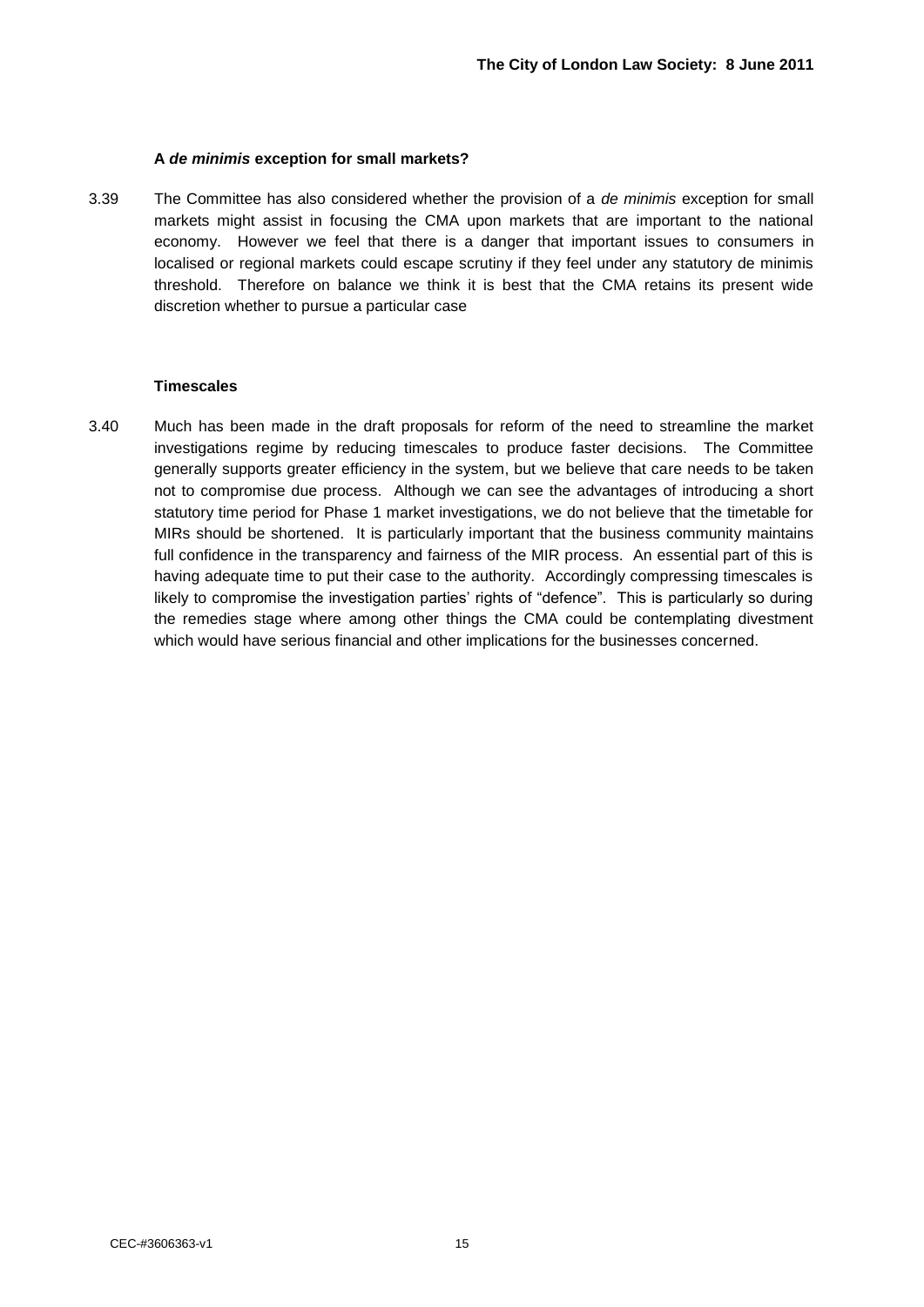### A *de minimis* exception for small markets?

3.39 The Committee has also considered whether the provision of a *de minimis* exception for small markets might assist in focusing the CMA upon markets that are important to the national economy. However we feel that there is a danger that important issues to consumers in localised or regional markets could escape scrutiny if they feel under any statutory de minimis threshold. Therefore on balance we think it is best that the CMA retains its present wide discretion whether to pursue a particular case

### Timescales

3.40 Much has been made in the draft proposals for reform of the need to streamline the market investigations regime by reducing timescales to produce faster decisions. The Committee generally supports greater efficiency in the system, but we believe that care needs to be taken not to compromise due process. Although we can see the advantages of introducing a short statutory time period for Phase 1 market investigations, we do not believe that the timetable for MIRs should be shortened. It is particularly important that the business community maintains full confidence in the transparency and fairness of the MIR process. An essential part of this is having adequate time to put their case to the authority. Accordingly compressing timescales is likely to compromise the investigation parties' rights of "defence". This is particularly so during the remedies stage where among other things the CMA could be contemplating divestment which would have serious financial and other implications for the businesses concerned.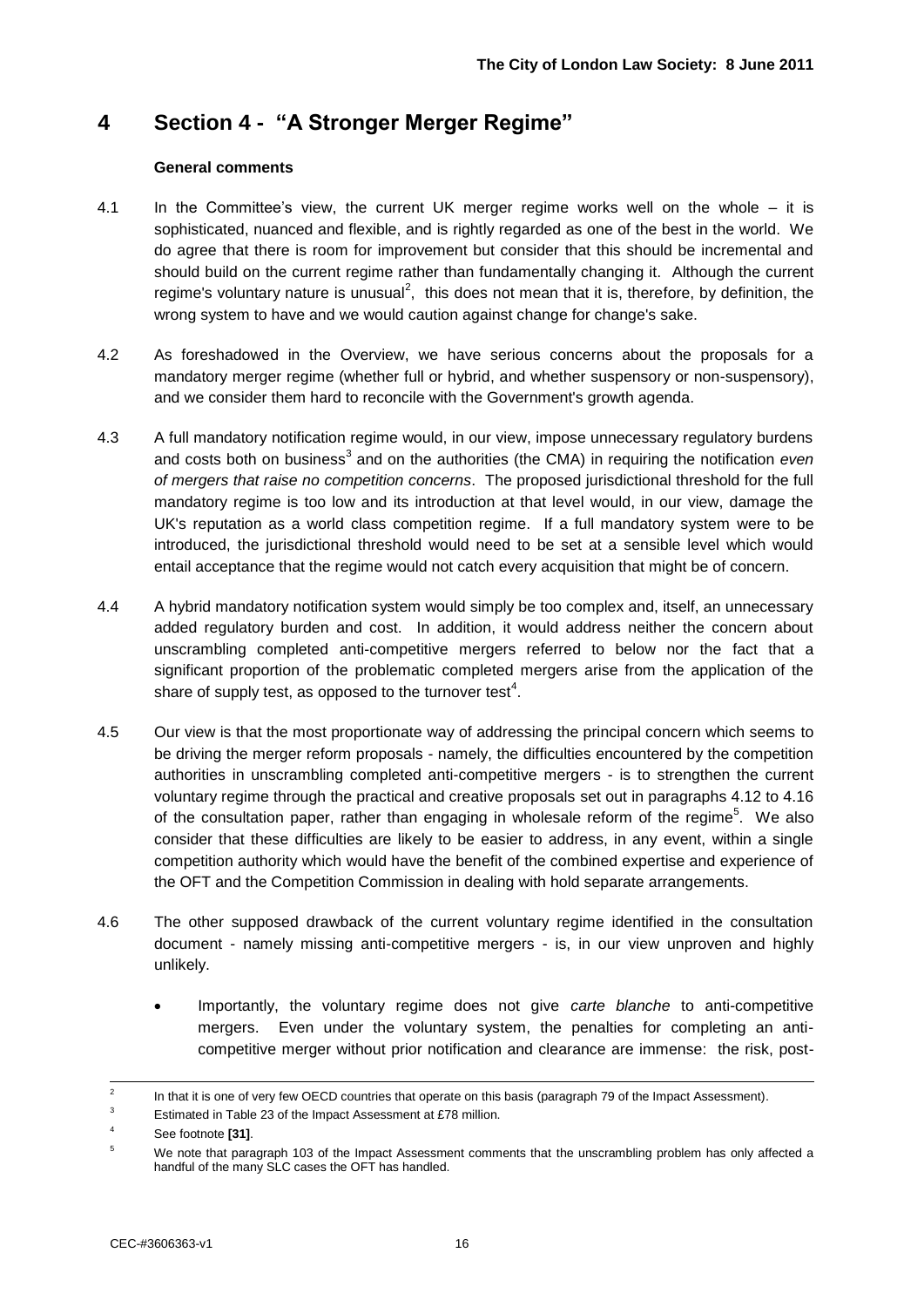# 4 Section 4 - "A Stronger Merger Regime"

**General comments**

4.1 In the Committee's view, the current UK merger regime works well on the whole – it is sophisticated, nuanced and flexible, and is rightly regarded as one of the best in the world. We do agree that there is room for improvement but consider that this should be incremental and should build on the current regime rather than fundamentally changing it. Although the current regime's voluntary nature is unusual[2], this does not mean that it is, therefore, by definition, the wrong system to have and we would caution against change for change's sake.

4.2 As foreshadowed in the Overview, we have serious concerns about the proposals for a mandatory merger regime (whether full or hybrid, and whether suspensory or non-suspensory), and we consider them hard to reconcile with the Government's growth agenda.

4.3 A full mandatory notification regime would, in our view, impose unnecessary regulatory burdens and costs both on business[3] and on the authorities (the CMA) in requiring the notification *even of mergers that raise no competition concerns*. The proposed jurisdictional threshold for the full mandatory regime is too low and its introduction at that level would, in our view, damage the UK's reputation as a world class competition regime. If a full mandatory system were to be introduced, the jurisdictional threshold would need to be set at a sensible level which would entail acceptance that the regime would not catch every acquisition that might be of concern.

4.4 A hybrid mandatory notification system would simply be too complex and, itself, an unnecessary added regulatory burden and cost. In addition, it would address neither the concern about unscrambling completed anti-competitive mergers referred to below nor the fact that a significant proportion of the problematic completed mergers arise from the application of the share of supply test, as opposed to the turnover test[4].

4.5 Our view is that the most proportionate way of addressing the principal concern which seems to be driving the merger reform proposals - namely, the difficulties encountered by the competition authorities in unscrambling completed anti-competitive mergers - is to strengthen the current voluntary regime through the practical and creative proposals set out in paragraphs 4.12 to 4.16 of the consultation paper, rather than engaging in wholesale reform of the regime[5]. We also consider that these difficulties are likely to be easier to address, in any event, within a single competition authority which would have the benefit of the combined expertise and experience of the OFT and the Competition Commission in dealing with hold separate arrangements.

4.6 The other supposed drawback of the current voluntary regime identified in the consultation document - namely missing anti-competitive mergers - is, in our view unproven and highly unlikely.

- Importantly, the voluntary regime does not give *carte blanche* to anti-competitive mergers. Even under the voluntary system, the penalties for completing an anti-competitive merger without prior notification and clearance are immense: the risk, post-

---

[2] In that it is one of very few OECD countries that operate on this basis (paragraph 79 of the Impact Assessment).

[3] Estimated in Table 23 of the Impact Assessment at £78 million.

[4] See footnote **[31]**.

[5] We note that paragraph 103 of the Impact Assessment comments that the unscrambling problem has only affected a handful of the many SLC cases the OFT has handled.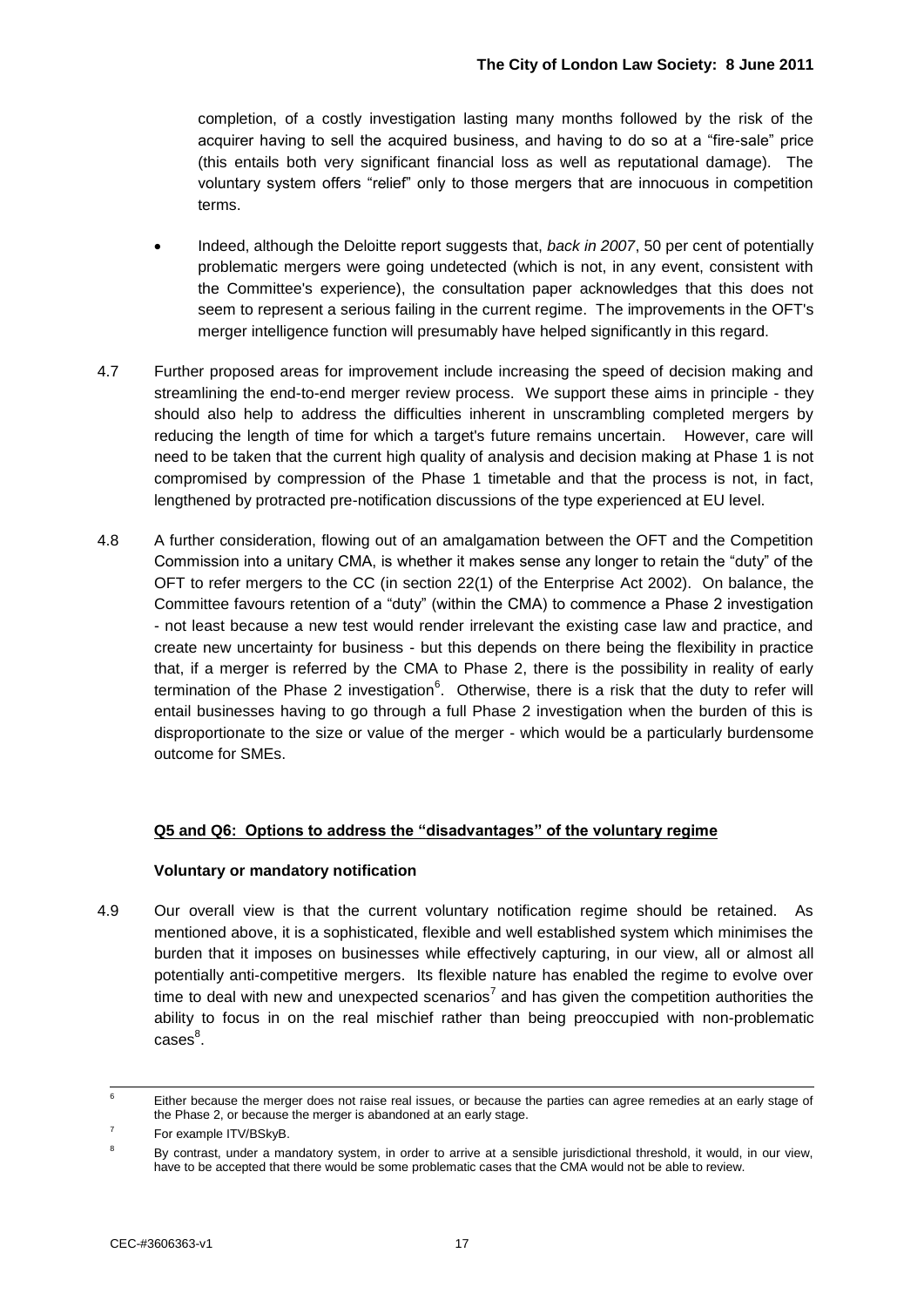completion, of a costly investigation lasting many months followed by the risk of the acquirer having to sell the acquired business, and having to do so at a "fire-sale" price (this entails both very significant financial loss as well as reputational damage). The voluntary system offers "relief" only to those mergers that are innocuous in competition terms.

- Indeed, although the Deloitte report suggests that, *back in 2007*, 50 per cent of potentially problematic mergers were going undetected (which is not, in any event, consistent with the Committee's experience), the consultation paper acknowledges that this does not seem to represent a serious failing in the current regime. The improvements in the OFT's merger intelligence function will presumably have helped significantly in this regard.

4.7 Further proposed areas for improvement include increasing the speed of decision making and streamlining the end-to-end merger review process. We support these aims in principle - they should also help to address the difficulties inherent in unscrambling completed mergers by reducing the length of time for which a target's future remains uncertain. However, care will need to be taken that the current high quality of analysis and decision making at Phase 1 is not compromised by compression of the Phase 1 timetable and that the process is not, in fact, lengthened by protracted pre-notification discussions of the type experienced at EU level.

4.8 A further consideration, flowing out of an amalgamation between the OFT and the Competition Commission into a unitary CMA, is whether it makes sense any longer to retain the "duty" of the OFT to refer mergers to the CC (in section 22(1) of the Enterprise Act 2002). On balance, the Committee favours retention of a "duty" (within the CMA) to commence a Phase 2 investigation - not least because a new test would render irrelevant the existing case law and practice, and create new uncertainty for business - but this depends on there being the flexibility in practice that, if a merger is referred by the CMA to Phase 2, there is the possibility in reality of early termination of the Phase 2 investigation[6]. Otherwise, there is a risk that the duty to refer will entail businesses having to go through a full Phase 2 investigation when the burden of this is disproportionate to the size or value of the merger - which would be a particularly burdensome outcome for SMEs.

**Q5 and Q6: Options to address the "disadvantages" of the voluntary regime**

**Voluntary or mandatory notification**

4.9 Our overall view is that the current voluntary notification regime should be retained. As mentioned above, it is a sophisticated, flexible and well established system which minimises the burden that it imposes on businesses while effectively capturing, in our view, all or almost all potentially anti-competitive mergers. Its flexible nature has enabled the regime to evolve over time to deal with new and unexpected scenarios[7] and has given the competition authorities the ability to focus in on the real mischief rather than being preoccupied with non-problematic cases[8].

---

[6] Either because the merger does not raise real issues, or because the parties can agree remedies at an early stage of the Phase 2, or because the merger is abandoned at an early stage.

[7] For example ITV/BSkyB.

[8] By contrast, under a mandatory system, in order to arrive at a sensible jurisdictional threshold, it would, in our view, have to be accepted that there would be some problematic cases that the CMA would not be able to review.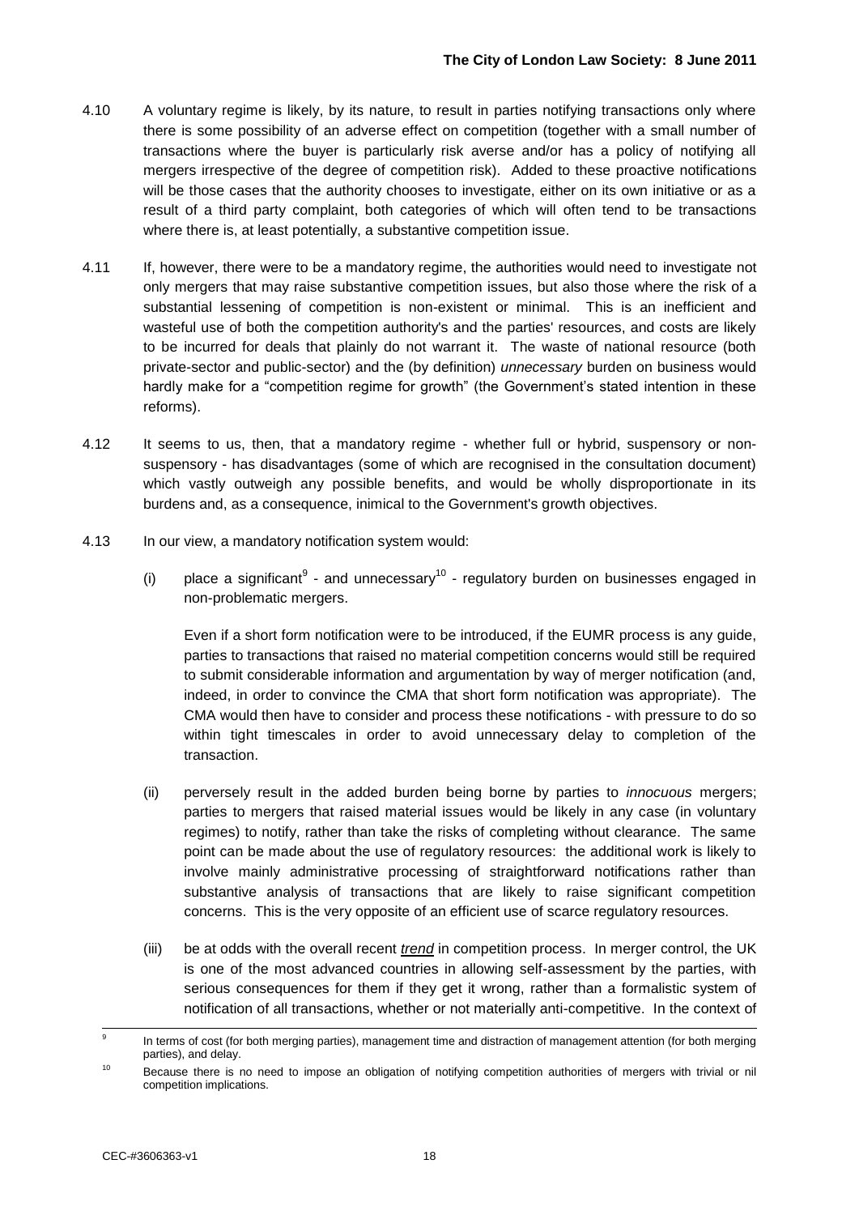4.10 A voluntary regime is likely, by its nature, to result in parties notifying transactions only where there is some possibility of an adverse effect on competition (together with a small number of transactions where the buyer is particularly risk averse and/or has a policy of notifying all mergers irrespective of the degree of competition risk). Added to these proactive notifications will be those cases that the authority chooses to investigate, either on its own initiative or as a result of a third party complaint, both categories of which will often tend to be transactions where there is, at least potentially, a substantive competition issue.

4.11 If, however, there were to be a mandatory regime, the authorities would need to investigate not only mergers that may raise substantive competition issues, but also those where the risk of a substantial lessening of competition is non-existent or minimal. This is an inefficient and wasteful use of both the competition authority's and the parties' resources, and costs are likely to be incurred for deals that plainly do not warrant it. The waste of national resource (both private-sector and public-sector) and the (by definition) *unnecessary* burden on business would hardly make for a "competition regime for growth" (the Government's stated intention in these reforms).

4.12 It seems to us, then, that a mandatory regime - whether full or hybrid, suspensory or non-suspensory - has disadvantages (some of which are recognised in the consultation document) which vastly outweigh any possible benefits, and would be wholly disproportionate in its burdens and, as a consequence, inimical to the Government's growth objectives.

4.13 In our view, a mandatory notification system would:

(i) place a significant[9] - and unnecessary[10] - regulatory burden on businesses engaged in non-problematic mergers.

Even if a short form notification were to be introduced, if the EUMR process is any guide, parties to transactions that raised no material competition concerns would still be required to submit considerable information and argumentation by way of merger notification (and, indeed, in order to convince the CMA that short form notification was appropriate). The CMA would then have to consider and process these notifications - with pressure to do so within tight timescales in order to avoid unnecessary delay to completion of the transaction.

(ii) perversely result in the added burden being borne by parties to *innocuous* mergers; parties to mergers that raised material issues would be likely in any case (in voluntary regimes) to notify, rather than take the risks of completing without clearance. The same point can be made about the use of regulatory resources: the additional work is likely to involve mainly administrative processing of straightforward notifications rather than substantive analysis of transactions that are likely to raise significant competition concerns. This is the very opposite of an efficient use of scarce regulatory resources.

(iii) be at odds with the overall recent ***trend*** in competition process. In merger control, the UK is one of the most advanced countries in allowing self-assessment by the parties, with serious consequences for them if they get it wrong, rather than a formalistic system of notification of all transactions, whether or not materially anti-competitive. In the context of

---

[9] In terms of cost (for both merging parties), management time and distraction of management attention (for both merging parties), and delay.

[10] Because there is no need to impose an obligation of notifying competition authorities of mergers with trivial or nil competition implications.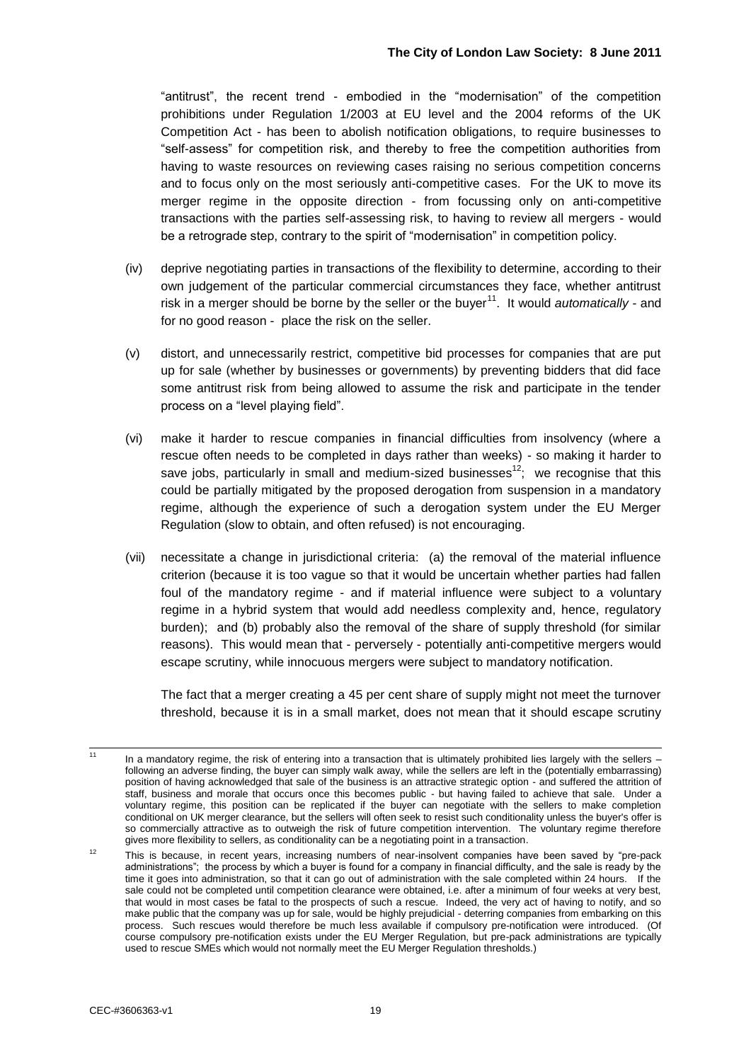"antitrust", the recent trend - embodied in the "modernisation" of the competition prohibitions under Regulation 1/2003 at EU level and the 2004 reforms of the UK Competition Act - has been to abolish notification obligations, to require businesses to "self-assess" for competition risk, and thereby to free the competition authorities from having to waste resources on reviewing cases raising no serious competition concerns and to focus only on the most seriously anti-competitive cases. For the UK to move its merger regime in the opposite direction - from focussing only on anti-competitive transactions with the parties self-assessing risk, to having to review all mergers - would be a retrograde step, contrary to the spirit of "modernisation" in competition policy.

(iv) deprive negotiating parties in transactions of the flexibility to determine, according to their own judgement of the particular commercial circumstances they face, whether antitrust risk in a merger should be borne by the seller or the buyer[11]. It would *automatically* - and for no good reason - place the risk on the seller.

(v) distort, and unnecessarily restrict, competitive bid processes for companies that are put up for sale (whether by businesses or governments) by preventing bidders that did face some antitrust risk from being allowed to assume the risk and participate in the tender process on a "level playing field".

(vi) make it harder to rescue companies in financial difficulties from insolvency (where a rescue often needs to be completed in days rather than weeks) - so making it harder to save jobs, particularly in small and medium-sized businesses[12]; we recognise that this could be partially mitigated by the proposed derogation from suspension in a mandatory regime, although the experience of such a derogation system under the EU Merger Regulation (slow to obtain, and often refused) is not encouraging.

(vii) necessitate a change in jurisdictional criteria: (a) the removal of the material influence criterion (because it is too vague so that it would be uncertain whether parties had fallen foul of the mandatory regime - and if material influence were subject to a voluntary regime in a hybrid system that would add needless complexity and, hence, regulatory burden); and (b) probably also the removal of the share of supply threshold (for similar reasons). This would mean that - perversely - potentially anti-competitive mergers would escape scrutiny, while innocuous mergers were subject to mandatory notification.

The fact that a merger creating a 45 per cent share of supply might not meet the turnover threshold, because it is in a small market, does not mean that it should escape scrutiny

---

[11] In a mandatory regime, the risk of entering into a transaction that is ultimately prohibited lies largely with the sellers – following an adverse finding, the buyer can simply walk away, while the sellers are left in the (potentially embarrassing) position of having acknowledged that sale of the business is an attractive strategic option - and suffered the attrition of staff, business and morale that occurs once this becomes public - but having failed to achieve that sale. Under a voluntary regime, this position can be replicated if the buyer can negotiate with the sellers to make completion conditional on UK merger clearance, but the sellers will often seek to resist such conditionality unless the buyer's offer is so commercially attractive as to outweigh the risk of future competition intervention. The voluntary regime therefore gives more flexibility to sellers, as conditionality can be a negotiating point in a transaction.

[12] This is because, in recent years, increasing numbers of near-insolvent companies have been saved by "pre-pack administrations"; the process by which a buyer is found for a company in financial difficulty, and the sale is ready by the time it goes into administration, so that it can go out of administration with the sale completed within 24 hours. If the sale could not be completed until competition clearance were obtained, i.e. after a minimum of four weeks at very best, that would in most cases be fatal to the prospects of such a rescue. Indeed, the very act of having to notify, and so make public that the company was up for sale, would be highly prejudicial - deterring companies from embarking on this process. Such rescues would therefore be much less available if compulsory pre-notification were introduced. (Of course compulsory pre-notification exists under the EU Merger Regulation, but pre-pack administrations are typically used to rescue SMEs which would not normally meet the EU Merger Regulation thresholds.)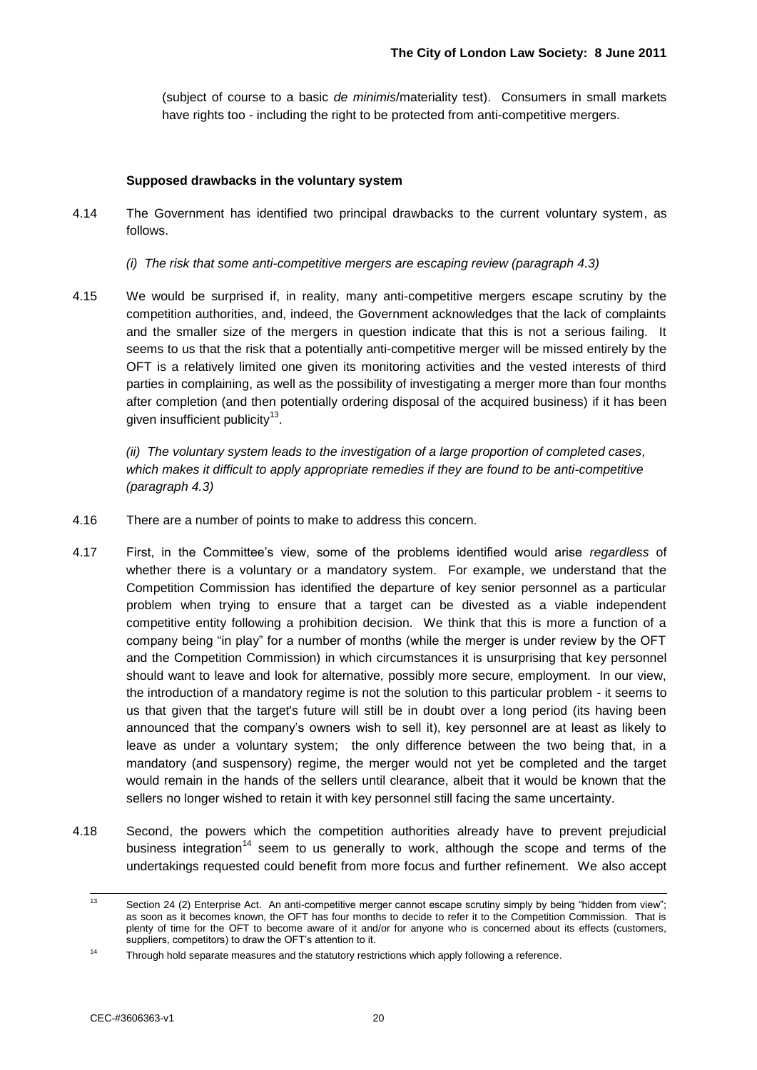(subject of course to a basic *de minimis*/materiality test). Consumers in small markets have rights too - including the right to be protected from anti-competitive mergers.

**Supposed drawbacks in the voluntary system**

4.14 The Government has identified two principal drawbacks to the current voluntary system, as follows.

*(i) The risk that some anti-competitive mergers are escaping review (paragraph 4.3)*

4.15 We would be surprised if, in reality, many anti-competitive mergers escape scrutiny by the competition authorities, and, indeed, the Government acknowledges that the lack of complaints and the smaller size of the mergers in question indicate that this is not a serious failing. It seems to us that the risk that a potentially anti-competitive merger will be missed entirely by the OFT is a relatively limited one given its monitoring activities and the vested interests of third parties in complaining, as well as the possibility of investigating a merger more than four months after completion (and then potentially ordering disposal of the acquired business) if it has been given insufficient publicity[13].

*(ii) The voluntary system leads to the investigation of a large proportion of completed cases, which makes it difficult to apply appropriate remedies if they are found to be anti-competitive (paragraph 4.3)*

4.16 There are a number of points to make to address this concern.

4.17 First, in the Committee's view, some of the problems identified would arise *regardless* of whether there is a voluntary or a mandatory system. For example, we understand that the Competition Commission has identified the departure of key senior personnel as a particular problem when trying to ensure that a target can be divested as a viable independent competitive entity following a prohibition decision. We think that this is more a function of a company being "in play" for a number of months (while the merger is under review by the OFT and the Competition Commission) in which circumstances it is unsurprising that key personnel should want to leave and look for alternative, possibly more secure, employment. In our view, the introduction of a mandatory regime is not the solution to this particular problem - it seems to us that given that the target's future will still be in doubt over a long period (its having been announced that the company's owners wish to sell it), key personnel are at least as likely to leave as under a voluntary system; the only difference between the two being that, in a mandatory (and suspensory) regime, the merger would not yet be completed and the target would remain in the hands of the sellers until clearance, albeit that it would be known that the sellers no longer wished to retain it with key personnel still facing the same uncertainty.

4.18 Second, the powers which the competition authorities already have to prevent prejudicial business integration[14] seem to us generally to work, although the scope and terms of the undertakings requested could benefit from more focus and further refinement. We also accept

---

[13] Section 24 (2) Enterprise Act. An anti-competitive merger cannot escape scrutiny simply by being "hidden from view"; as soon as it becomes known, the OFT has four months to decide to refer it to the Competition Commission. That is plenty of time for the OFT to become aware of it and/or for anyone who is concerned about its effects (customers, suppliers, competitors) to draw the OFT's attention to it.

[14] Through hold separate measures and the statutory restrictions which apply following a reference.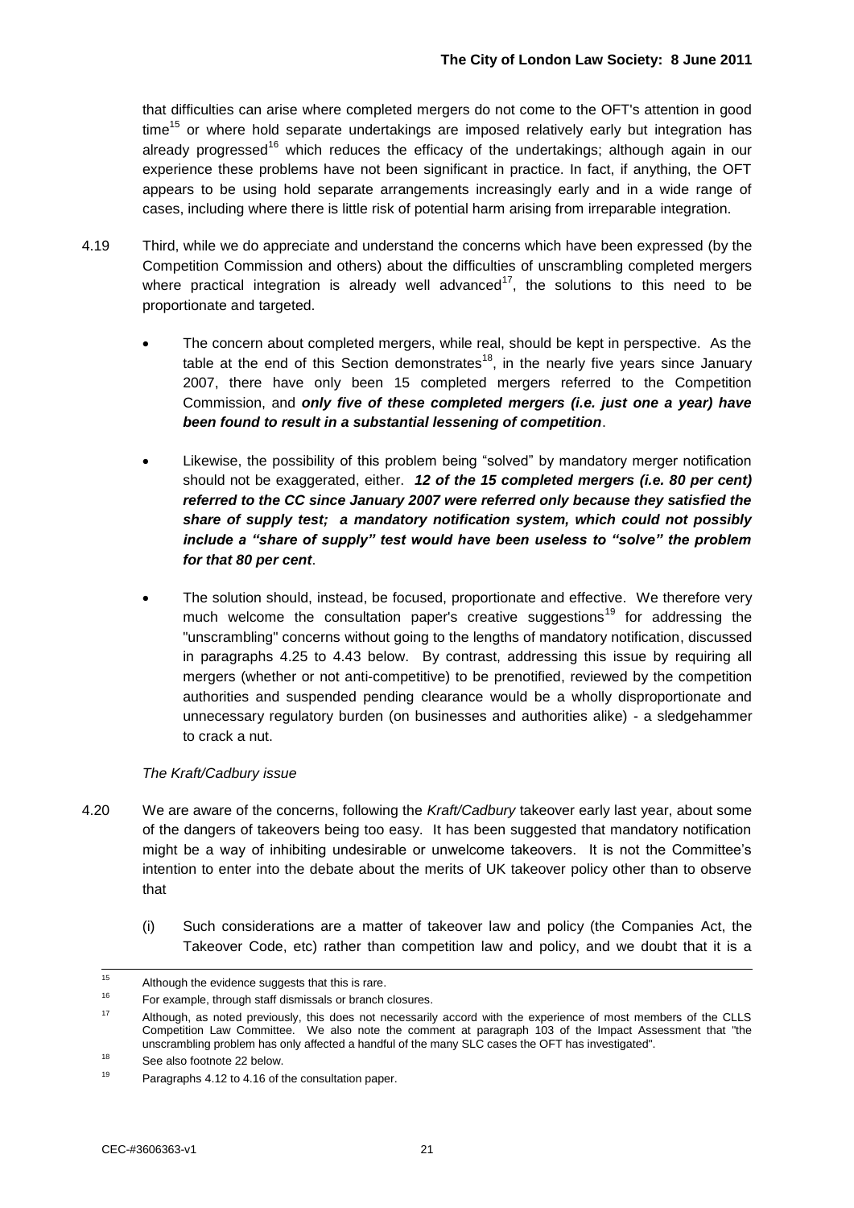that difficulties can arise where completed mergers do not come to the OFT's attention in good time[15] or where hold separate undertakings are imposed relatively early but integration has already progressed[16] which reduces the efficacy of the undertakings; although again in our experience these problems have not been significant in practice. In fact, if anything, the OFT appears to be using hold separate arrangements increasingly early and in a wide range of cases, including where there is little risk of potential harm arising from irreparable integration.

4.19 Third, while we do appreciate and understand the concerns which have been expressed (by the Competition Commission and others) about the difficulties of unscrambling completed mergers where practical integration is already well advanced[17], the solutions to this need to be proportionate and targeted.

- The concern about completed mergers, while real, should be kept in perspective. As the table at the end of this Section demonstrates[18], in the nearly five years since January 2007, there have only been 15 completed mergers referred to the Competition Commission, and ***only five of these completed mergers (i.e. just one a year) have been found to result in a substantial lessening of competition***.
- Likewise, the possibility of this problem being "solved" by mandatory merger notification should not be exaggerated, either. ***12 of the 15 completed mergers (i.e. 80 per cent) referred to the CC since January 2007 were referred only because they satisfied the share of supply test; a mandatory notification system, which could not possibly include a "share of supply" test would have been useless to "solve" the problem for that 80 per cent***.
- The solution should, instead, be focused, proportionate and effective. We therefore very much welcome the consultation paper's creative suggestions[19] for addressing the "unscrambling" concerns without going to the lengths of mandatory notification, discussed in paragraphs 4.25 to 4.43 below. By contrast, addressing this issue by requiring all mergers (whether or not anti-competitive) to be prenotified, reviewed by the competition authorities and suspended pending clearance would be a wholly disproportionate and unnecessary regulatory burden (on businesses and authorities alike) - a sledgehammer to crack a nut.

*The Kraft/Cadbury issue*

4.20 We are aware of the concerns, following the *Kraft/Cadbury* takeover early last year, about some of the dangers of takeovers being too easy. It has been suggested that mandatory notification might be a way of inhibiting undesirable or unwelcome takeovers. It is not the Committee's intention to enter into the debate about the merits of UK takeover policy other than to observe that

(i) Such considerations are a matter of takeover law and policy (the Companies Act, the Takeover Code, etc) rather than competition law and policy, and we doubt that it is a

---

[15] Although the evidence suggests that this is rare.

[16] For example, through staff dismissals or branch closures.

[17] Although, as noted previously, this does not necessarily accord with the experience of most members of the CLLS Competition Law Committee. We also note the comment at paragraph 103 of the Impact Assessment that "the unscrambling problem has only affected a handful of the many SLC cases the OFT has investigated".

[18] See also footnote 22 below.

[19] Paragraphs 4.12 to 4.16 of the consultation paper.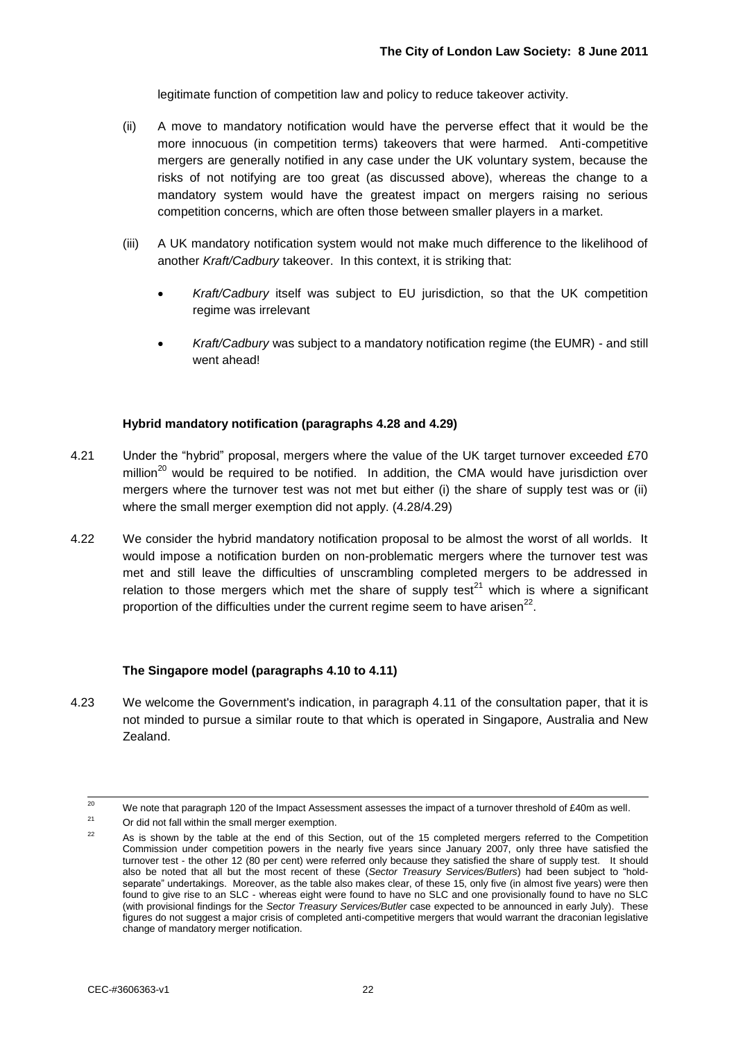legitimate function of competition law and policy to reduce takeover activity.

(ii) A move to mandatory notification would have the perverse effect that it would be the more innocuous (in competition terms) takeovers that were harmed. Anti-competitive mergers are generally notified in any case under the UK voluntary system, because the risks of not notifying are too great (as discussed above), whereas the change to a mandatory system would have the greatest impact on mergers raising no serious competition concerns, which are often those between smaller players in a market.

(iii) A UK mandatory notification system would not make much difference to the likelihood of another *Kraft/Cadbury* takeover. In this context, it is striking that:

- *Kraft/Cadbury* itself was subject to EU jurisdiction, so that the UK competition regime was irrelevant
- *Kraft/Cadbury* was subject to a mandatory notification regime (the EUMR) - and still went ahead!

**Hybrid mandatory notification (paragraphs 4.28 and 4.29)**

4.21 Under the "hybrid" proposal, mergers where the value of the UK target turnover exceeded £70 million[20] would be required to be notified. In addition, the CMA would have jurisdiction over mergers where the turnover test was not met but either (i) the share of supply test was or (ii) where the small merger exemption did not apply. (4.28/4.29)

4.22 We consider the hybrid mandatory notification proposal to be almost the worst of all worlds. It would impose a notification burden on non-problematic mergers where the turnover test was met and still leave the difficulties of unscrambling completed mergers to be addressed in relation to those mergers which met the share of supply test[21] which is where a significant proportion of the difficulties under the current regime seem to have arisen[22].

**The Singapore model (paragraphs 4.10 to 4.11)**

4.23 We welcome the Government's indication, in paragraph 4.11 of the consultation paper, that it is not minded to pursue a similar route to that which is operated in Singapore, Australia and New Zealand.

---

[20] We note that paragraph 120 of the Impact Assessment assesses the impact of a turnover threshold of £40m as well.

[21] Or did not fall within the small merger exemption.

[22] As is shown by the table at the end of this Section, out of the 15 completed mergers referred to the Competition Commission under competition powers in the nearly five years since January 2007, only three have satisfied the turnover test - the other 12 (80 per cent) were referred only because they satisfied the share of supply test. It should also be noted that all but the most recent of these (*Sector Treasury Services/Butlers*) had been subject to "hold-separate" undertakings. Moreover, as the table also makes clear, of these 15, only five (in almost five years) were then found to give rise to an SLC - whereas eight were found to have no SLC and one provisionally found to have no SLC (with provisional findings for the *Sector Treasury Services/Butler* case expected to be announced in early July). These figures do not suggest a major crisis of completed anti-competitive mergers that would warrant the draconian legislative change of mandatory merger notification.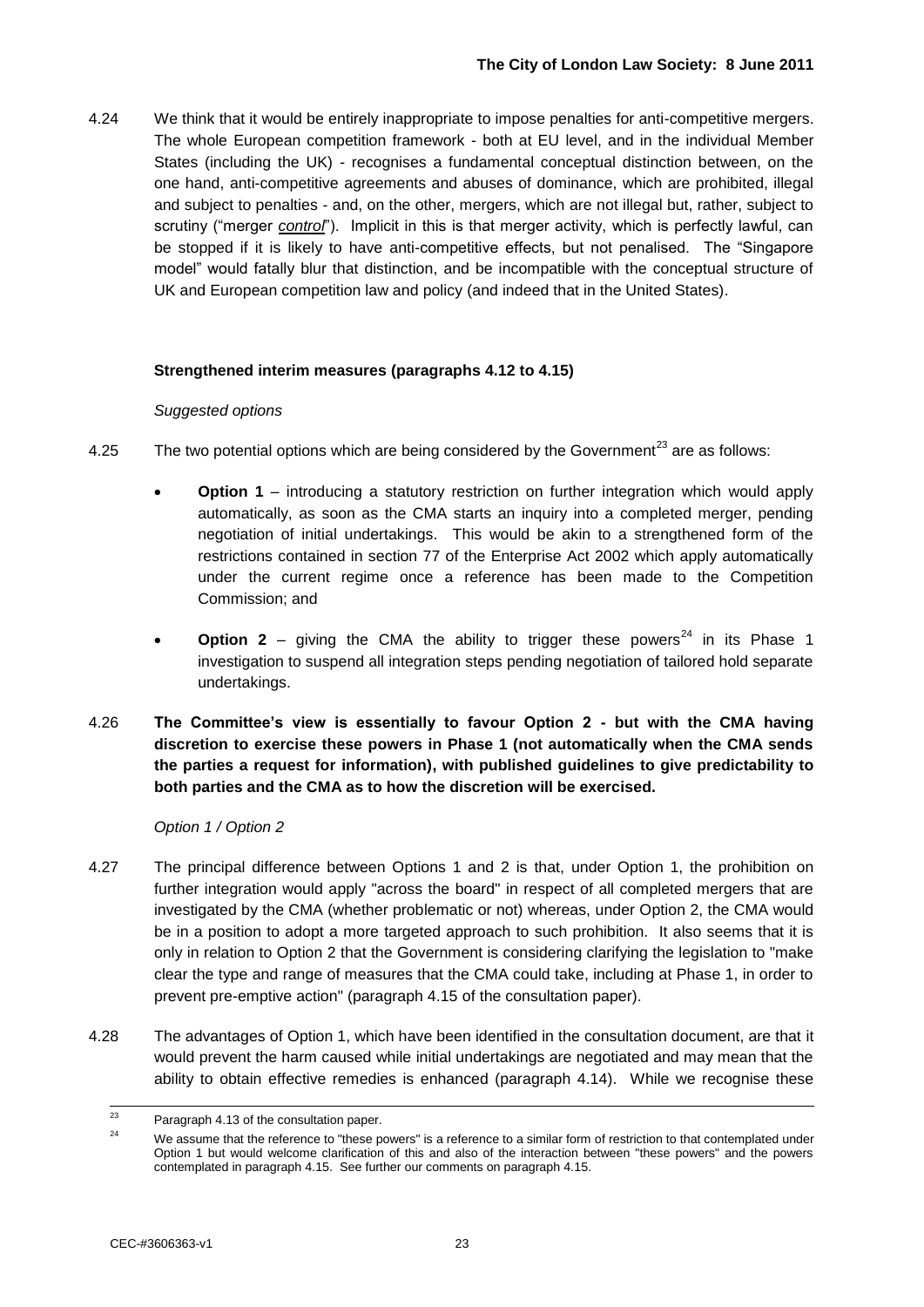4.24 We think that it would be entirely inappropriate to impose penalties for anti-competitive mergers. The whole European competition framework - both at EU level, and in the individual Member States (including the UK) - recognises a fundamental conceptual distinction between, on the one hand, anti-competitive agreements and abuses of dominance, which are prohibited, illegal and subject to penalties - and, on the other, mergers, which are not illegal but, rather, subject to scrutiny ("merger ***control***"). Implicit in this is that merger activity, which is perfectly lawful, can be stopped if it is likely to have anti-competitive effects, but not penalised. The "Singapore model" would fatally blur that distinction, and be incompatible with the conceptual structure of UK and European competition law and policy (and indeed that in the United States).

**Strengthened interim measures (paragraphs 4.12 to 4.15)**

*Suggested options*

4.25 The two potential options which are being considered by the Government[23] are as follows:

- **Option 1** – introducing a statutory restriction on further integration which would apply automatically, as soon as the CMA starts an inquiry into a completed merger, pending negotiation of initial undertakings. This would be akin to a strengthened form of the restrictions contained in section 77 of the Enterprise Act 2002 which apply automatically under the current regime once a reference has been made to the Competition Commission; and
- **Option 2** – giving the CMA the ability to trigger these powers[24] in its Phase 1 investigation to suspend all integration steps pending negotiation of tailored hold separate undertakings.

4.26 **The Committee's view is essentially to favour Option 2 - but with the CMA having discretion to exercise these powers in Phase 1 (not automatically when the CMA sends the parties a request for information), with published guidelines to give predictability to both parties and the CMA as to how the discretion will be exercised.**

*Option 1 / Option 2*

4.27 The principal difference between Options 1 and 2 is that, under Option 1, the prohibition on further integration would apply "across the board" in respect of all completed mergers that are investigated by the CMA (whether problematic or not) whereas, under Option 2, the CMA would be in a position to adopt a more targeted approach to such prohibition. It also seems that it is only in relation to Option 2 that the Government is considering clarifying the legislation to "make clear the type and range of measures that the CMA could take, including at Phase 1, in order to prevent pre-emptive action" (paragraph 4.15 of the consultation paper).

4.28 The advantages of Option 1, which have been identified in the consultation document, are that it would prevent the harm caused while initial undertakings are negotiated and may mean that the ability to obtain effective remedies is enhanced (paragraph 4.14). While we recognise these

---

[23] Paragraph 4.13 of the consultation paper.

[24] We assume that the reference to "these powers" is a reference to a similar form of restriction to that contemplated under Option 1 but would welcome clarification of this and also of the interaction between "these powers" and the powers contemplated in paragraph 4.15. See further our comments on paragraph 4.15.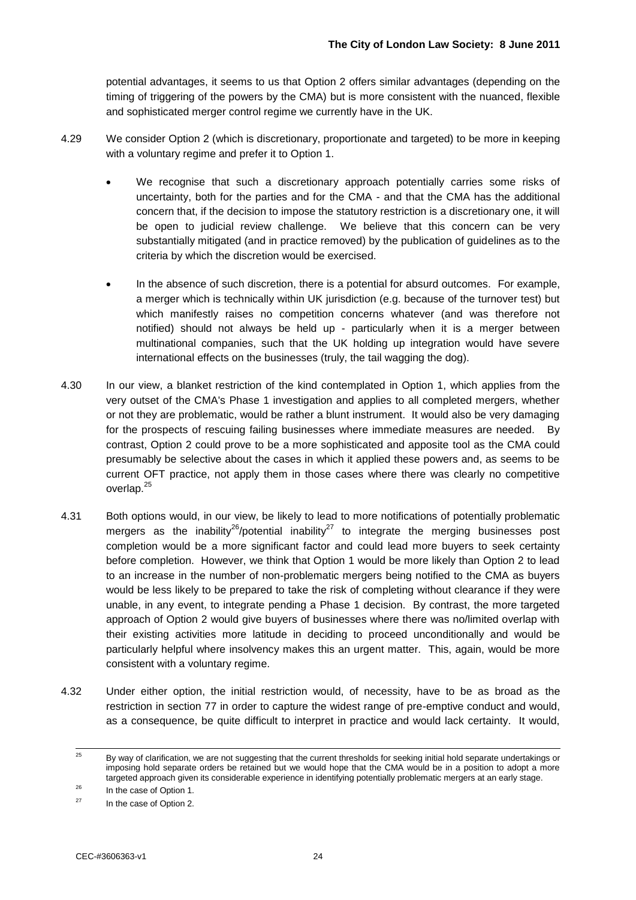potential advantages, it seems to us that Option 2 offers similar advantages (depending on the timing of triggering of the powers by the CMA) but is more consistent with the nuanced, flexible and sophisticated merger control regime we currently have in the UK.

4.29 We consider Option 2 (which is discretionary, proportionate and targeted) to be more in keeping with a voluntary regime and prefer it to Option 1.

- We recognise that such a discretionary approach potentially carries some risks of uncertainty, both for the parties and for the CMA - and that the CMA has the additional concern that, if the decision to impose the statutory restriction is a discretionary one, it will be open to judicial review challenge. We believe that this concern can be very substantially mitigated (and in practice removed) by the publication of guidelines as to the criteria by which the discretion would be exercised.
- In the absence of such discretion, there is a potential for absurd outcomes. For example, a merger which is technically within UK jurisdiction (e.g. because of the turnover test) but which manifestly raises no competition concerns whatever (and was therefore not notified) should not always be held up - particularly when it is a merger between multinational companies, such that the UK holding up integration would have severe international effects on the businesses (truly, the tail wagging the dog).

4.30 In our view, a blanket restriction of the kind contemplated in Option 1, which applies from the very outset of the CMA's Phase 1 investigation and applies to all completed mergers, whether or not they are problematic, would be rather a blunt instrument. It would also be very damaging for the prospects of rescuing failing businesses where immediate measures are needed. By contrast, Option 2 could prove to be a more sophisticated and apposite tool as the CMA could presumably be selective about the cases in which it applied these powers and, as seems to be current OFT practice, not apply them in those cases where there was clearly no competitive overlap.[25]

4.31 Both options would, in our view, be likely to lead to more notifications of potentially problematic mergers as the inability[26]/potential inability[27] to integrate the merging businesses post completion would be a more significant factor and could lead more buyers to seek certainty before completion. However, we think that Option 1 would be more likely than Option 2 to lead to an increase in the number of non-problematic mergers being notified to the CMA as buyers would be less likely to be prepared to take the risk of completing without clearance if they were unable, in any event, to integrate pending a Phase 1 decision. By contrast, the more targeted approach of Option 2 would give buyers of businesses where there was no/limited overlap with their existing activities more latitude in deciding to proceed unconditionally and would be particularly helpful where insolvency makes this an urgent matter. This, again, would be more consistent with a voluntary regime.

4.32 Under either option, the initial restriction would, of necessity, have to be as broad as the restriction in section 77 in order to capture the widest range of pre-emptive conduct and would, as a consequence, be quite difficult to interpret in practice and would lack certainty. It would,

---

[25] By way of clarification, we are not suggesting that the current thresholds for seeking initial hold separate undertakings or imposing hold separate orders be retained but we would hope that the CMA would be in a position to adopt a more targeted approach given its considerable experience in identifying potentially problematic mergers at an early stage.

[26] In the case of Option 1.

[27] In the case of Option 2.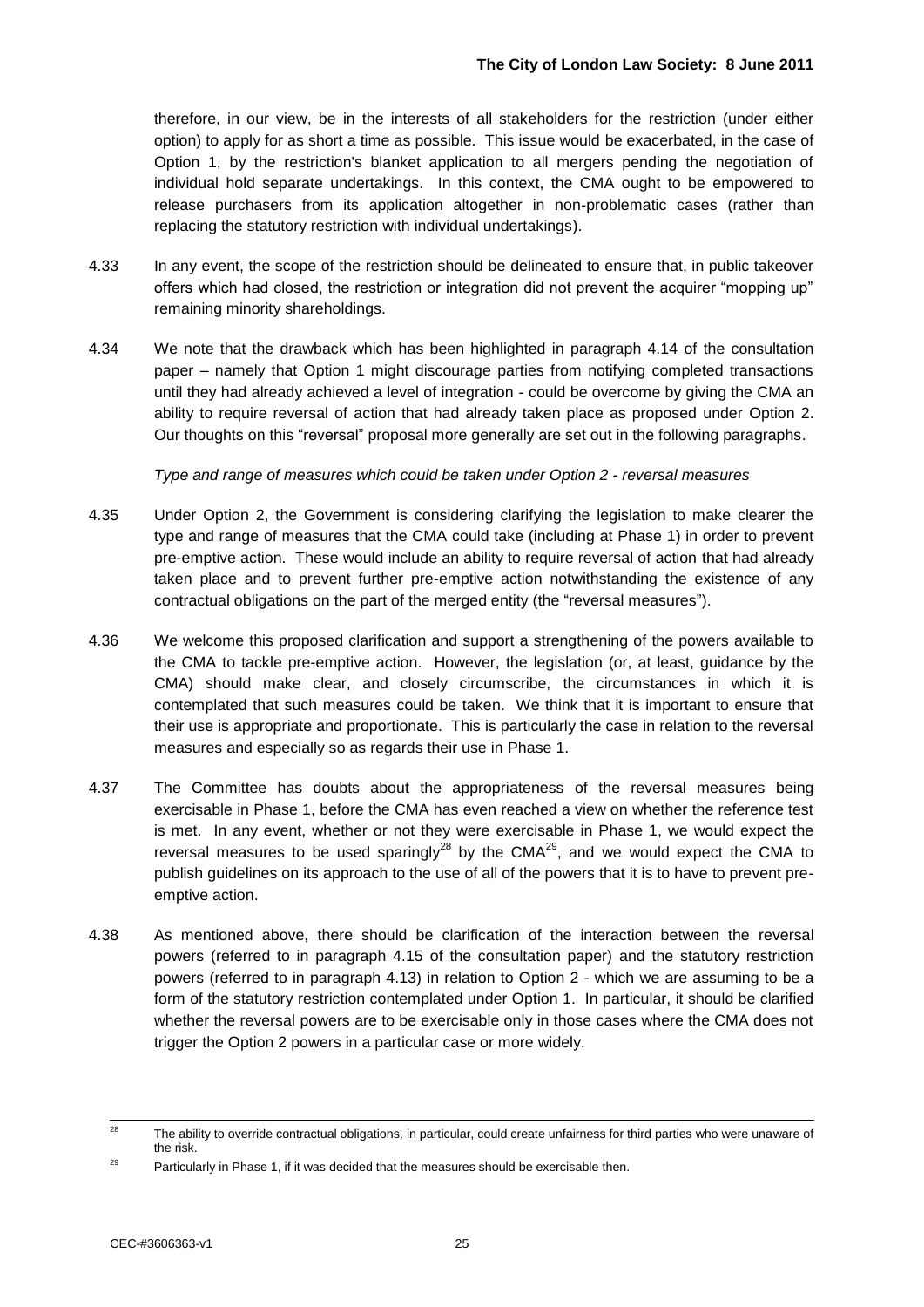therefore, in our view, be in the interests of all stakeholders for the restriction (under either option) to apply for as short a time as possible. This issue would be exacerbated, in the case of Option 1, by the restriction's blanket application to all mergers pending the negotiation of individual hold separate undertakings. In this context, the CMA ought to be empowered to release purchasers from its application altogether in non-problematic cases (rather than replacing the statutory restriction with individual undertakings).

4.33 In any event, the scope of the restriction should be delineated to ensure that, in public takeover offers which had closed, the restriction or integration did not prevent the acquirer "mopping up" remaining minority shareholdings.

4.34 We note that the drawback which has been highlighted in paragraph 4.14 of the consultation paper – namely that Option 1 might discourage parties from notifying completed transactions until they had already achieved a level of integration - could be overcome by giving the CMA an ability to require reversal of action that had already taken place as proposed under Option 2. Our thoughts on this "reversal" proposal more generally are set out in the following paragraphs.

*Type and range of measures which could be taken under Option 2 - reversal measures*

4.35 Under Option 2, the Government is considering clarifying the legislation to make clearer the type and range of measures that the CMA could take (including at Phase 1) in order to prevent pre-emptive action. These would include an ability to require reversal of action that had already taken place and to prevent further pre-emptive action notwithstanding the existence of any contractual obligations on the part of the merged entity (the "reversal measures").

4.36 We welcome this proposed clarification and support a strengthening of the powers available to the CMA to tackle pre-emptive action. However, the legislation (or, at least, guidance by the CMA) should make clear, and closely circumscribe, the circumstances in which it is contemplated that such measures could be taken. We think that it is important to ensure that their use is appropriate and proportionate. This is particularly the case in relation to the reversal measures and especially so as regards their use in Phase 1.

4.37 The Committee has doubts about the appropriateness of the reversal measures being exercisable in Phase 1, before the CMA has even reached a view on whether the reference test is met. In any event, whether or not they were exercisable in Phase 1, we would expect the reversal measures to be used sparingly[28] by the CMA[29], and we would expect the CMA to publish guidelines on its approach to the use of all of the powers that it is to have to prevent pre-emptive action.

4.38 As mentioned above, there should be clarification of the interaction between the reversal powers (referred to in paragraph 4.15 of the consultation paper) and the statutory restriction powers (referred to in paragraph 4.13) in relation to Option 2 - which we are assuming to be a form of the statutory restriction contemplated under Option 1. In particular, it should be clarified whether the reversal powers are to be exercisable only in those cases where the CMA does not trigger the Option 2 powers in a particular case or more widely.

---

[28] The ability to override contractual obligations, in particular, could create unfairness for third parties who were unaware of the risk.

[29] Particularly in Phase 1, if it was decided that the measures should be exercisable then.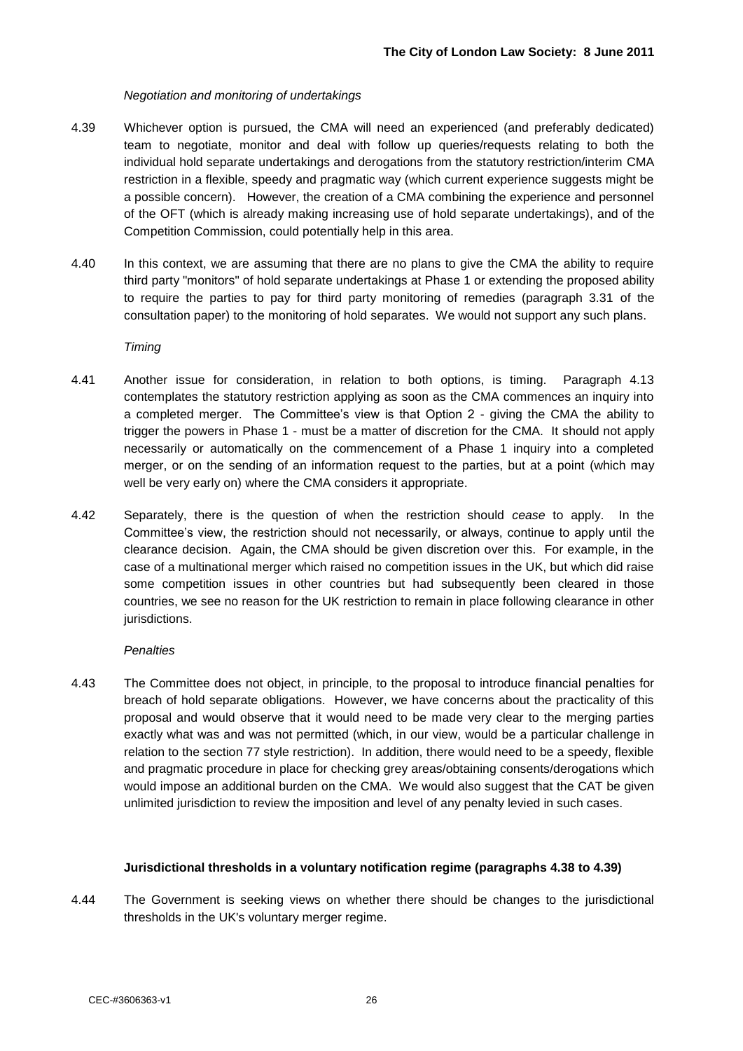*Negotiation and monitoring of undertakings*

4.39 Whichever option is pursued, the CMA will need an experienced (and preferably dedicated) team to negotiate, monitor and deal with follow up queries/requests relating to both the individual hold separate undertakings and derogations from the statutory restriction/interim CMA restriction in a flexible, speedy and pragmatic way (which current experience suggests might be a possible concern). However, the creation of a CMA combining the experience and personnel of the OFT (which is already making increasing use of hold separate undertakings), and of the Competition Commission, could potentially help in this area.

4.40 In this context, we are assuming that there are no plans to give the CMA the ability to require third party "monitors" of hold separate undertakings at Phase 1 or extending the proposed ability to require the parties to pay for third party monitoring of remedies (paragraph 3.31 of the consultation paper) to the monitoring of hold separates. We would not support any such plans.

*Timing*

4.41 Another issue for consideration, in relation to both options, is timing. Paragraph 4.13 contemplates the statutory restriction applying as soon as the CMA commences an inquiry into a completed merger. The Committee's view is that Option 2 - giving the CMA the ability to trigger the powers in Phase 1 - must be a matter of discretion for the CMA. It should not apply necessarily or automatically on the commencement of a Phase 1 inquiry into a completed merger, or on the sending of an information request to the parties, but at a point (which may well be very early on) where the CMA considers it appropriate.

4.42 Separately, there is the question of when the restriction should *cease* to apply. In the Committee's view, the restriction should not necessarily, or always, continue to apply until the clearance decision. Again, the CMA should be given discretion over this. For example, in the case of a multinational merger which raised no competition issues in the UK, but which did raise some competition issues in other countries but had subsequently been cleared in those countries, we see no reason for the UK restriction to remain in place following clearance in other jurisdictions.

*Penalties*

4.43 The Committee does not object, in principle, to the proposal to introduce financial penalties for breach of hold separate obligations. However, we have concerns about the practicality of this proposal and would observe that it would need to be made very clear to the merging parties exactly what was and was not permitted (which, in our view, would be a particular challenge in relation to the section 77 style restriction). In addition, there would need to be a speedy, flexible and pragmatic procedure in place for checking grey areas/obtaining consents/derogations which would impose an additional burden on the CMA. We would also suggest that the CAT be given unlimited jurisdiction to review the imposition and level of any penalty levied in such cases.

**Jurisdictional thresholds in a voluntary notification regime (paragraphs 4.38 to 4.39)**

4.44 The Government is seeking views on whether there should be changes to the jurisdictional thresholds in the UK's voluntary merger regime.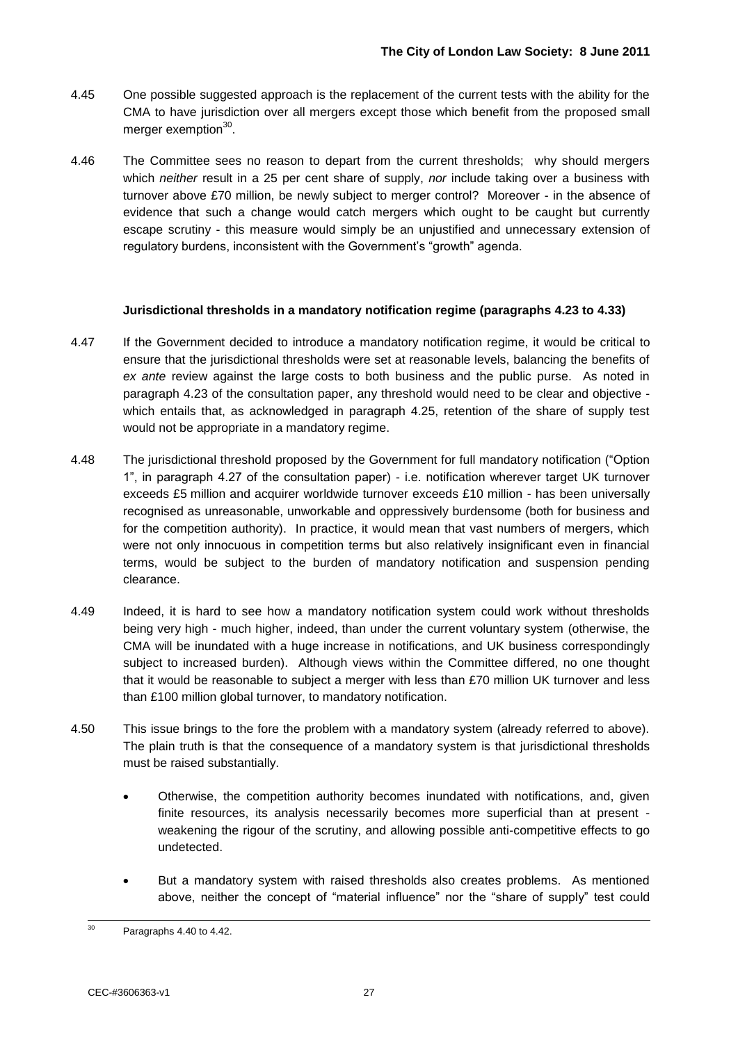4.45 One possible suggested approach is the replacement of the current tests with the ability for the CMA to have jurisdiction over all mergers except those which benefit from the proposed small merger exemption[30].

4.46 The Committee sees no reason to depart from the current thresholds; why should mergers which *neither* result in a 25 per cent share of supply, *nor* include taking over a business with turnover above £70 million, be newly subject to merger control? Moreover - in the absence of evidence that such a change would catch mergers which ought to be caught but currently escape scrutiny - this measure would simply be an unjustified and unnecessary extension of regulatory burdens, inconsistent with the Government's "growth" agenda.

**Jurisdictional thresholds in a mandatory notification regime (paragraphs 4.23 to 4.33)**

4.47 If the Government decided to introduce a mandatory notification regime, it would be critical to ensure that the jurisdictional thresholds were set at reasonable levels, balancing the benefits of *ex ante* review against the large costs to both business and the public purse. As noted in paragraph 4.23 of the consultation paper, any threshold would need to be clear and objective - which entails that, as acknowledged in paragraph 4.25, retention of the share of supply test would not be appropriate in a mandatory regime.

4.48 The jurisdictional threshold proposed by the Government for full mandatory notification ("Option 1", in paragraph 4.27 of the consultation paper) - i.e. notification wherever target UK turnover exceeds £5 million and acquirer worldwide turnover exceeds £10 million - has been universally recognised as unreasonable, unworkable and oppressively burdensome (both for business and for the competition authority). In practice, it would mean that vast numbers of mergers, which were not only innocuous in competition terms but also relatively insignificant even in financial terms, would be subject to the burden of mandatory notification and suspension pending clearance.

4.49 Indeed, it is hard to see how a mandatory notification system could work without thresholds being very high - much higher, indeed, than under the current voluntary system (otherwise, the CMA will be inundated with a huge increase in notifications, and UK business correspondingly subject to increased burden). Although views within the Committee differed, no one thought that it would be reasonable to subject a merger with less than £70 million UK turnover and less than £100 million global turnover, to mandatory notification.

4.50 This issue brings to the fore the problem with a mandatory system (already referred to above). The plain truth is that the consequence of a mandatory system is that jurisdictional thresholds must be raised substantially.

- Otherwise, the competition authority becomes inundated with notifications, and, given finite resources, its analysis necessarily becomes more superficial than at present - weakening the rigour of the scrutiny, and allowing possible anti-competitive effects to go undetected.

- But a mandatory system with raised thresholds also creates problems. As mentioned above, neither the concept of "material influence" nor the "share of supply" test could

---

[30] Paragraphs 4.40 to 4.42.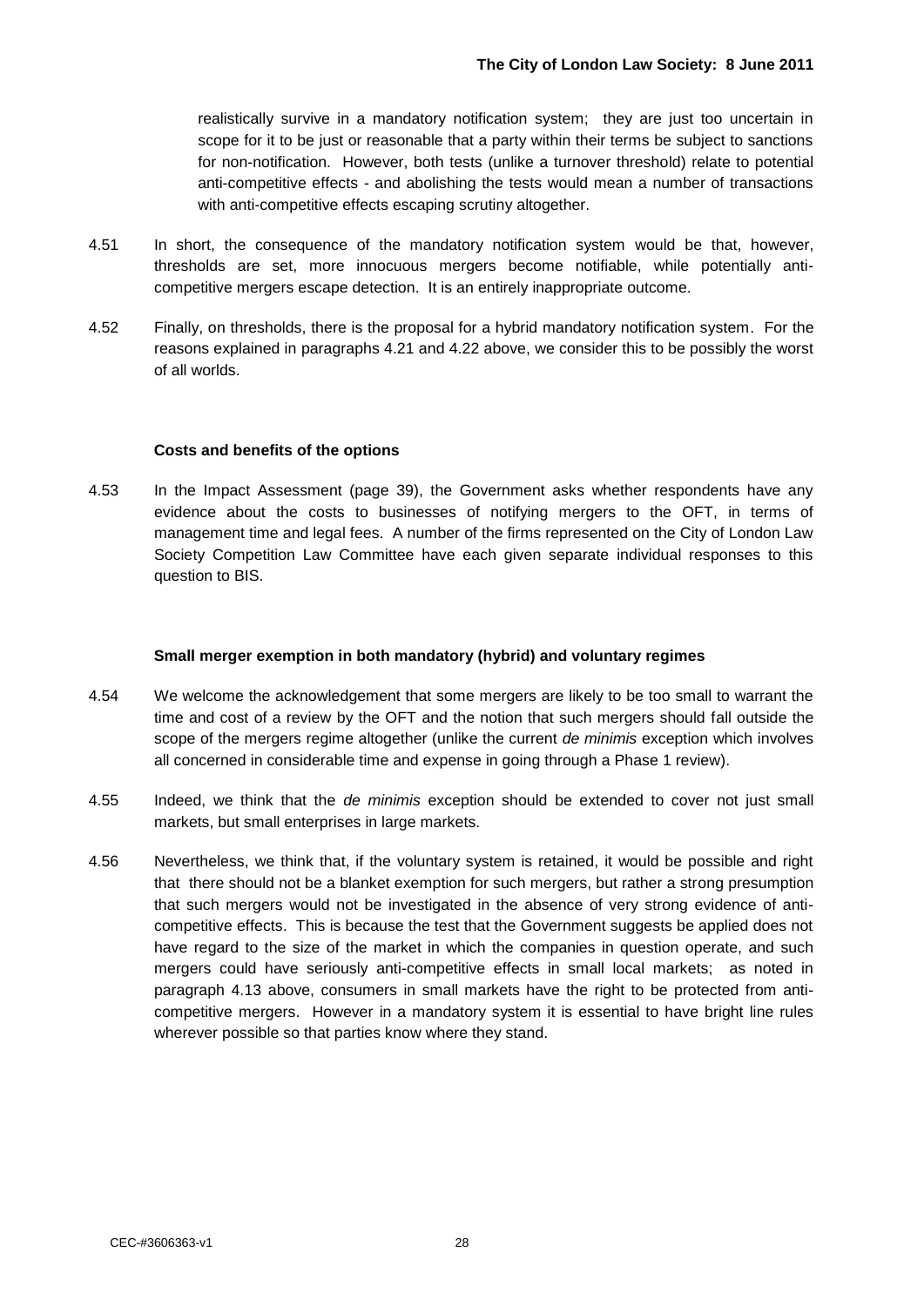realistically survive in a mandatory notification system; they are just too uncertain in scope for it to be just or reasonable that a party within their terms be subject to sanctions for non-notification. However, both tests (unlike a turnover threshold) relate to potential anti-competitive effects - and abolishing the tests would mean a number of transactions with anti-competitive effects escaping scrutiny altogether.

4.51 In short, the consequence of the mandatory notification system would be that, however, thresholds are set, more innocuous mergers become notifiable, while potentially anti-competitive mergers escape detection. It is an entirely inappropriate outcome.

4.52 Finally, on thresholds, there is the proposal for a hybrid mandatory notification system. For the reasons explained in paragraphs 4.21 and 4.22 above, we consider this to be possibly the worst of all worlds.

**Costs and benefits of the options**

4.53 In the Impact Assessment (page 39), the Government asks whether respondents have any evidence about the costs to businesses of notifying mergers to the OFT, in terms of management time and legal fees. A number of the firms represented on the City of London Law Society Competition Law Committee have each given separate individual responses to this question to BIS.

**Small merger exemption in both mandatory (hybrid) and voluntary regimes**

4.54 We welcome the acknowledgement that some mergers are likely to be too small to warrant the time and cost of a review by the OFT and the notion that such mergers should fall outside the scope of the mergers regime altogether (unlike the current *de minimis* exception which involves all concerned in considerable time and expense in going through a Phase 1 review).

4.55 Indeed, we think that the *de minimis* exception should be extended to cover not just small markets, but small enterprises in large markets.

4.56 Nevertheless, we think that, if the voluntary system is retained, it would be possible and right that there should not be a blanket exemption for such mergers, but rather a strong presumption that such mergers would not be investigated in the absence of very strong evidence of anti-competitive effects. This is because the test that the Government suggests be applied does not have regard to the size of the market in which the companies in question operate, and such mergers could have seriously anti-competitive effects in small local markets; as noted in paragraph 4.13 above, consumers in small markets have the right to be protected from anti-competitive mergers. However in a mandatory system it is essential to have bright line rules wherever possible so that parties know where they stand.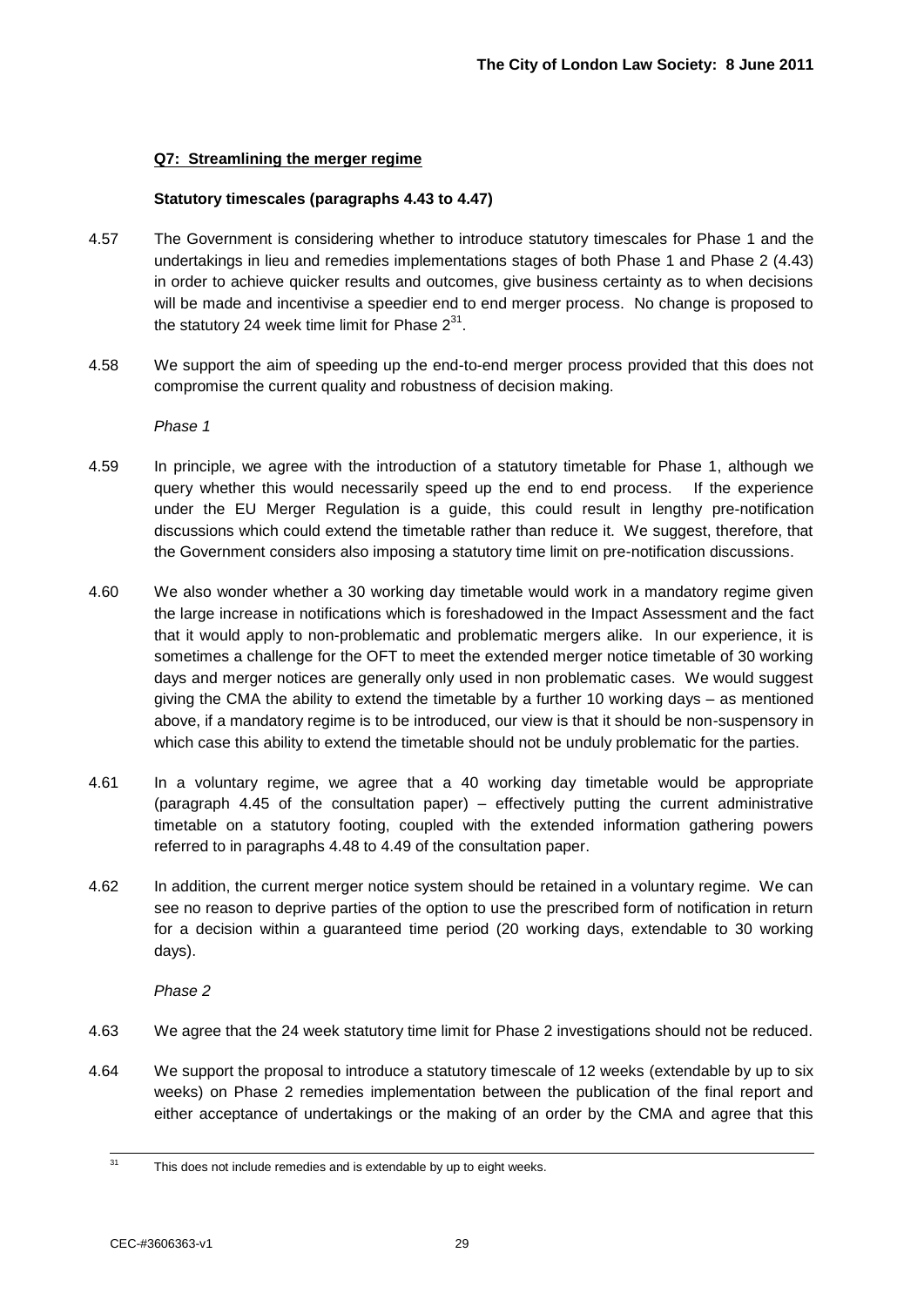**Q7: Streamlining the merger regime**

**Statutory timescales (paragraphs 4.43 to 4.47)**

4.57 The Government is considering whether to introduce statutory timescales for Phase 1 and the undertakings in lieu and remedies implementations stages of both Phase 1 and Phase 2 (4.43) in order to achieve quicker results and outcomes, give business certainty as to when decisions will be made and incentivise a speedier end to end merger process. No change is proposed to the statutory 24 week time limit for Phase 2[31].

4.58 We support the aim of speeding up the end-to-end merger process provided that this does not compromise the current quality and robustness of decision making.

*Phase 1*

4.59 In principle, we agree with the introduction of a statutory timetable for Phase 1, although we query whether this would necessarily speed up the end to end process. If the experience under the EU Merger Regulation is a guide, this could result in lengthy pre-notification discussions which could extend the timetable rather than reduce it. We suggest, therefore, that the Government considers also imposing a statutory time limit on pre-notification discussions.

4.60 We also wonder whether a 30 working day timetable would work in a mandatory regime given the large increase in notifications which is foreshadowed in the Impact Assessment and the fact that it would apply to non-problematic and problematic mergers alike. In our experience, it is sometimes a challenge for the OFT to meet the extended merger notice timetable of 30 working days and merger notices are generally only used in non problematic cases. We would suggest giving the CMA the ability to extend the timetable by a further 10 working days – as mentioned above, if a mandatory regime is to be introduced, our view is that it should be non-suspensory in which case this ability to extend the timetable should not be unduly problematic for the parties.

4.61 In a voluntary regime, we agree that a 40 working day timetable would be appropriate (paragraph 4.45 of the consultation paper) – effectively putting the current administrative timetable on a statutory footing, coupled with the extended information gathering powers referred to in paragraphs 4.48 to 4.49 of the consultation paper.

4.62 In addition, the current merger notice system should be retained in a voluntary regime. We can see no reason to deprive parties of the option to use the prescribed form of notification in return for a decision within a guaranteed time period (20 working days, extendable to 30 working days).

*Phase 2*

4.63 We agree that the 24 week statutory time limit for Phase 2 investigations should not be reduced.

4.64 We support the proposal to introduce a statutory timescale of 12 weeks (extendable by up to six weeks) on Phase 2 remedies implementation between the publication of the final report and either acceptance of undertakings or the making of an order by the CMA and agree that this

[31] This does not include remedies and is extendable by up to eight weeks.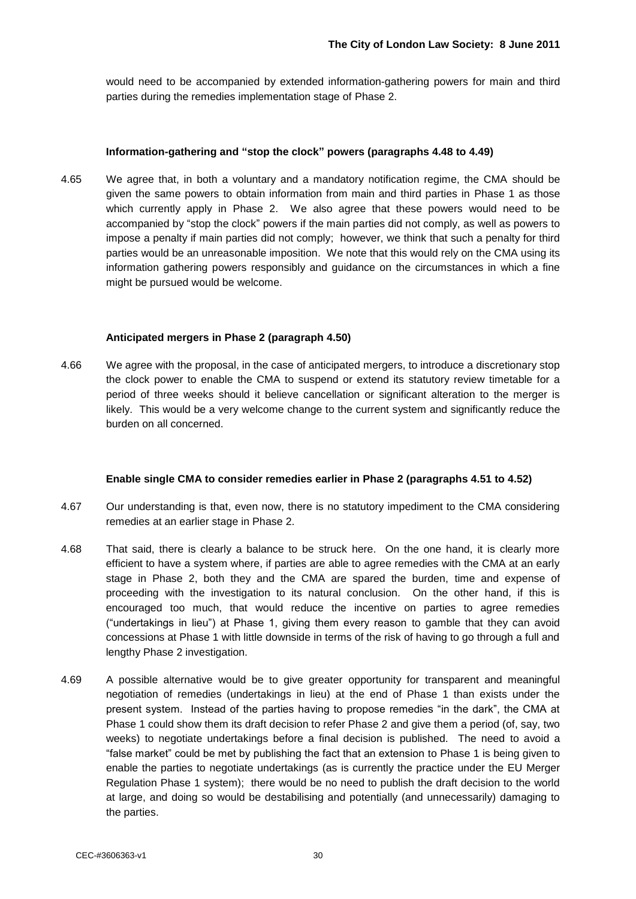would need to be accompanied by extended information-gathering powers for main and third parties during the remedies implementation stage of Phase 2.

**Information-gathering and "stop the clock" powers (paragraphs 4.48 to 4.49)**

4.65 We agree that, in both a voluntary and a mandatory notification regime, the CMA should be given the same powers to obtain information from main and third parties in Phase 1 as those which currently apply in Phase 2. We also agree that these powers would need to be accompanied by "stop the clock" powers if the main parties did not comply, as well as powers to impose a penalty if main parties did not comply; however, we think that such a penalty for third parties would be an unreasonable imposition. We note that this would rely on the CMA using its information gathering powers responsibly and guidance on the circumstances in which a fine might be pursued would be welcome.

**Anticipated mergers in Phase 2 (paragraph 4.50)**

4.66 We agree with the proposal, in the case of anticipated mergers, to introduce a discretionary stop the clock power to enable the CMA to suspend or extend its statutory review timetable for a period of three weeks should it believe cancellation or significant alteration to the merger is likely. This would be a very welcome change to the current system and significantly reduce the burden on all concerned.

**Enable single CMA to consider remedies earlier in Phase 2 (paragraphs 4.51 to 4.52)**

4.67 Our understanding is that, even now, there is no statutory impediment to the CMA considering remedies at an earlier stage in Phase 2.

4.68 That said, there is clearly a balance to be struck here. On the one hand, it is clearly more efficient to have a system where, if parties are able to agree remedies with the CMA at an early stage in Phase 2, both they and the CMA are spared the burden, time and expense of proceeding with the investigation to its natural conclusion. On the other hand, if this is encouraged too much, that would reduce the incentive on parties to agree remedies ("undertakings in lieu") at Phase 1, giving them every reason to gamble that they can avoid concessions at Phase 1 with little downside in terms of the risk of having to go through a full and lengthy Phase 2 investigation.

4.69 A possible alternative would be to give greater opportunity for transparent and meaningful negotiation of remedies (undertakings in lieu) at the end of Phase 1 than exists under the present system. Instead of the parties having to propose remedies "in the dark", the CMA at Phase 1 could show them its draft decision to refer Phase 2 and give them a period (of, say, two weeks) to negotiate undertakings before a final decision is published. The need to avoid a "false market" could be met by publishing the fact that an extension to Phase 1 is being given to enable the parties to negotiate undertakings (as is currently the practice under the EU Merger Regulation Phase 1 system); there would be no need to publish the draft decision to the world at large, and doing so would be destabilising and potentially (and unnecessarily) damaging to the parties.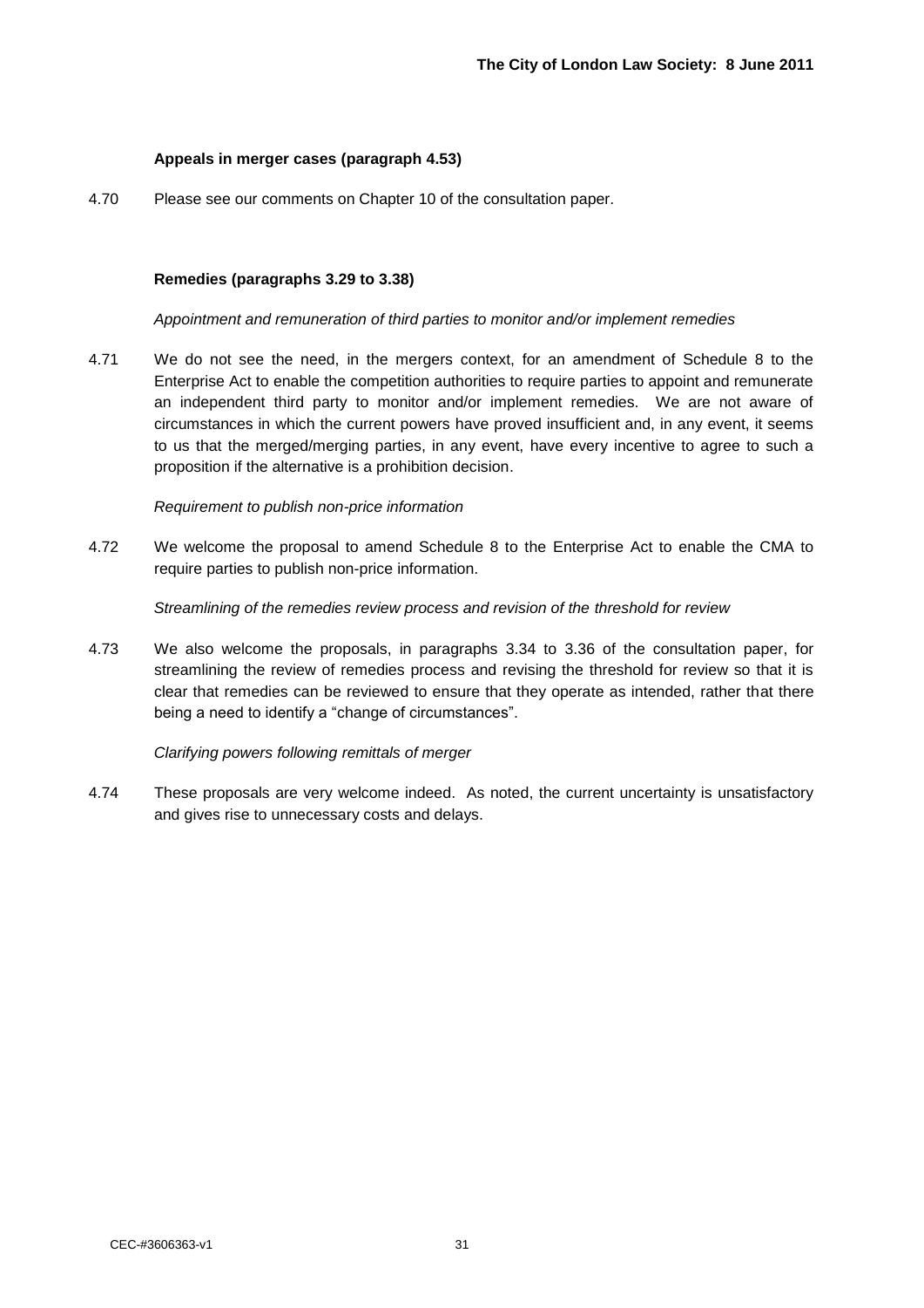**Appeals in merger cases (paragraph 4.53)**

4.70 Please see our comments on Chapter 10 of the consultation paper.

**Remedies (paragraphs 3.29 to 3.38)**

*Appointment and remuneration of third parties to monitor and/or implement remedies*

4.71 We do not see the need, in the mergers context, for an amendment of Schedule 8 to the Enterprise Act to enable the competition authorities to require parties to appoint and remunerate an independent third party to monitor and/or implement remedies. We are not aware of circumstances in which the current powers have proved insufficient and, in any event, it seems to us that the merged/merging parties, in any event, have every incentive to agree to such a proposition if the alternative is a prohibition decision.

*Requirement to publish non-price information*

4.72 We welcome the proposal to amend Schedule 8 to the Enterprise Act to enable the CMA to require parties to publish non-price information.

*Streamlining of the remedies review process and revision of the threshold for review*

4.73 We also welcome the proposals, in paragraphs 3.34 to 3.36 of the consultation paper, for streamlining the review of remedies process and revising the threshold for review so that it is clear that remedies can be reviewed to ensure that they operate as intended, rather that there being a need to identify a "change of circumstances".

*Clarifying powers following remittals of merger*

4.74 These proposals are very welcome indeed. As noted, the current uncertainty is unsatisfactory and gives rise to unnecessary costs and delays.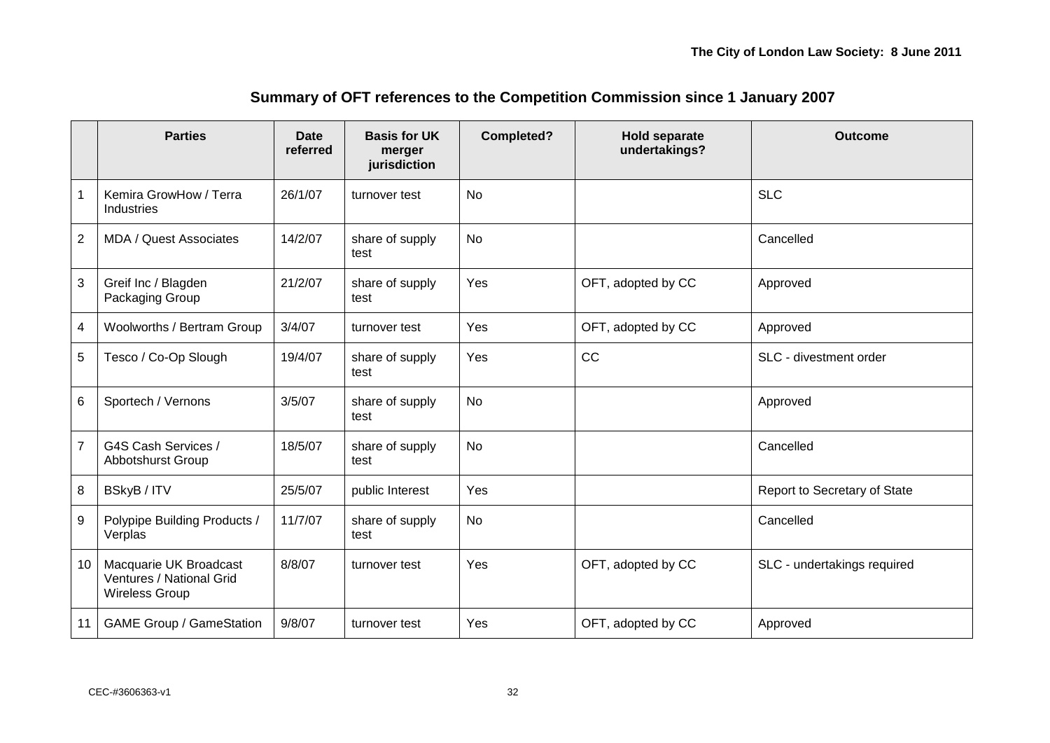## Summary of OFT references to the Competition Commission since 1 January 2007

| | Parties | Date referred | Basis for UK merger jurisdiction | Completed? | Hold separate undertakings? | Outcome |
|---|---|---|---|---|---|---|
| 1 | Kemira GrowHow / Terra Industries | 26/1/07 | turnover test | No | | SLC |
| 2 | MDA / Quest Associates | 14/2/07 | share of supply test | No | | Cancelled |
| 3 | Greif Inc / Blagden Packaging Group | 21/2/07 | share of supply test | Yes | OFT, adopted by CC | Approved |
| 4 | Woolworths / Bertram Group | 3/4/07 | turnover test | Yes | OFT, adopted by CC | Approved |
| 5 | Tesco / Co-Op Slough | 19/4/07 | share of supply test | Yes | CC | SLC - divestment order |
| 6 | Sportech / Vernons | 3/5/07 | share of supply test | No | | Approved |
| 7 | G4S Cash Services / Abbotshurst Group | 18/5/07 | share of supply test | No | | Cancelled |
| 8 | BSkyB / ITV | 25/5/07 | public Interest | Yes | | Report to Secretary of State |
| 9 | Polypipe Building Products / Verplas | 11/7/07 | share of supply test | No | | Cancelled |
| 10 | Macquarie UK Broadcast Ventures / National Grid Wireless Group | 8/8/07 | turnover test | Yes | OFT, adopted by CC | SLC - undertakings required |
| 11 | GAME Group / GameStation | 9/8/07 | turnover test | Yes | OFT, adopted by CC | Approved |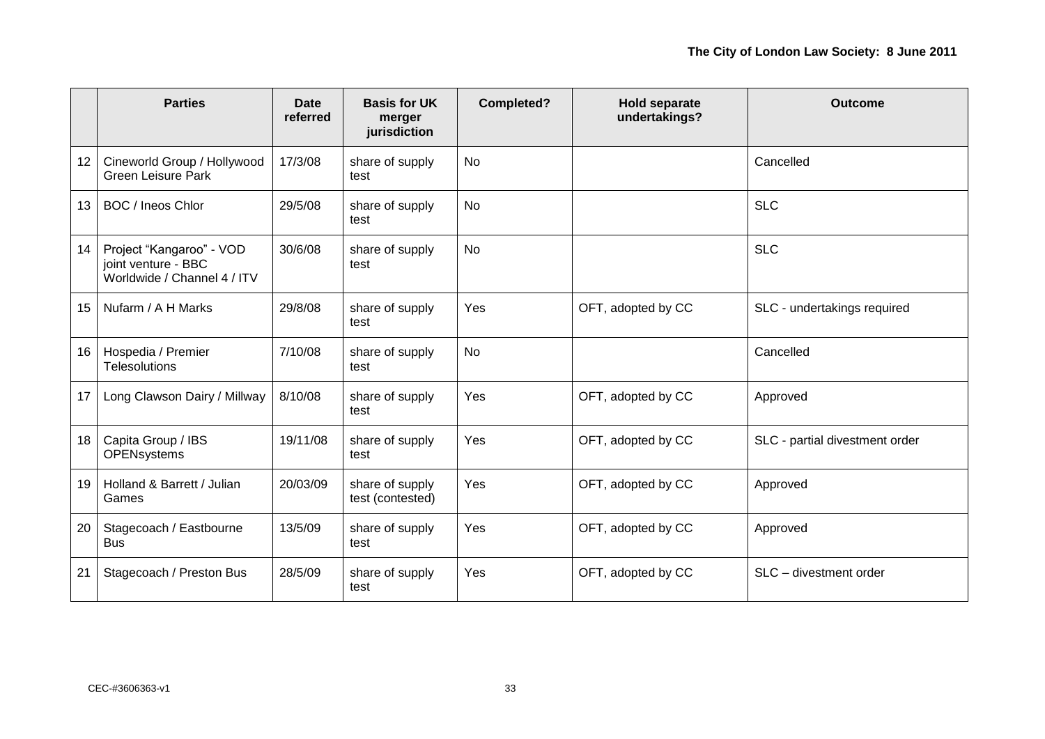| | Parties | Date referred | Basis for UK merger jurisdiction | Completed? | Hold separate undertakings? | Outcome |
|---|---|---|---|---|---|---|
| 12 | Cineworld Group / Hollywood Green Leisure Park | 17/3/08 | share of supply test | No | | Cancelled |
| 13 | BOC / Ineos Chlor | 29/5/08 | share of supply test | No | | SLC |
| 14 | Project "Kangaroo" - VOD joint venture - BBC Worldwide / Channel 4 / ITV | 30/6/08 | share of supply test | No | | SLC |
| 15 | Nufarm / A H Marks | 29/8/08 | share of supply test | Yes | OFT, adopted by CC | SLC - undertakings required |
| 16 | Hospedia / Premier Telesolutions | 7/10/08 | share of supply test | No | | Cancelled |
| 17 | Long Clawson Dairy / Millway | 8/10/08 | share of supply test | Yes | OFT, adopted by CC | Approved |
| 18 | Capita Group / IBS OPENsystems | 19/11/08 | share of supply test | Yes | OFT, adopted by CC | SLC - partial divestment order |
| 19 | Holland & Barrett / Julian Games | 20/03/09 | share of supply test (contested) | Yes | OFT, adopted by CC | Approved |
| 20 | Stagecoach / Eastbourne Bus | 13/5/09 | share of supply test | Yes | OFT, adopted by CC | Approved |
| 21 | Stagecoach / Preston Bus | 28/5/09 | share of supply test | Yes | OFT, adopted by CC | SLC – divestment order |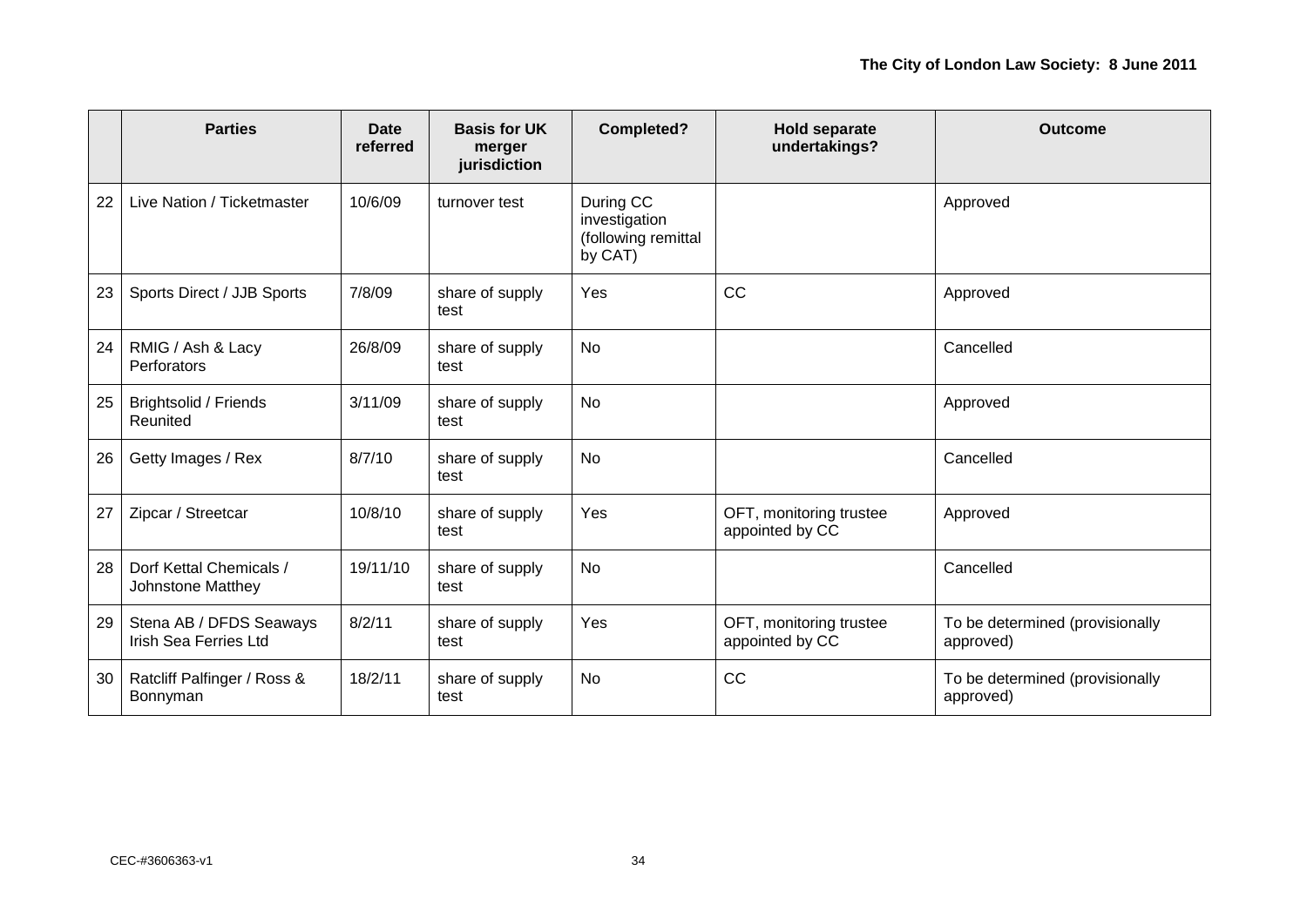| | Parties | Date referred | Basis for UK merger jurisdiction | Completed? | Hold separate undertakings? | Outcome |
|---|---|---|---|---|---|---|
| 22 | Live Nation / Ticketmaster | 10/6/09 | turnover test | During CC investigation (following remittal by CAT) | | Approved |
| 23 | Sports Direct / JJB Sports | 7/8/09 | share of supply test | Yes | CC | Approved |
| 24 | RMIG / Ash & Lacy Perforators | 26/8/09 | share of supply test | No | | Cancelled |
| 25 | Brightsolid / Friends Reunited | 3/11/09 | share of supply test | No | | Approved |
| 26 | Getty Images / Rex | 8/7/10 | share of supply test | No | | Cancelled |
| 27 | Zipcar / Streetcar | 10/8/10 | share of supply test | Yes | OFT, monitoring trustee appointed by CC | Approved |
| 28 | Dorf Kettal Chemicals / Johnstone Matthey | 19/11/10 | share of supply test | No | | Cancelled |
| 29 | Stena AB / DFDS Seaways Irish Sea Ferries Ltd | 8/2/11 | share of supply test | Yes | OFT, monitoring trustee appointed by CC | To be determined (provisionally approved) |
| 30 | Ratcliff Palfinger / Ross & Bonnyman | 18/2/11 | share of supply test | No | CC | To be determined (provisionally approved) |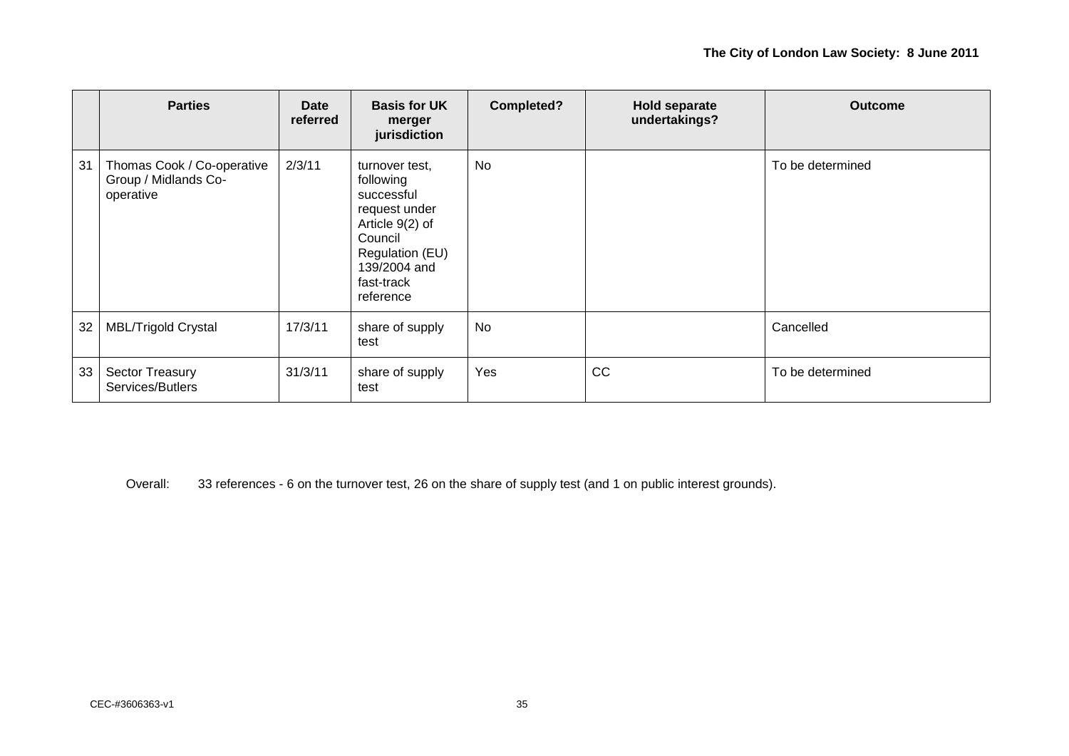| | Parties | Date referred | Basis for UK merger jurisdiction | Completed? | Hold separate undertakings? | Outcome |
|---|---|---|---|---|---|---|
| 31 | Thomas Cook / Co-operative Group / Midlands Co-operative | 2/3/11 | turnover test, following successful request under Article 9(2) of Council Regulation (EU) 139/2004 and fast-track reference | No | | To be determined |
| 32 | MBL/Trigold Crystal | 17/3/11 | share of supply test | No | | Cancelled |
| 33 | Sector Treasury Services/Butlers | 31/3/11 | share of supply test | Yes | CC | To be determined |

Overall: 33 references - 6 on the turnover test, 26 on the share of supply test (and 1 on public interest grounds).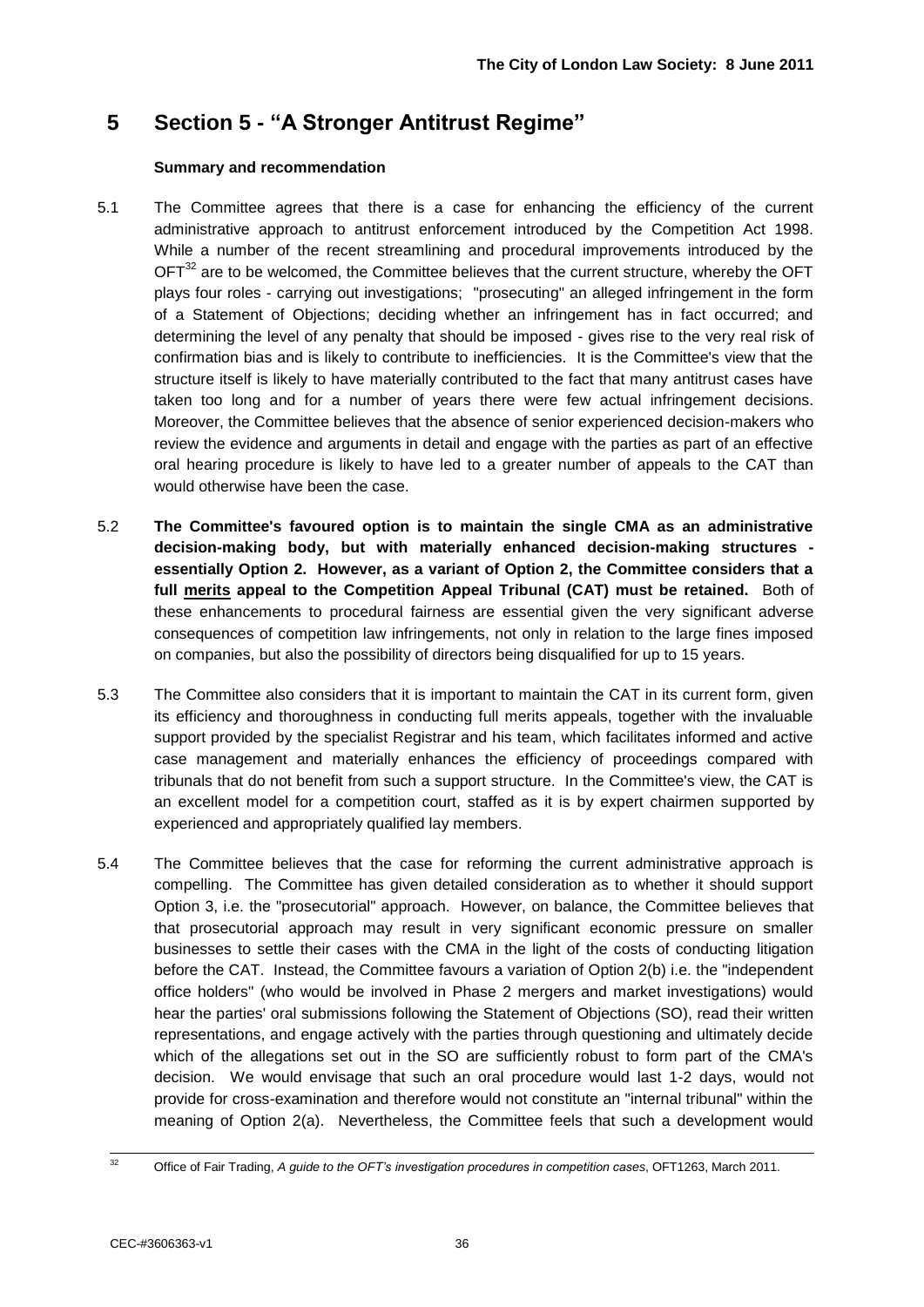# 5 Section 5 - "A Stronger Antitrust Regime"

**Summary and recommendation**

5.1 The Committee agrees that there is a case for enhancing the efficiency of the current administrative approach to antitrust enforcement introduced by the Competition Act 1998. While a number of the recent streamlining and procedural improvements introduced by the OFT[32] are to be welcomed, the Committee believes that the current structure, whereby the OFT plays four roles - carrying out investigations; "prosecuting" an alleged infringement in the form of a Statement of Objections; deciding whether an infringement has in fact occurred; and determining the level of any penalty that should be imposed - gives rise to the very real risk of confirmation bias and is likely to contribute to inefficiencies. It is the Committee's view that the structure itself is likely to have materially contributed to the fact that many antitrust cases have taken too long and for a number of years there were few actual infringement decisions. Moreover, the Committee believes that the absence of senior experienced decision-makers who review the evidence and arguments in detail and engage with the parties as part of an effective oral hearing procedure is likely to have led to a greater number of appeals to the CAT than would otherwise have been the case.

5.2 **The Committee's favoured option is to maintain the single CMA as an administrative decision-making body, but with materially enhanced decision-making structures - essentially Option 2. However, as a variant of Option 2, the Committee considers that a full <u>merits</u> appeal to the Competition Appeal Tribunal (CAT) must be retained.** Both of these enhancements to procedural fairness are essential given the very significant adverse consequences of competition law infringements, not only in relation to the large fines imposed on companies, but also the possibility of directors being disqualified for up to 15 years.

5.3 The Committee also considers that it is important to maintain the CAT in its current form, given its efficiency and thoroughness in conducting full merits appeals, together with the invaluable support provided by the specialist Registrar and his team, which facilitates informed and active case management and materially enhances the efficiency of proceedings compared with tribunals that do not benefit from such a support structure. In the Committee's view, the CAT is an excellent model for a competition court, staffed as it is by expert chairmen supported by experienced and appropriately qualified lay members.

5.4 The Committee believes that the case for reforming the current administrative approach is compelling. The Committee has given detailed consideration as to whether it should support Option 3, i.e. the "prosecutorial" approach. However, on balance, the Committee believes that that prosecutorial approach may result in very significant economic pressure on smaller businesses to settle their cases with the CMA in the light of the costs of conducting litigation before the CAT. Instead, the Committee favours a variation of Option 2(b) i.e. the "independent office holders" (who would be involved in Phase 2 mergers and market investigations) would hear the parties' oral submissions following the Statement of Objections (SO), read their written representations, and engage actively with the parties through questioning and ultimately decide which of the allegations set out in the SO are sufficiently robust to form part of the CMA's decision. We would envisage that such an oral procedure would last 1-2 days, would not provide for cross-examination and therefore would not constitute an "internal tribunal" within the meaning of Option 2(a). Nevertheless, the Committee feels that such a development would

[32] Office of Fair Trading, *A guide to the OFT's investigation procedures in competition cases*, OFT1263, March 2011.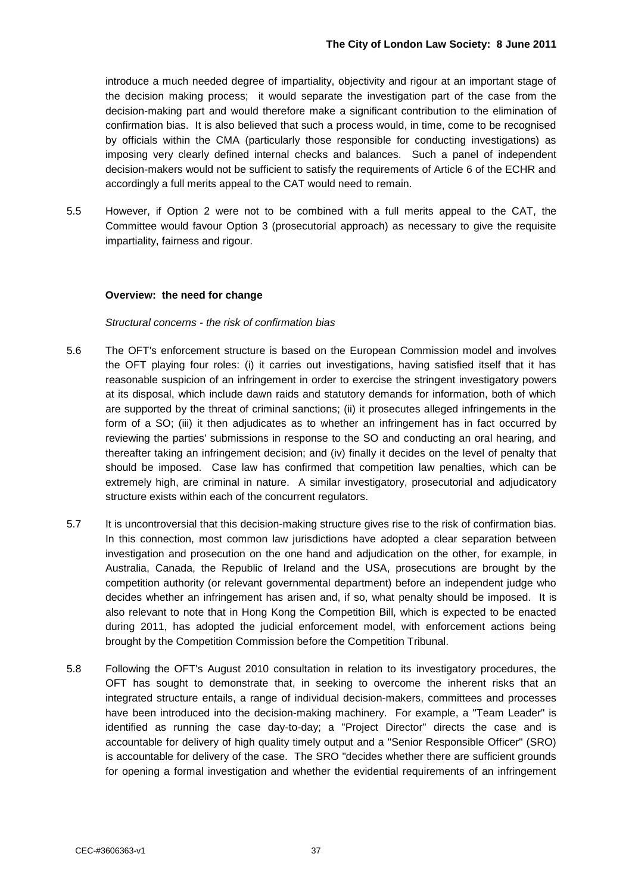introduce a much needed degree of impartiality, objectivity and rigour at an important stage of the decision making process; it would separate the investigation part of the case from the decision-making part and would therefore make a significant contribution to the elimination of confirmation bias. It is also believed that such a process would, in time, come to be recognised by officials within the CMA (particularly those responsible for conducting investigations) as imposing very clearly defined internal checks and balances. Such a panel of independent decision-makers would not be sufficient to satisfy the requirements of Article 6 of the ECHR and accordingly a full merits appeal to the CAT would need to remain.

5.5 However, if Option 2 were not to be combined with a full merits appeal to the CAT, the Committee would favour Option 3 (prosecutorial approach) as necessary to give the requisite impartiality, fairness and rigour.

**Overview: the need for change**

*Structural concerns - the risk of confirmation bias*

5.6 The OFT's enforcement structure is based on the European Commission model and involves the OFT playing four roles: (i) it carries out investigations, having satisfied itself that it has reasonable suspicion of an infringement in order to exercise the stringent investigatory powers at its disposal, which include dawn raids and statutory demands for information, both of which are supported by the threat of criminal sanctions; (ii) it prosecutes alleged infringements in the form of a SO; (iii) it then adjudicates as to whether an infringement has in fact occurred by reviewing the parties' submissions in response to the SO and conducting an oral hearing, and thereafter taking an infringement decision; and (iv) finally it decides on the level of penalty that should be imposed. Case law has confirmed that competition law penalties, which can be extremely high, are criminal in nature. A similar investigatory, prosecutorial and adjudicatory structure exists within each of the concurrent regulators.

5.7 It is uncontroversial that this decision-making structure gives rise to the risk of confirmation bias. In this connection, most common law jurisdictions have adopted a clear separation between investigation and prosecution on the one hand and adjudication on the other, for example, in Australia, Canada, the Republic of Ireland and the USA, prosecutions are brought by the competition authority (or relevant governmental department) before an independent judge who decides whether an infringement has arisen and, if so, what penalty should be imposed. It is also relevant to note that in Hong Kong the Competition Bill, which is expected to be enacted during 2011, has adopted the judicial enforcement model, with enforcement actions being brought by the Competition Commission before the Competition Tribunal.

5.8 Following the OFT's August 2010 consultation in relation to its investigatory procedures, the OFT has sought to demonstrate that, in seeking to overcome the inherent risks that an integrated structure entails, a range of individual decision-makers, committees and processes have been introduced into the decision-making machinery. For example, a "Team Leader" is identified as running the case day-to-day; a "Project Director" directs the case and is accountable for delivery of high quality timely output and a "Senior Responsible Officer" (SRO) is accountable for delivery of the case. The SRO "decides whether there are sufficient grounds for opening a formal investigation and whether the evidential requirements of an infringement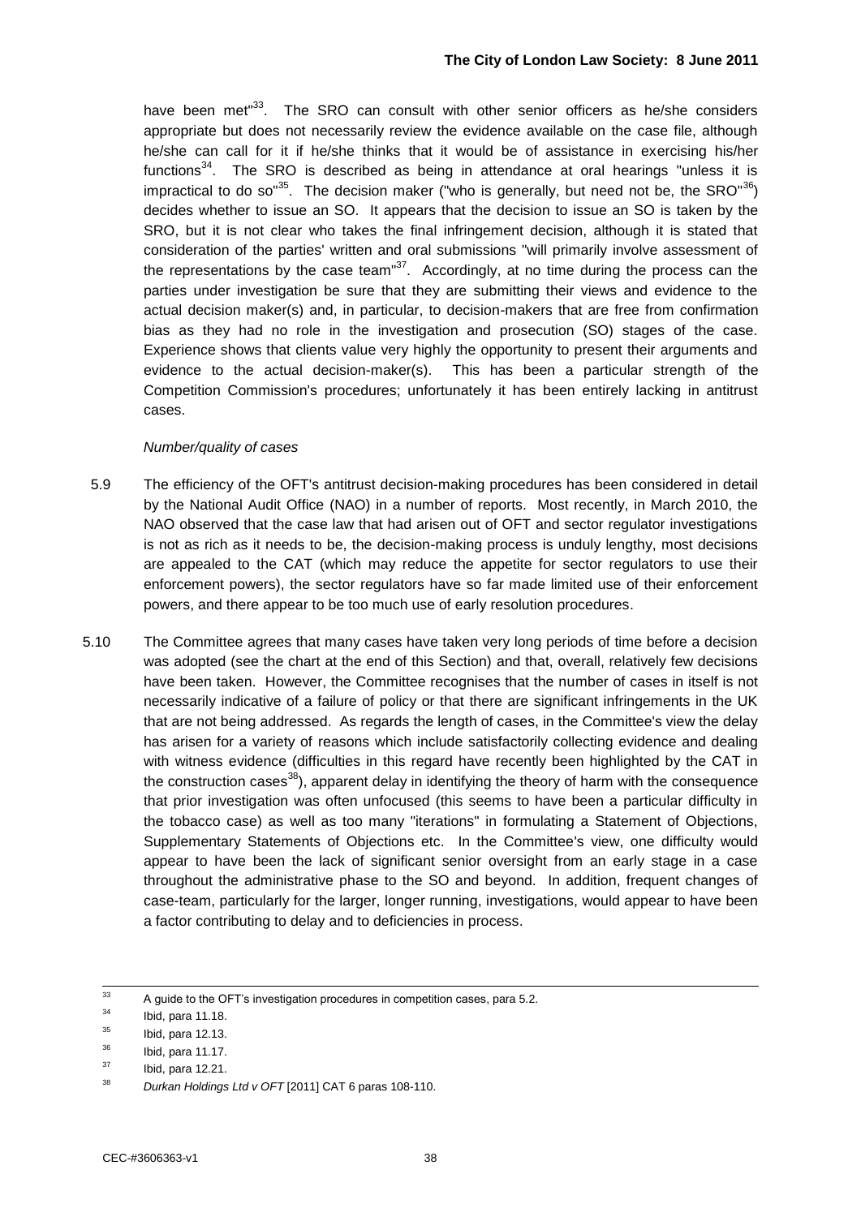have been met"[33]. The SRO can consult with other senior officers as he/she considers appropriate but does not necessarily review the evidence available on the case file, although he/she can call for it if he/she thinks that it would be of assistance in exercising his/her functions[34]. The SRO is described as being in attendance at oral hearings "unless it is impractical to do so"[35]. The decision maker ("who is generally, but need not be, the SRO"[36]) decides whether to issue an SO. It appears that the decision to issue an SO is taken by the SRO, but it is not clear who takes the final infringement decision, although it is stated that consideration of the parties' written and oral submissions "will primarily involve assessment of the representations by the case team"[37]. Accordingly, at no time during the process can the parties under investigation be sure that they are submitting their views and evidence to the actual decision maker(s) and, in particular, to decision-makers that are free from confirmation bias as they had no role in the investigation and prosecution (SO) stages of the case. Experience shows that clients value very highly the opportunity to present their arguments and evidence to the actual decision-maker(s). This has been a particular strength of the Competition Commission's procedures; unfortunately it has been entirely lacking in antitrust cases.

*Number/quality of cases*

5.9 The efficiency of the OFT's antitrust decision-making procedures has been considered in detail by the National Audit Office (NAO) in a number of reports. Most recently, in March 2010, the NAO observed that the case law that had arisen out of OFT and sector regulator investigations is not as rich as it needs to be, the decision-making process is unduly lengthy, most decisions are appealed to the CAT (which may reduce the appetite for sector regulators to use their enforcement powers), the sector regulators have so far made limited use of their enforcement powers, and there appear to be too much use of early resolution procedures.

5.10 The Committee agrees that many cases have taken very long periods of time before a decision was adopted (see the chart at the end of this Section) and that, overall, relatively few decisions have been taken. However, the Committee recognises that the number of cases in itself is not necessarily indicative of a failure of policy or that there are significant infringements in the UK that are not being addressed. As regards the length of cases, in the Committee's view the delay has arisen for a variety of reasons which include satisfactorily collecting evidence and dealing with witness evidence (difficulties in this regard have recently been highlighted by the CAT in the construction cases[38]), apparent delay in identifying the theory of harm with the consequence that prior investigation was often unfocused (this seems to have been a particular difficulty in the tobacco case) as well as too many "iterations" in formulating a Statement of Objections, Supplementary Statements of Objections etc. In the Committee's view, one difficulty would appear to have been the lack of significant senior oversight from an early stage in a case throughout the administrative phase to the SO and beyond. In addition, frequent changes of case-team, particularly for the larger, longer running, investigations, would appear to have been a factor contributing to delay and to deficiencies in process.

---

[33] A guide to the OFT's investigation procedures in competition cases, para 5.2.

[34] Ibid, para 11.18.

[35] Ibid, para 12.13.

[36] Ibid, para 11.17.

[37] Ibid, para 12.21.

[38] *Durkan Holdings Ltd v OFT* [2011] CAT 6 paras 108-110.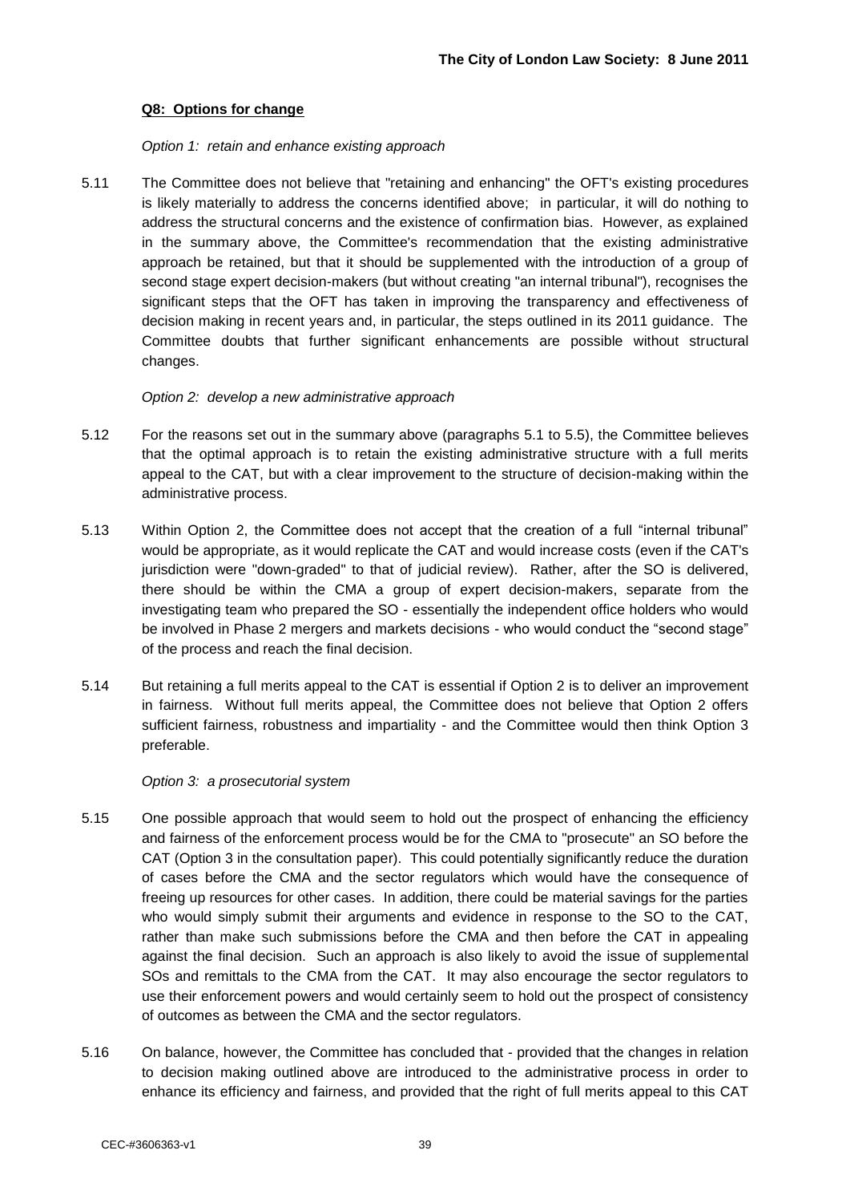**Q8: Options for change**

*Option 1: retain and enhance existing approach*

5.11 The Committee does not believe that "retaining and enhancing" the OFT's existing procedures is likely materially to address the concerns identified above; in particular, it will do nothing to address the structural concerns and the existence of confirmation bias. However, as explained in the summary above, the Committee's recommendation that the existing administrative approach be retained, but that it should be supplemented with the introduction of a group of second stage expert decision-makers (but without creating "an internal tribunal"), recognises the significant steps that the OFT has taken in improving the transparency and effectiveness of decision making in recent years and, in particular, the steps outlined in its 2011 guidance. The Committee doubts that further significant enhancements are possible without structural changes.

*Option 2: develop a new administrative approach*

5.12 For the reasons set out in the summary above (paragraphs 5.1 to 5.5), the Committee believes that the optimal approach is to retain the existing administrative structure with a full merits appeal to the CAT, but with a clear improvement to the structure of decision-making within the administrative process.

5.13 Within Option 2, the Committee does not accept that the creation of a full "internal tribunal" would be appropriate, as it would replicate the CAT and would increase costs (even if the CAT's jurisdiction were "down-graded" to that of judicial review). Rather, after the SO is delivered, there should be within the CMA a group of expert decision-makers, separate from the investigating team who prepared the SO - essentially the independent office holders who would be involved in Phase 2 mergers and markets decisions - who would conduct the "second stage" of the process and reach the final decision.

5.14 But retaining a full merits appeal to the CAT is essential if Option 2 is to deliver an improvement in fairness. Without full merits appeal, the Committee does not believe that Option 2 offers sufficient fairness, robustness and impartiality - and the Committee would then think Option 3 preferable.

*Option 3: a prosecutorial system*

5.15 One possible approach that would seem to hold out the prospect of enhancing the efficiency and fairness of the enforcement process would be for the CMA to "prosecute" an SO before the CAT (Option 3 in the consultation paper). This could potentially significantly reduce the duration of cases before the CMA and the sector regulators which would have the consequence of freeing up resources for other cases. In addition, there could be material savings for the parties who would simply submit their arguments and evidence in response to the SO to the CAT, rather than make such submissions before the CMA and then before the CAT in appealing against the final decision. Such an approach is also likely to avoid the issue of supplemental SOs and remittals to the CMA from the CAT. It may also encourage the sector regulators to use their enforcement powers and would certainly seem to hold out the prospect of consistency of outcomes as between the CMA and the sector regulators.

5.16 On balance, however, the Committee has concluded that - provided that the changes in relation to decision making outlined above are introduced to the administrative process in order to enhance its efficiency and fairness, and provided that the right of full merits appeal to this CAT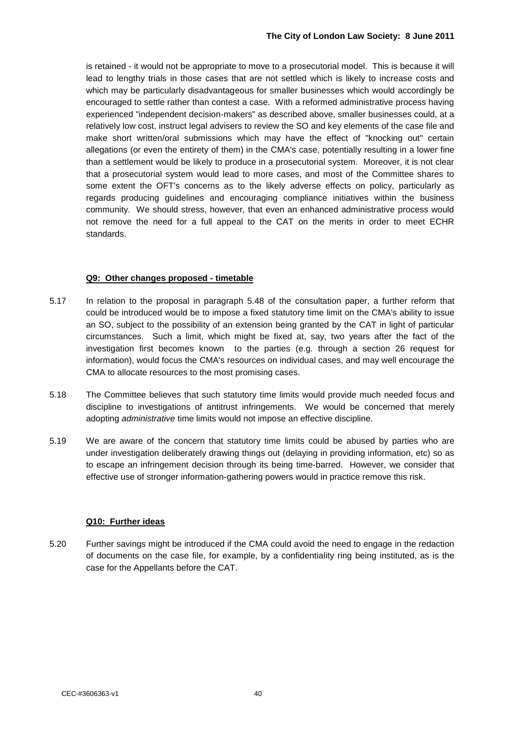is retained - it would not be appropriate to move to a prosecutorial model. This is because it will lead to lengthy trials in those cases that are not settled which is likely to increase costs and which may be particularly disadvantageous for smaller businesses which would accordingly be encouraged to settle rather than contest a case. With a reformed administrative process having experienced "independent decision-makers" as described above, smaller businesses could, at a relatively low cost, instruct legal advisers to review the SO and key elements of the case file and make short written/oral submissions which may have the effect of "knocking out" certain allegations (or even the entirety of them) in the CMA's case, potentially resulting in a lower fine than a settlement would be likely to produce in a prosecutorial system. Moreover, it is not clear that a prosecutorial system would lead to more cases, and most of the Committee shares to some extent the OFT's concerns as to the likely adverse effects on policy, particularly as regards producing guidelines and encouraging compliance initiatives within the business community. We should stress, however, that even an enhanced administrative process would not remove the need for a full appeal to the CAT on the merits in order to meet ECHR standards.

**Q9: Other changes proposed - timetable**

5.17 In relation to the proposal in paragraph 5.48 of the consultation paper, a further reform that could be introduced would be to impose a fixed statutory time limit on the CMA's ability to issue an SO, subject to the possibility of an extension being granted by the CAT in light of particular circumstances. Such a limit, which might be fixed at, say, two years after the fact of the investigation first becomes known to the parties (e.g. through a section 26 request for information), would focus the CMA's resources on individual cases, and may well encourage the CMA to allocate resources to the most promising cases.

5.18 The Committee believes that such statutory time limits would provide much needed focus and discipline to investigations of antitrust infringements. We would be concerned that merely adopting *administrative* time limits would not impose an effective discipline.

5.19 We are aware of the concern that statutory time limits could be abused by parties who are under investigation deliberately drawing things out (delaying in providing information, etc) so as to escape an infringement decision through its being time-barred. However, we consider that effective use of stronger information-gathering powers would in practice remove this risk.

**Q10: Further ideas**

5.20 Further savings might be introduced if the CMA could avoid the need to engage in the redaction of documents on the case file, for example, by a confidentiality ring being instituted, as is the case for the Appellants before the CAT.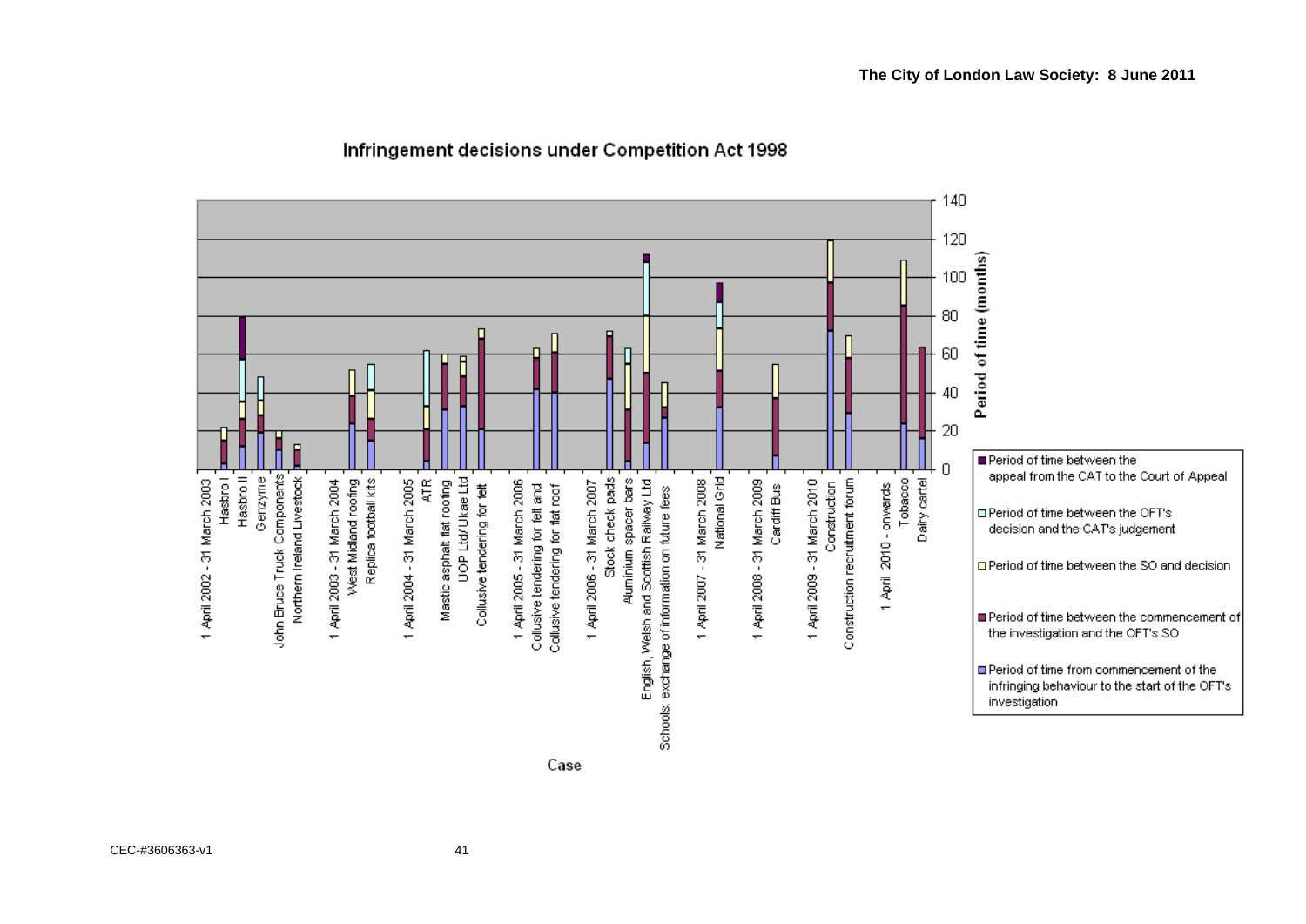Infringement decisions under Competition Act 1998

Period of time (months)

Case

| Period | Case |
| --- | --- |
| 1 April 2002 - 31 March 2003 | Hasbro I |
| | Hasbro II |
| | Genzyme |
| | John Bruce Truck Components |
| | Northern Ireland Livestock |
| 1 April 2003 - 31 March 2004 | West Midland roofing |
| | Replica football kits |
| 1 April 2004 - 31 March 2005 | ATR |
| | Mastic asphalt flat roofing |
| | UOP Ltd/ Ukae Ltd |
| | Collusive tendering for felt |
| 1 April 2005 - 31 March 2006 | Collusive tendering for felt and |
| | Collusive tendering for flat roof |
| 1 April 2006 - 31 March 2007 | Stock check pads |
| | Aluminium spacer bars |
| | English, Welsh and Scottish Railway Ltd |
| | Schools: exchange of information on future fees |
| 1 April 2007 - 31 March 2008 | National Grid |
| 1 April 2008 - 31 March 2009 | Cardiff Bus |
| 1 April 2009 - 31 March 2010 | Construction |
| | Construction recruitment forum |
| 1 April 2010 - onwards | Tobacco |
| | Dairy cartel |

- Period of time between the appeal from the CAT to the Court of Appeal
- Period of time between the OFT's decision and the CAT's judgement
- Period of time between the SO and decision
- Period of time between the commencement of the investigation and the OFT's SO
- Period of time from commencement of the infringing behaviour to the start of the OFT's investigation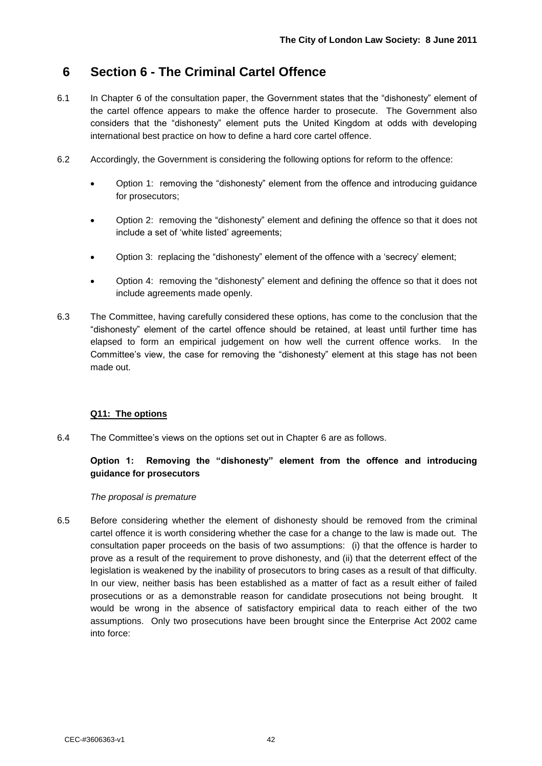# 6 Section 6 - The Criminal Cartel Offence

6.1 In Chapter 6 of the consultation paper, the Government states that the "dishonesty" element of the cartel offence appears to make the offence harder to prosecute. The Government also considers that the "dishonesty" element puts the United Kingdom at odds with developing international best practice on how to define a hard core cartel offence.

6.2 Accordingly, the Government is considering the following options for reform to the offence:

- Option 1: removing the "dishonesty" element from the offence and introducing guidance for prosecutors;
- Option 2: removing the "dishonesty" element and defining the offence so that it does not include a set of 'white listed' agreements;
- Option 3: replacing the "dishonesty" element of the offence with a 'secrecy' element;
- Option 4: removing the "dishonesty" element and defining the offence so that it does not include agreements made openly.

6.3 The Committee, having carefully considered these options, has come to the conclusion that the "dishonesty" element of the cartel offence should be retained, at least until further time has elapsed to form an empirical judgement on how well the current offence works. In the Committee's view, the case for removing the "dishonesty" element at this stage has not been made out.

**Q11: The options**

6.4 The Committee's views on the options set out in Chapter 6 are as follows.

**Option 1: Removing the "dishonesty" element from the offence and introducing guidance for prosecutors**

*The proposal is premature*

6.5 Before considering whether the element of dishonesty should be removed from the criminal cartel offence it is worth considering whether the case for a change to the law is made out. The consultation paper proceeds on the basis of two assumptions: (i) that the offence is harder to prove as a result of the requirement to prove dishonesty, and (ii) that the deterrent effect of the legislation is weakened by the inability of prosecutors to bring cases as a result of that difficulty. In our view, neither basis has been established as a matter of fact as a result either of failed prosecutions or as a demonstrable reason for candidate prosecutions not being brought. It would be wrong in the absence of satisfactory empirical data to reach either of the two assumptions. Only two prosecutions have been brought since the Enterprise Act 2002 came into force: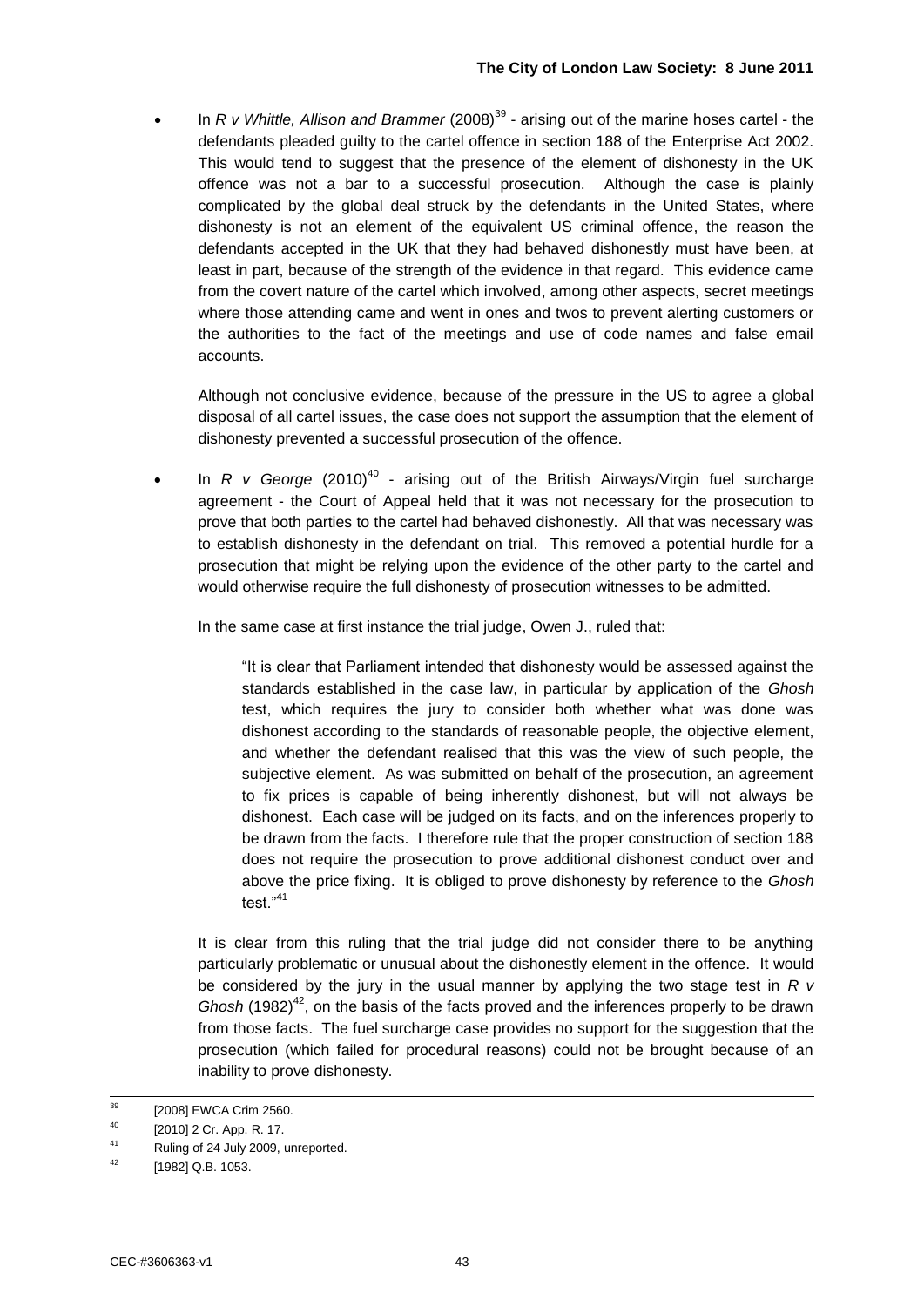- In *R v Whittle, Allison and Brammer* (2008)[39] - arising out of the marine hoses cartel - the defendants pleaded guilty to the cartel offence in section 188 of the Enterprise Act 2002. This would tend to suggest that the presence of the element of dishonesty in the UK offence was not a bar to a successful prosecution. Although the case is plainly complicated by the global deal struck by the defendants in the United States, where dishonesty is not an element of the equivalent US criminal offence, the reason the defendants accepted in the UK that they had behaved dishonestly must have been, at least in part, because of the strength of the evidence in that regard. This evidence came from the covert nature of the cartel which involved, among other aspects, secret meetings where those attending came and went in ones and twos to prevent alerting customers or the authorities to the fact of the meetings and use of code names and false email accounts.

  Although not conclusive evidence, because of the pressure in the US to agree a global disposal of all cartel issues, the case does not support the assumption that the element of dishonesty prevented a successful prosecution of the offence.

- In *R v George* (2010)[40] - arising out of the British Airways/Virgin fuel surcharge agreement - the Court of Appeal held that it was not necessary for the prosecution to prove that both parties to the cartel had behaved dishonestly. All that was necessary was to establish dishonesty in the defendant on trial. This removed a potential hurdle for a prosecution that might be relying upon the evidence of the other party to the cartel and would otherwise require the full dishonesty of prosecution witnesses to be admitted.

  In the same case at first instance the trial judge, Owen J., ruled that:

  > "It is clear that Parliament intended that dishonesty would be assessed against the standards established in the case law, in particular by application of the *Ghosh* test, which requires the jury to consider both whether what was done was dishonest according to the standards of reasonable people, the objective element, and whether the defendant realised that this was the view of such people, the subjective element. As was submitted on behalf of the prosecution, an agreement to fix prices is capable of being inherently dishonest, but will not always be dishonest. Each case will be judged on its facts, and on the inferences properly to be drawn from the facts. I therefore rule that the proper construction of section 188 does not require the prosecution to prove additional dishonest conduct over and above the price fixing. It is obliged to prove dishonesty by reference to the *Ghosh* test."[41]

  It is clear from this ruling that the trial judge did not consider there to be anything particularly problematic or unusual about the dishonestly element in the offence. It would be considered by the jury in the usual manner by applying the two stage test in *R v Ghosh* (1982)[42], on the basis of the facts proved and the inferences properly to be drawn from those facts. The fuel surcharge case provides no support for the suggestion that the prosecution (which failed for procedural reasons) could not be brought because of an inability to prove dishonesty.

---

[39] [2008] EWCA Crim 2560.

[40] [2010] 2 Cr. App. R. 17.

[41] Ruling of 24 July 2009, unreported.

[42] [1982] Q.B. 1053.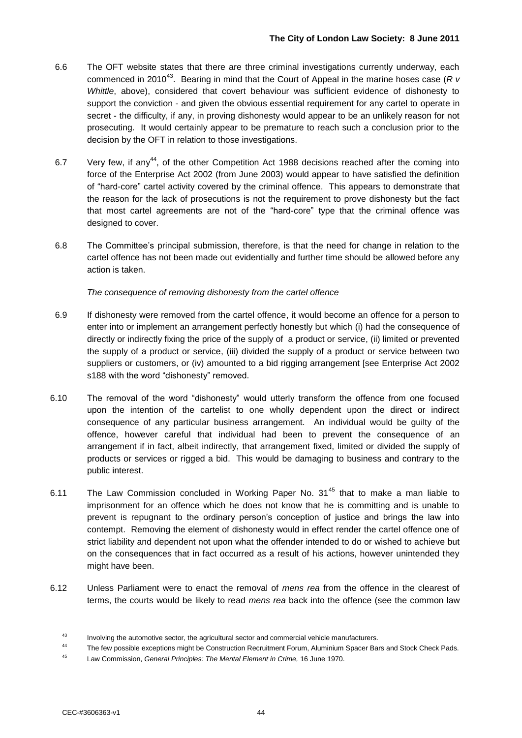6.6 The OFT website states that there are three criminal investigations currently underway, each commenced in 2010[43]. Bearing in mind that the Court of Appeal in the marine hoses case (*R v Whittle*, above), considered that covert behaviour was sufficient evidence of dishonesty to support the conviction - and given the obvious essential requirement for any cartel to operate in secret - the difficulty, if any, in proving dishonesty would appear to be an unlikely reason for not prosecuting. It would certainly appear to be premature to reach such a conclusion prior to the decision by the OFT in relation to those investigations.

6.7 Very few, if any[44], of the other Competition Act 1988 decisions reached after the coming into force of the Enterprise Act 2002 (from June 2003) would appear to have satisfied the definition of "hard-core" cartel activity covered by the criminal offence. This appears to demonstrate that the reason for the lack of prosecutions is not the requirement to prove dishonesty but the fact that most cartel agreements are not of the "hard-core" type that the criminal offence was designed to cover.

6.8 The Committee's principal submission, therefore, is that the need for change in relation to the cartel offence has not been made out evidentially and further time should be allowed before any action is taken.

*The consequence of removing dishonesty from the cartel offence*

6.9 If dishonesty were removed from the cartel offence, it would become an offence for a person to enter into or implement an arrangement perfectly honestly but which (i) had the consequence of directly or indirectly fixing the price of the supply of a product or service, (ii) limited or prevented the supply of a product or service, (iii) divided the supply of a product or service between two suppliers or customers, or (iv) amounted to a bid rigging arrangement [see Enterprise Act 2002 s188 with the word "dishonesty" removed.

6.10 The removal of the word "dishonesty" would utterly transform the offence from one focused upon the intention of the cartelist to one wholly dependent upon the direct or indirect consequence of any particular business arrangement. An individual would be guilty of the offence, however careful that individual had been to prevent the consequence of an arrangement if in fact, albeit indirectly, that arrangement fixed, limited or divided the supply of products or services or rigged a bid. This would be damaging to business and contrary to the public interest.

6.11 The Law Commission concluded in Working Paper No. 31[45] that to make a man liable to imprisonment for an offence which he does not know that he is committing and is unable to prevent is repugnant to the ordinary person's conception of justice and brings the law into contempt. Removing the element of dishonesty would in effect render the cartel offence one of strict liability and dependent not upon what the offender intended to do or wished to achieve but on the consequences that in fact occurred as a result of his actions, however unintended they might have been.

6.12 Unless Parliament were to enact the removal of *mens rea* from the offence in the clearest of terms, the courts would be likely to read *mens rea* back into the offence (see the common law

---

[43] Involving the automotive sector, the agricultural sector and commercial vehicle manufacturers.

[44] The few possible exceptions might be Construction Recruitment Forum, Aluminium Spacer Bars and Stock Check Pads.

[45] Law Commission, *General Principles: The Mental Element in Crime,* 16 June 1970.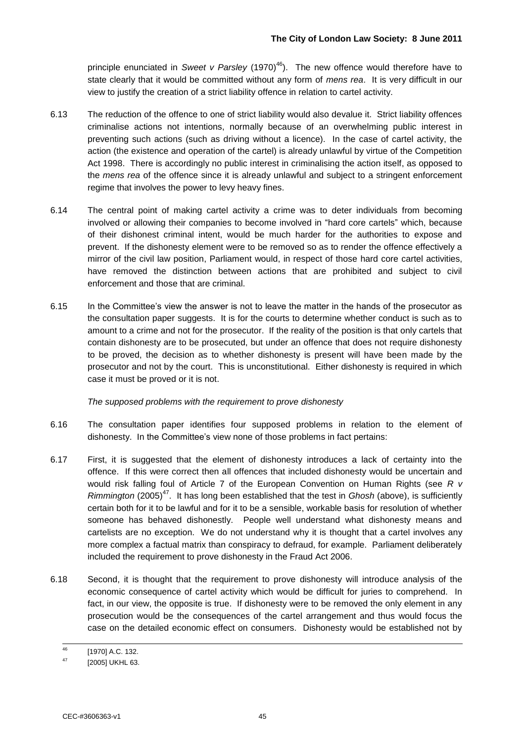principle enunciated in *Sweet v Parsley* (1970)[46]). The new offence would therefore have to state clearly that it would be committed without any form of *mens rea*. It is very difficult in our view to justify the creation of a strict liability offence in relation to cartel activity.

6.13 The reduction of the offence to one of strict liability would also devalue it. Strict liability offences criminalise actions not intentions, normally because of an overwhelming public interest in preventing such actions (such as driving without a licence). In the case of cartel activity, the action (the existence and operation of the cartel) is already unlawful by virtue of the Competition Act 1998. There is accordingly no public interest in criminalising the action itself, as opposed to the *mens rea* of the offence since it is already unlawful and subject to a stringent enforcement regime that involves the power to levy heavy fines.

6.14 The central point of making cartel activity a crime was to deter individuals from becoming involved or allowing their companies to become involved in "hard core cartels" which, because of their dishonest criminal intent, would be much harder for the authorities to expose and prevent. If the dishonesty element were to be removed so as to render the offence effectively a mirror of the civil law position, Parliament would, in respect of those hard core cartel activities, have removed the distinction between actions that are prohibited and subject to civil enforcement and those that are criminal.

6.15 In the Committee's view the answer is not to leave the matter in the hands of the prosecutor as the consultation paper suggests. It is for the courts to determine whether conduct is such as to amount to a crime and not for the prosecutor. If the reality of the position is that only cartels that contain dishonesty are to be prosecuted, but under an offence that does not require dishonesty to be proved, the decision as to whether dishonesty is present will have been made by the prosecutor and not by the court. This is unconstitutional. Either dishonesty is required in which case it must be proved or it is not.

*The supposed problems with the requirement to prove dishonesty*

6.16 The consultation paper identifies four supposed problems in relation to the element of dishonesty. In the Committee's view none of those problems in fact pertains:

6.17 First, it is suggested that the element of dishonesty introduces a lack of certainty into the offence. If this were correct then all offences that included dishonesty would be uncertain and would risk falling foul of Article 7 of the European Convention on Human Rights (see *R v Rimmington* (2005)[47]. It has long been established that the test in *Ghosh* (above), is sufficiently certain both for it to be lawful and for it to be a sensible, workable basis for resolution of whether someone has behaved dishonestly. People well understand what dishonesty means and cartelists are no exception. We do not understand why it is thought that a cartel involves any more complex a factual matrix than conspiracy to defraud, for example. Parliament deliberately included the requirement to prove dishonesty in the Fraud Act 2006.

6.18 Second, it is thought that the requirement to prove dishonesty will introduce analysis of the economic consequence of cartel activity which would be difficult for juries to comprehend. In fact, in our view, the opposite is true. If dishonesty were to be removed the only element in any prosecution would be the consequences of the cartel arrangement and thus would focus the case on the detailed economic effect on consumers. Dishonesty would be established not by

---

[46] [1970] A.C. 132.

[47] [2005] UKHL 63.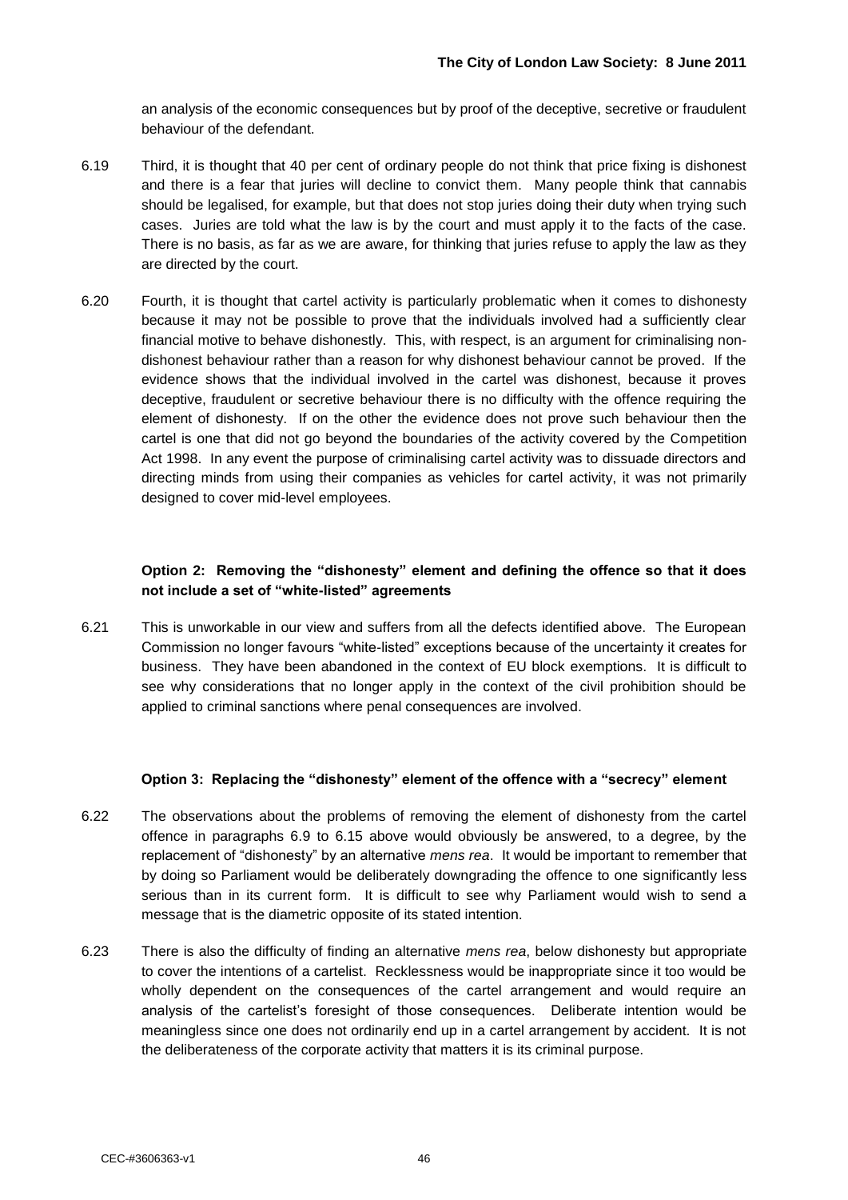an analysis of the economic consequences but by proof of the deceptive, secretive or fraudulent behaviour of the defendant.

6.19 Third, it is thought that 40 per cent of ordinary people do not think that price fixing is dishonest and there is a fear that juries will decline to convict them. Many people think that cannabis should be legalised, for example, but that does not stop juries doing their duty when trying such cases. Juries are told what the law is by the court and must apply it to the facts of the case. There is no basis, as far as we are aware, for thinking that juries refuse to apply the law as they are directed by the court.

6.20 Fourth, it is thought that cartel activity is particularly problematic when it comes to dishonesty because it may not be possible to prove that the individuals involved had a sufficiently clear financial motive to behave dishonestly. This, with respect, is an argument for criminalising non-dishonest behaviour rather than a reason for why dishonest behaviour cannot be proved. If the evidence shows that the individual involved in the cartel was dishonest, because it proves deceptive, fraudulent or secretive behaviour there is no difficulty with the offence requiring the element of dishonesty. If on the other the evidence does not prove such behaviour then the cartel is one that did not go beyond the boundaries of the activity covered by the Competition Act 1998. In any event the purpose of criminalising cartel activity was to dissuade directors and directing minds from using their companies as vehicles for cartel activity, it was not primarily designed to cover mid-level employees.

**Option 2: Removing the "dishonesty" element and defining the offence so that it does not include a set of "white-listed" agreements**

6.21 This is unworkable in our view and suffers from all the defects identified above. The European Commission no longer favours "white-listed" exceptions because of the uncertainty it creates for business. They have been abandoned in the context of EU block exemptions. It is difficult to see why considerations that no longer apply in the context of the civil prohibition should be applied to criminal sanctions where penal consequences are involved.

**Option 3: Replacing the "dishonesty" element of the offence with a "secrecy" element**

6.22 The observations about the problems of removing the element of dishonesty from the cartel offence in paragraphs 6.9 to 6.15 above would obviously be answered, to a degree, by the replacement of "dishonesty" by an alternative *mens rea*. It would be important to remember that by doing so Parliament would be deliberately downgrading the offence to one significantly less serious than in its current form. It is difficult to see why Parliament would wish to send a message that is the diametric opposite of its stated intention.

6.23 There is also the difficulty of finding an alternative *mens rea*, below dishonesty but appropriate to cover the intentions of a cartelist. Recklessness would be inappropriate since it too would be wholly dependent on the consequences of the cartel arrangement and would require an analysis of the cartelist's foresight of those consequences. Deliberate intention would be meaningless since one does not ordinarily end up in a cartel arrangement by accident. It is not the deliberateness of the corporate activity that matters it is its criminal purpose.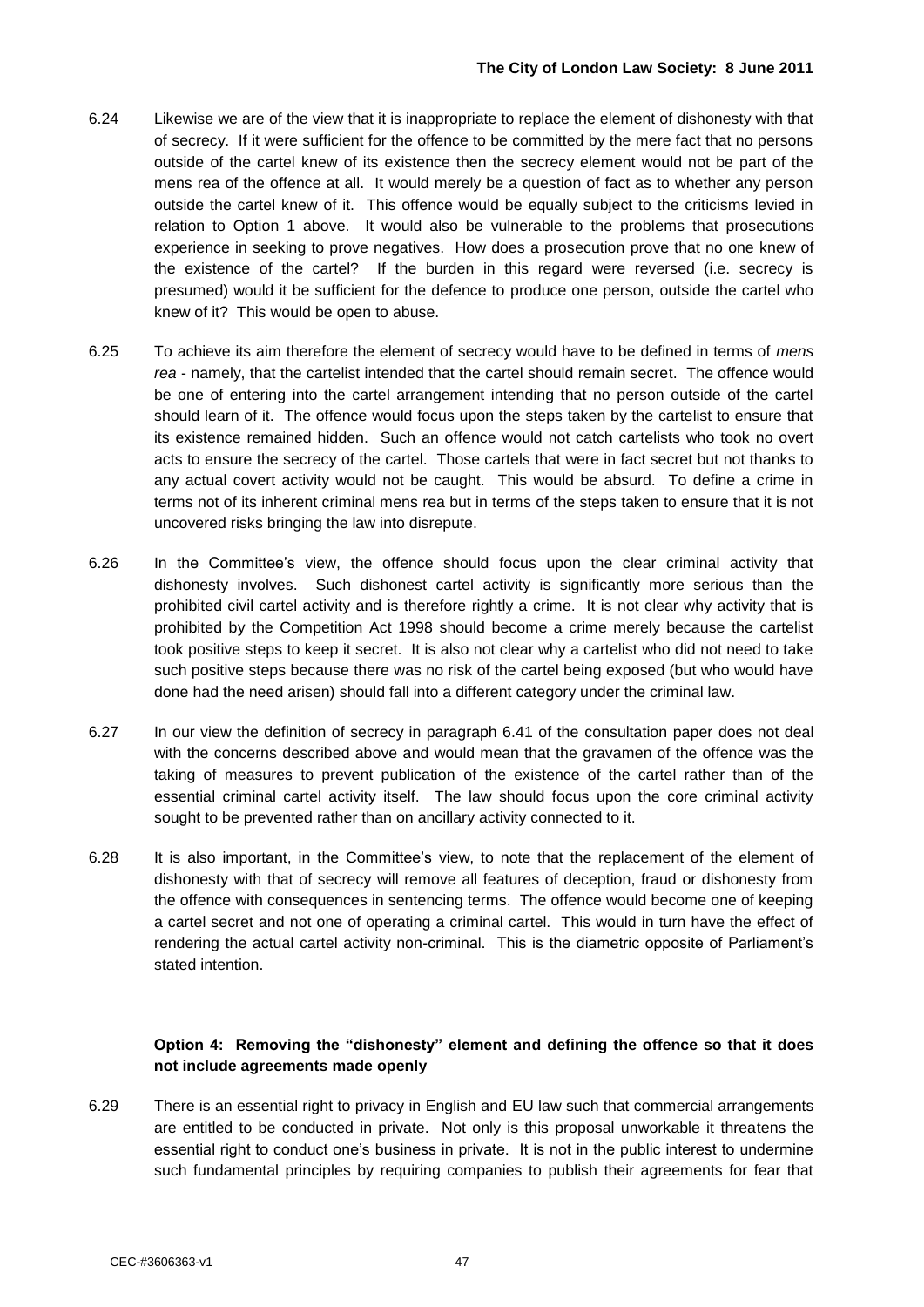6.24 Likewise we are of the view that it is inappropriate to replace the element of dishonesty with that of secrecy. If it were sufficient for the offence to be committed by the mere fact that no persons outside of the cartel knew of its existence then the secrecy element would not be part of the mens rea of the offence at all. It would merely be a question of fact as to whether any person outside the cartel knew of it. This offence would be equally subject to the criticisms levied in relation to Option 1 above. It would also be vulnerable to the problems that prosecutions experience in seeking to prove negatives. How does a prosecution prove that no one knew of the existence of the cartel? If the burden in this regard were reversed (i.e. secrecy is presumed) would it be sufficient for the defence to produce one person, outside the cartel who knew of it? This would be open to abuse.

6.25 To achieve its aim therefore the element of secrecy would have to be defined in terms of *mens rea* - namely, that the cartelist intended that the cartel should remain secret. The offence would be one of entering into the cartel arrangement intending that no person outside of the cartel should learn of it. The offence would focus upon the steps taken by the cartelist to ensure that its existence remained hidden. Such an offence would not catch cartelists who took no overt acts to ensure the secrecy of the cartel. Those cartels that were in fact secret but not thanks to any actual covert activity would not be caught. This would be absurd. To define a crime in terms not of its inherent criminal mens rea but in terms of the steps taken to ensure that it is not uncovered risks bringing the law into disrepute.

6.26 In the Committee's view, the offence should focus upon the clear criminal activity that dishonesty involves. Such dishonest cartel activity is significantly more serious than the prohibited civil cartel activity and is therefore rightly a crime. It is not clear why activity that is prohibited by the Competition Act 1998 should become a crime merely because the cartelist took positive steps to keep it secret. It is also not clear why a cartelist who did not need to take such positive steps because there was no risk of the cartel being exposed (but who would have done had the need arisen) should fall into a different category under the criminal law.

6.27 In our view the definition of secrecy in paragraph 6.41 of the consultation paper does not deal with the concerns described above and would mean that the gravamen of the offence was the taking of measures to prevent publication of the existence of the cartel rather than of the essential criminal cartel activity itself. The law should focus upon the core criminal activity sought to be prevented rather than on ancillary activity connected to it.

6.28 It is also important, in the Committee's view, to note that the replacement of the element of dishonesty with that of secrecy will remove all features of deception, fraud or dishonesty from the offence with consequences in sentencing terms. The offence would become one of keeping a cartel secret and not one of operating a criminal cartel. This would in turn have the effect of rendering the actual cartel activity non-criminal. This is the diametric opposite of Parliament's stated intention.

**Option 4: Removing the "dishonesty" element and defining the offence so that it does not include agreements made openly**

6.29 There is an essential right to privacy in English and EU law such that commercial arrangements are entitled to be conducted in private. Not only is this proposal unworkable it threatens the essential right to conduct one's business in private. It is not in the public interest to undermine such fundamental principles by requiring companies to publish their agreements for fear that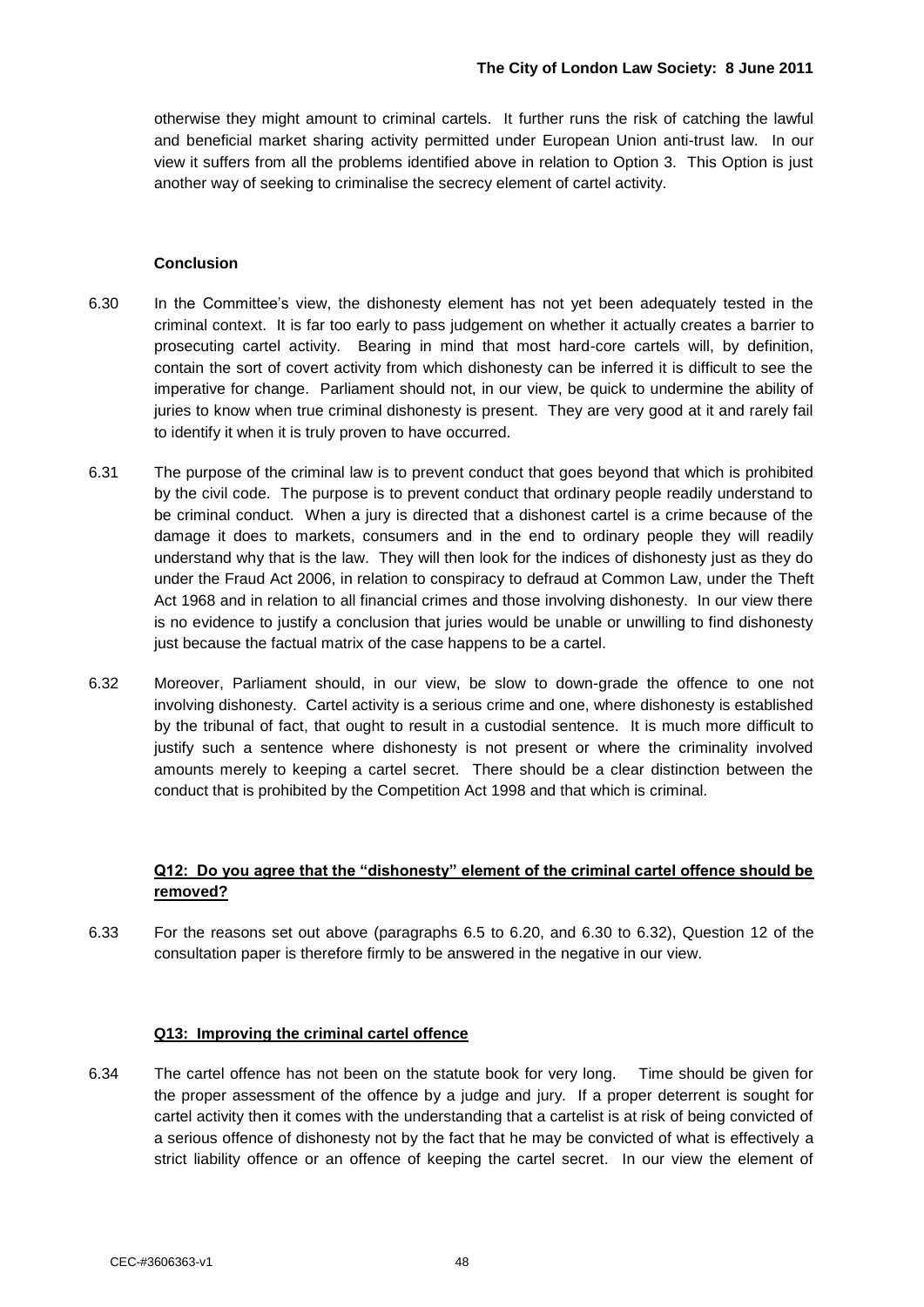otherwise they might amount to criminal cartels. It further runs the risk of catching the lawful and beneficial market sharing activity permitted under European Union anti-trust law. In our view it suffers from all the problems identified above in relation to Option 3. This Option is just another way of seeking to criminalise the secrecy element of cartel activity.

**Conclusion**

6.30 In the Committee's view, the dishonesty element has not yet been adequately tested in the criminal context. It is far too early to pass judgement on whether it actually creates a barrier to prosecuting cartel activity. Bearing in mind that most hard-core cartels will, by definition, contain the sort of covert activity from which dishonesty can be inferred it is difficult to see the imperative for change. Parliament should not, in our view, be quick to undermine the ability of juries to know when true criminal dishonesty is present. They are very good at it and rarely fail to identify it when it is truly proven to have occurred.

6.31 The purpose of the criminal law is to prevent conduct that goes beyond that which is prohibited by the civil code. The purpose is to prevent conduct that ordinary people readily understand to be criminal conduct. When a jury is directed that a dishonest cartel is a crime because of the damage it does to markets, consumers and in the end to ordinary people they will readily understand why that is the law. They will then look for the indices of dishonesty just as they do under the Fraud Act 2006, in relation to conspiracy to defraud at Common Law, under the Theft Act 1968 and in relation to all financial crimes and those involving dishonesty. In our view there is no evidence to justify a conclusion that juries would be unable or unwilling to find dishonesty just because the factual matrix of the case happens to be a cartel.

6.32 Moreover, Parliament should, in our view, be slow to down-grade the offence to one not involving dishonesty. Cartel activity is a serious crime and one, where dishonesty is established by the tribunal of fact, that ought to result in a custodial sentence. It is much more difficult to justify such a sentence where dishonesty is not present or where the criminality involved amounts merely to keeping a cartel secret. There should be a clear distinction between the conduct that is prohibited by the Competition Act 1998 and that which is criminal.

**Q12: Do you agree that the "dishonesty" element of the criminal cartel offence should be removed?**

6.33 For the reasons set out above (paragraphs 6.5 to 6.20, and 6.30 to 6.32), Question 12 of the consultation paper is therefore firmly to be answered in the negative in our view.

**Q13: Improving the criminal cartel offence**

6.34 The cartel offence has not been on the statute book for very long. Time should be given for the proper assessment of the offence by a judge and jury. If a proper deterrent is sought for cartel activity then it comes with the understanding that a cartelist is at risk of being convicted of a serious offence of dishonesty not by the fact that he may be convicted of what is effectively a strict liability offence or an offence of keeping the cartel secret. In our view the element of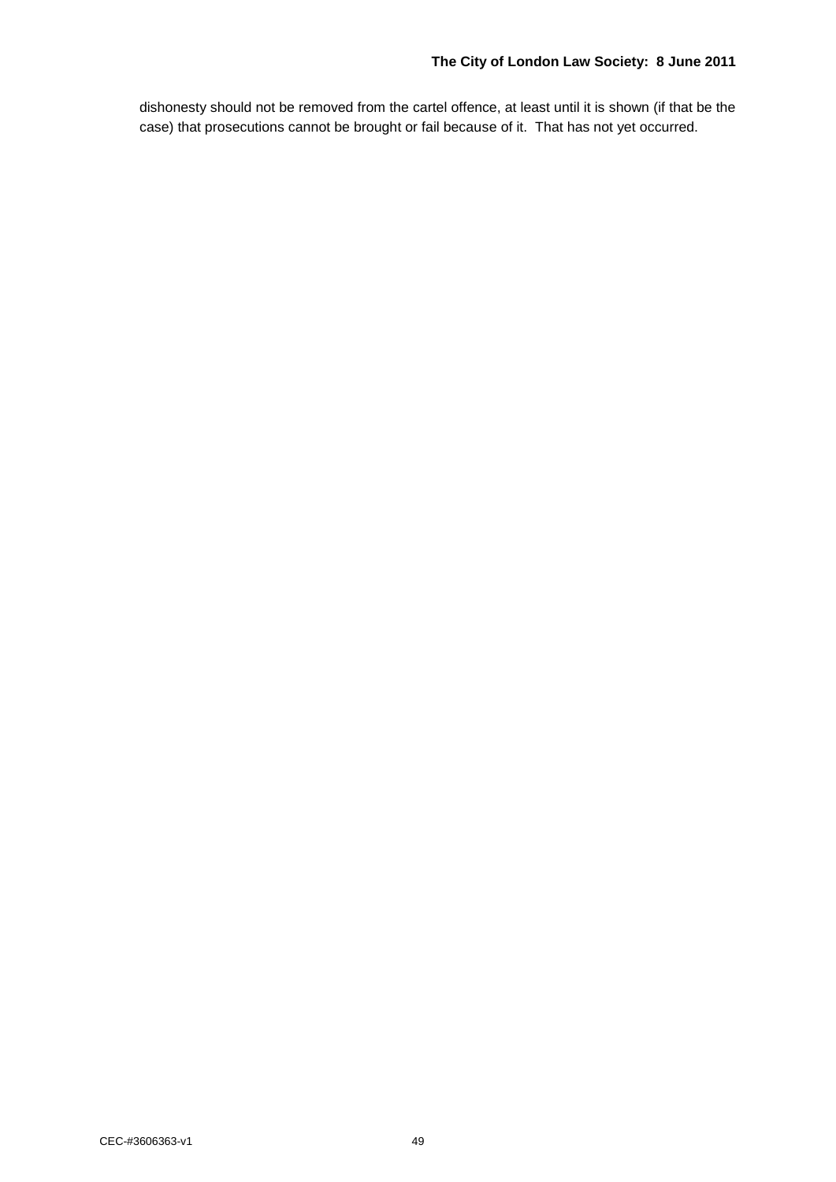dishonesty should not be removed from the cartel offence, at least until it is shown (if that be the case) that prosecutions cannot be brought or fail because of it. That has not yet occurred.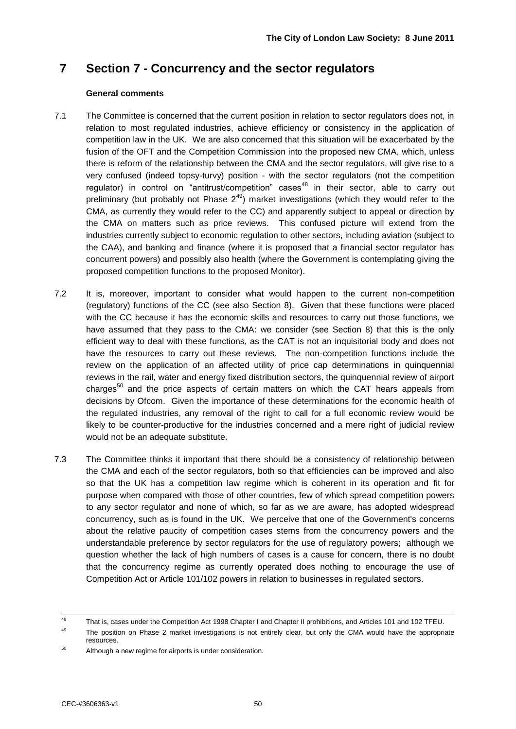# 7 Section 7 - Concurrency and the sector regulators

**General comments**

7.1 The Committee is concerned that the current position in relation to sector regulators does not, in relation to most regulated industries, achieve efficiency or consistency in the application of competition law in the UK. We are also concerned that this situation will be exacerbated by the fusion of the OFT and the Competition Commission into the proposed new CMA, which, unless there is reform of the relationship between the CMA and the sector regulators, will give rise to a very confused (indeed topsy-turvy) position - with the sector regulators (not the competition regulator) in control on "antitrust/competition" cases[48] in their sector, able to carry out preliminary (but probably not Phase 2[49]) market investigations (which they would refer to the CMA, as currently they would refer to the CC) and apparently subject to appeal or direction by the CMA on matters such as price reviews. This confused picture will extend from the industries currently subject to economic regulation to other sectors, including aviation (subject to the CAA), and banking and finance (where it is proposed that a financial sector regulator has concurrent powers) and possibly also health (where the Government is contemplating giving the proposed competition functions to the proposed Monitor).

7.2 It is, moreover, important to consider what would happen to the current non-competition (regulatory) functions of the CC (see also Section 8). Given that these functions were placed with the CC because it has the economic skills and resources to carry out those functions, we have assumed that they pass to the CMA: we consider (see Section 8) that this is the only efficient way to deal with these functions, as the CAT is not an inquisitorial body and does not have the resources to carry out these reviews. The non-competition functions include the review on the application of an affected utility of price cap determinations in quinquennial reviews in the rail, water and energy fixed distribution sectors, the quinquennial review of airport charges[50] and the price aspects of certain matters on which the CAT hears appeals from decisions by Ofcom. Given the importance of these determinations for the economic health of the regulated industries, any removal of the right to call for a full economic review would be likely to be counter-productive for the industries concerned and a mere right of judicial review would not be an adequate substitute.

7.3 The Committee thinks it important that there should be a consistency of relationship between the CMA and each of the sector regulators, both so that efficiencies can be improved and also so that the UK has a competition law regime which is coherent in its operation and fit for purpose when compared with those of other countries, few of which spread competition powers to any sector regulator and none of which, so far as we are aware, has adopted widespread concurrency, such as is found in the UK. We perceive that one of the Government's concerns about the relative paucity of competition cases stems from the concurrency powers and the understandable preference by sector regulators for the use of regulatory powers; although we question whether the lack of high numbers of cases is a cause for concern, there is no doubt that the concurrency regime as currently operated does nothing to encourage the use of Competition Act or Article 101/102 powers in relation to businesses in regulated sectors.

---

[48] That is, cases under the Competition Act 1998 Chapter I and Chapter II prohibitions, and Articles 101 and 102 TFEU.

[49] The position on Phase 2 market investigations is not entirely clear, but only the CMA would have the appropriate resources.

[50] Although a new regime for airports is under consideration.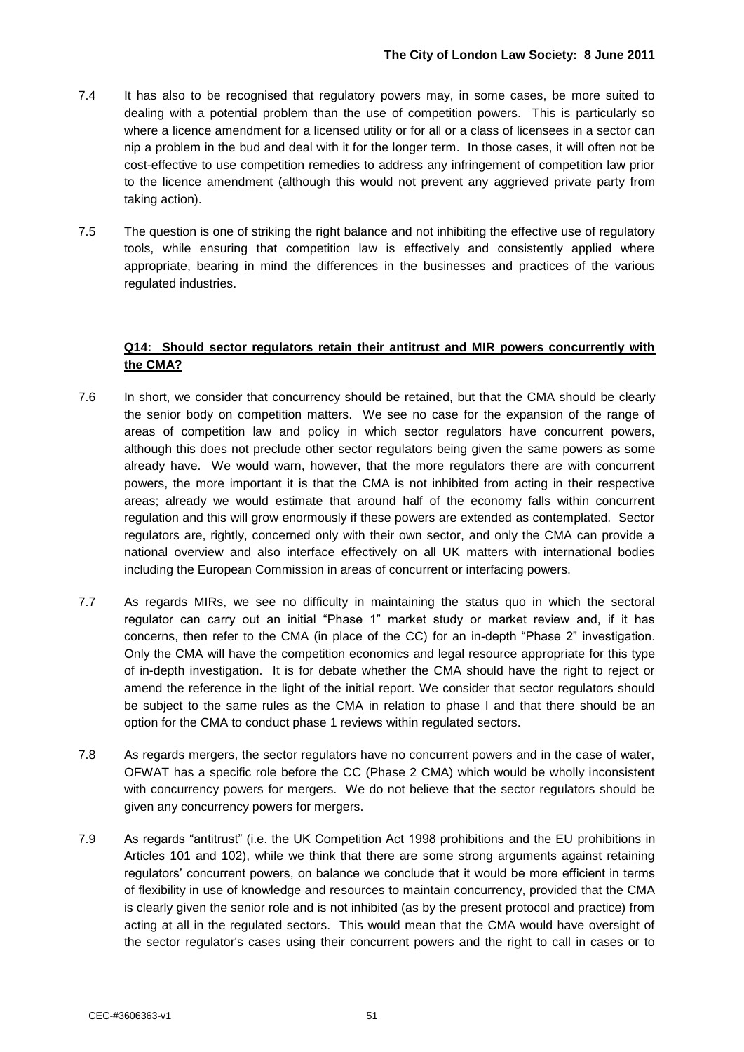7.4 It has also to be recognised that regulatory powers may, in some cases, be more suited to dealing with a potential problem than the use of competition powers. This is particularly so where a licence amendment for a licensed utility or for all or a class of licensees in a sector can nip a problem in the bud and deal with it for the longer term. In those cases, it will often not be cost-effective to use competition remedies to address any infringement of competition law prior to the licence amendment (although this would not prevent any aggrieved private party from taking action).

7.5 The question is one of striking the right balance and not inhibiting the effective use of regulatory tools, while ensuring that competition law is effectively and consistently applied where appropriate, bearing in mind the differences in the businesses and practices of the various regulated industries.

**Q14: Should sector regulators retain their antitrust and MIR powers concurrently with the CMA?**

7.6 In short, we consider that concurrency should be retained, but that the CMA should be clearly the senior body on competition matters. We see no case for the expansion of the range of areas of competition law and policy in which sector regulators have concurrent powers, although this does not preclude other sector regulators being given the same powers as some already have. We would warn, however, that the more regulators there are with concurrent powers, the more important it is that the CMA is not inhibited from acting in their respective areas; already we would estimate that around half of the economy falls within concurrent regulation and this will grow enormously if these powers are extended as contemplated. Sector regulators are, rightly, concerned only with their own sector, and only the CMA can provide a national overview and also interface effectively on all UK matters with international bodies including the European Commission in areas of concurrent or interfacing powers.

7.7 As regards MIRs, we see no difficulty in maintaining the status quo in which the sectoral regulator can carry out an initial "Phase 1" market study or market review and, if it has concerns, then refer to the CMA (in place of the CC) for an in-depth "Phase 2" investigation. Only the CMA will have the competition economics and legal resource appropriate for this type of in-depth investigation. It is for debate whether the CMA should have the right to reject or amend the reference in the light of the initial report. We consider that sector regulators should be subject to the same rules as the CMA in relation to phase I and that there should be an option for the CMA to conduct phase 1 reviews within regulated sectors.

7.8 As regards mergers, the sector regulators have no concurrent powers and in the case of water, OFWAT has a specific role before the CC (Phase 2 CMA) which would be wholly inconsistent with concurrency powers for mergers. We do not believe that the sector regulators should be given any concurrency powers for mergers.

7.9 As regards "antitrust" (i.e. the UK Competition Act 1998 prohibitions and the EU prohibitions in Articles 101 and 102), while we think that there are some strong arguments against retaining regulators' concurrent powers, on balance we conclude that it would be more efficient in terms of flexibility in use of knowledge and resources to maintain concurrency, provided that the CMA is clearly given the senior role and is not inhibited (as by the present protocol and practice) from acting at all in the regulated sectors. This would mean that the CMA would have oversight of the sector regulator's cases using their concurrent powers and the right to call in cases or to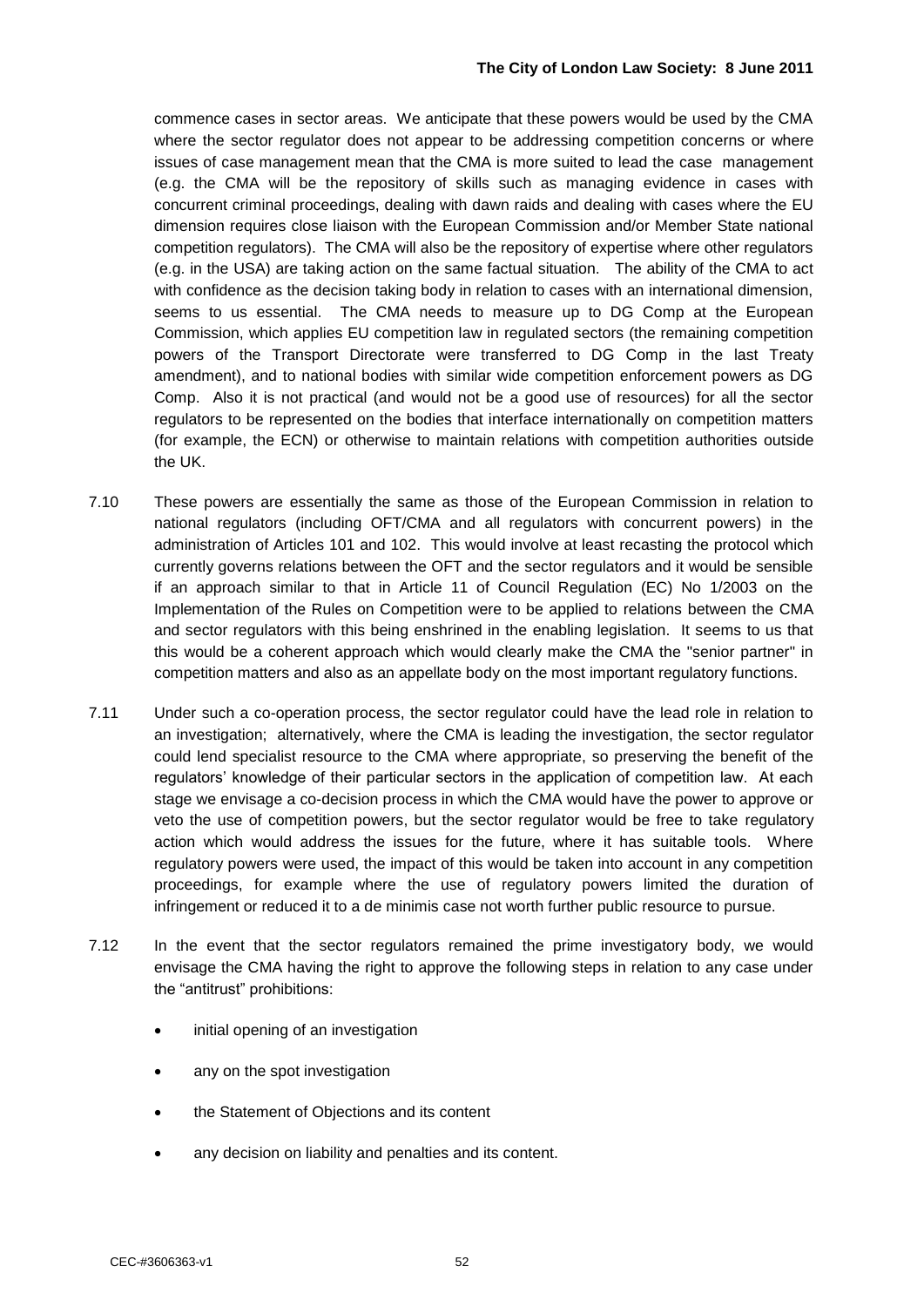commence cases in sector areas. We anticipate that these powers would be used by the CMA where the sector regulator does not appear to be addressing competition concerns or where issues of case management mean that the CMA is more suited to lead the case management (e.g. the CMA will be the repository of skills such as managing evidence in cases with concurrent criminal proceedings, dealing with dawn raids and dealing with cases where the EU dimension requires close liaison with the European Commission and/or Member State national competition regulators). The CMA will also be the repository of expertise where other regulators (e.g. in the USA) are taking action on the same factual situation. The ability of the CMA to act with confidence as the decision taking body in relation to cases with an international dimension, seems to us essential. The CMA needs to measure up to DG Comp at the European Commission, which applies EU competition law in regulated sectors (the remaining competition powers of the Transport Directorate were transferred to DG Comp in the last Treaty amendment), and to national bodies with similar wide competition enforcement powers as DG Comp. Also it is not practical (and would not be a good use of resources) for all the sector regulators to be represented on the bodies that interface internationally on competition matters (for example, the ECN) or otherwise to maintain relations with competition authorities outside the UK.

7.10 These powers are essentially the same as those of the European Commission in relation to national regulators (including OFT/CMA and all regulators with concurrent powers) in the administration of Articles 101 and 102. This would involve at least recasting the protocol which currently governs relations between the OFT and the sector regulators and it would be sensible if an approach similar to that in Article 11 of Council Regulation (EC) No 1/2003 on the Implementation of the Rules on Competition were to be applied to relations between the CMA and sector regulators with this being enshrined in the enabling legislation. It seems to us that this would be a coherent approach which would clearly make the CMA the "senior partner" in competition matters and also as an appellate body on the most important regulatory functions.

7.11 Under such a co-operation process, the sector regulator could have the lead role in relation to an investigation; alternatively, where the CMA is leading the investigation, the sector regulator could lend specialist resource to the CMA where appropriate, so preserving the benefit of the regulators' knowledge of their particular sectors in the application of competition law. At each stage we envisage a co-decision process in which the CMA would have the power to approve or veto the use of competition powers, but the sector regulator would be free to take regulatory action which would address the issues for the future, where it has suitable tools. Where regulatory powers were used, the impact of this would be taken into account in any competition proceedings, for example where the use of regulatory powers limited the duration of infringement or reduced it to a de minimis case not worth further public resource to pursue.

7.12 In the event that the sector regulators remained the prime investigatory body, we would envisage the CMA having the right to approve the following steps in relation to any case under the "antitrust" prohibitions:

- initial opening of an investigation
- any on the spot investigation
- the Statement of Objections and its content
- any decision on liability and penalties and its content.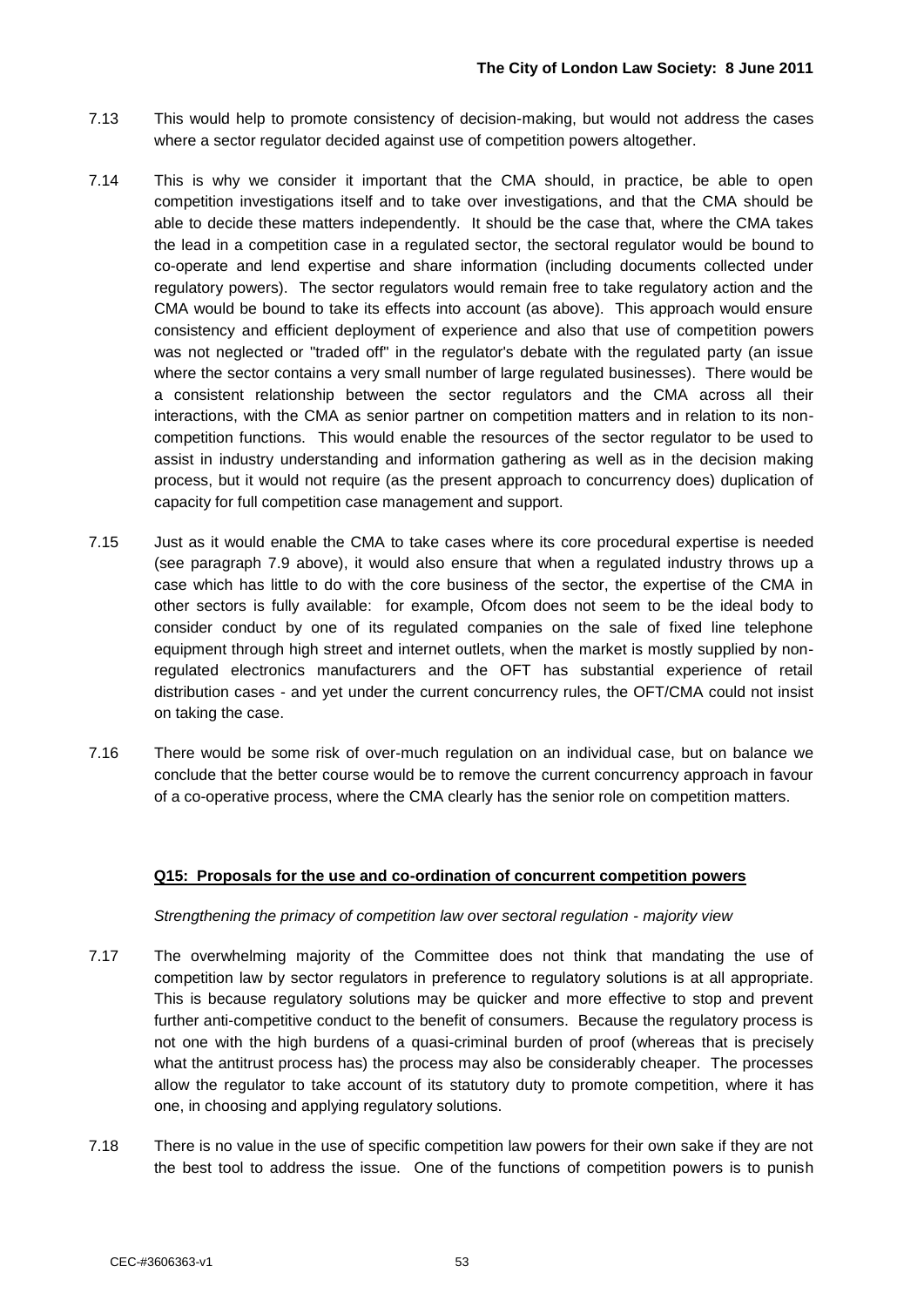7.13 This would help to promote consistency of decision-making, but would not address the cases where a sector regulator decided against use of competition powers altogether.

7.14 This is why we consider it important that the CMA should, in practice, be able to open competition investigations itself and to take over investigations, and that the CMA should be able to decide these matters independently. It should be the case that, where the CMA takes the lead in a competition case in a regulated sector, the sectoral regulator would be bound to co-operate and lend expertise and share information (including documents collected under regulatory powers). The sector regulators would remain free to take regulatory action and the CMA would be bound to take its effects into account (as above). This approach would ensure consistency and efficient deployment of experience and also that use of competition powers was not neglected or "traded off" in the regulator's debate with the regulated party (an issue where the sector contains a very small number of large regulated businesses). There would be a consistent relationship between the sector regulators and the CMA across all their interactions, with the CMA as senior partner on competition matters and in relation to its non-competition functions. This would enable the resources of the sector regulator to be used to assist in industry understanding and information gathering as well as in the decision making process, but it would not require (as the present approach to concurrency does) duplication of capacity for full competition case management and support.

7.15 Just as it would enable the CMA to take cases where its core procedural expertise is needed (see paragraph 7.9 above), it would also ensure that when a regulated industry throws up a case which has little to do with the core business of the sector, the expertise of the CMA in other sectors is fully available: for example, Ofcom does not seem to be the ideal body to consider conduct by one of its regulated companies on the sale of fixed line telephone equipment through high street and internet outlets, when the market is mostly supplied by non-regulated electronics manufacturers and the OFT has substantial experience of retail distribution cases - and yet under the current concurrency rules, the OFT/CMA could not insist on taking the case.

7.16 There would be some risk of over-much regulation on an individual case, but on balance we conclude that the better course would be to remove the current concurrency approach in favour of a co-operative process, where the CMA clearly has the senior role on competition matters.

**Q15: Proposals for the use and co-ordination of concurrent competition powers**

*Strengthening the primacy of competition law over sectoral regulation - majority view*

7.17 The overwhelming majority of the Committee does not think that mandating the use of competition law by sector regulators in preference to regulatory solutions is at all appropriate. This is because regulatory solutions may be quicker and more effective to stop and prevent further anti-competitive conduct to the benefit of consumers. Because the regulatory process is not one with the high burdens of a quasi-criminal burden of proof (whereas that is precisely what the antitrust process has) the process may also be considerably cheaper. The processes allow the regulator to take account of its statutory duty to promote competition, where it has one, in choosing and applying regulatory solutions.

7.18 There is no value in the use of specific competition law powers for their own sake if they are not the best tool to address the issue. One of the functions of competition powers is to punish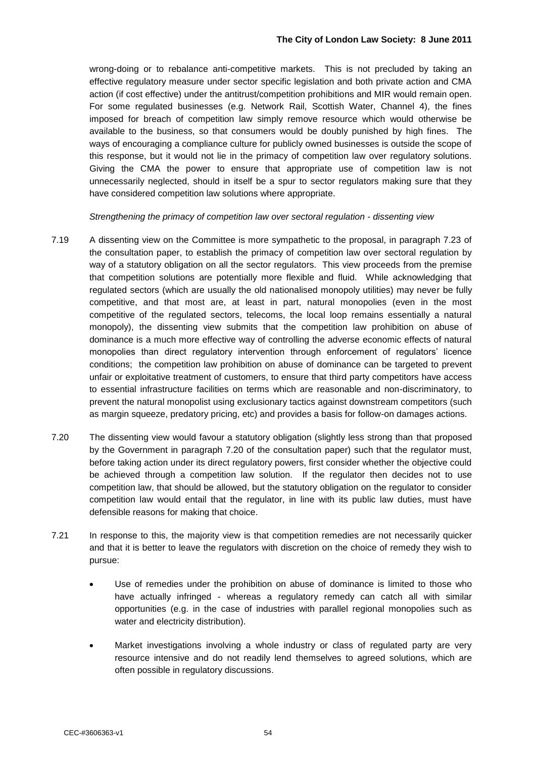wrong-doing or to rebalance anti-competitive markets. This is not precluded by taking an effective regulatory measure under sector specific legislation and both private action and CMA action (if cost effective) under the antitrust/competition prohibitions and MIR would remain open. For some regulated businesses (e.g. Network Rail, Scottish Water, Channel 4), the fines imposed for breach of competition law simply remove resource which would otherwise be available to the business, so that consumers would be doubly punished by high fines. The ways of encouraging a compliance culture for publicly owned businesses is outside the scope of this response, but it would not lie in the primacy of competition law over regulatory solutions. Giving the CMA the power to ensure that appropriate use of competition law is not unnecessarily neglected, should in itself be a spur to sector regulators making sure that they have considered competition law solutions where appropriate.

*Strengthening the primacy of competition law over sectoral regulation - dissenting view*

7.19 A dissenting view on the Committee is more sympathetic to the proposal, in paragraph 7.23 of the consultation paper, to establish the primacy of competition law over sectoral regulation by way of a statutory obligation on all the sector regulators. This view proceeds from the premise that competition solutions are potentially more flexible and fluid. While acknowledging that regulated sectors (which are usually the old nationalised monopoly utilities) may never be fully competitive, and that most are, at least in part, natural monopolies (even in the most competitive of the regulated sectors, telecoms, the local loop remains essentially a natural monopoly), the dissenting view submits that the competition law prohibition on abuse of dominance is a much more effective way of controlling the adverse economic effects of natural monopolies than direct regulatory intervention through enforcement of regulators' licence conditions; the competition law prohibition on abuse of dominance can be targeted to prevent unfair or exploitative treatment of customers, to ensure that third party competitors have access to essential infrastructure facilities on terms which are reasonable and non-discriminatory, to prevent the natural monopolist using exclusionary tactics against downstream competitors (such as margin squeeze, predatory pricing, etc) and provides a basis for follow-on damages actions.

7.20 The dissenting view would favour a statutory obligation (slightly less strong than that proposed by the Government in paragraph 7.20 of the consultation paper) such that the regulator must, before taking action under its direct regulatory powers, first consider whether the objective could be achieved through a competition law solution. If the regulator then decides not to use competition law, that should be allowed, but the statutory obligation on the regulator to consider competition law would entail that the regulator, in line with its public law duties, must have defensible reasons for making that choice.

7.21 In response to this, the majority view is that competition remedies are not necessarily quicker and that it is better to leave the regulators with discretion on the choice of remedy they wish to pursue:

- Use of remedies under the prohibition on abuse of dominance is limited to those who have actually infringed - whereas a regulatory remedy can catch all with similar opportunities (e.g. in the case of industries with parallel regional monopolies such as water and electricity distribution).
- Market investigations involving a whole industry or class of regulated party are very resource intensive and do not readily lend themselves to agreed solutions, which are often possible in regulatory discussions.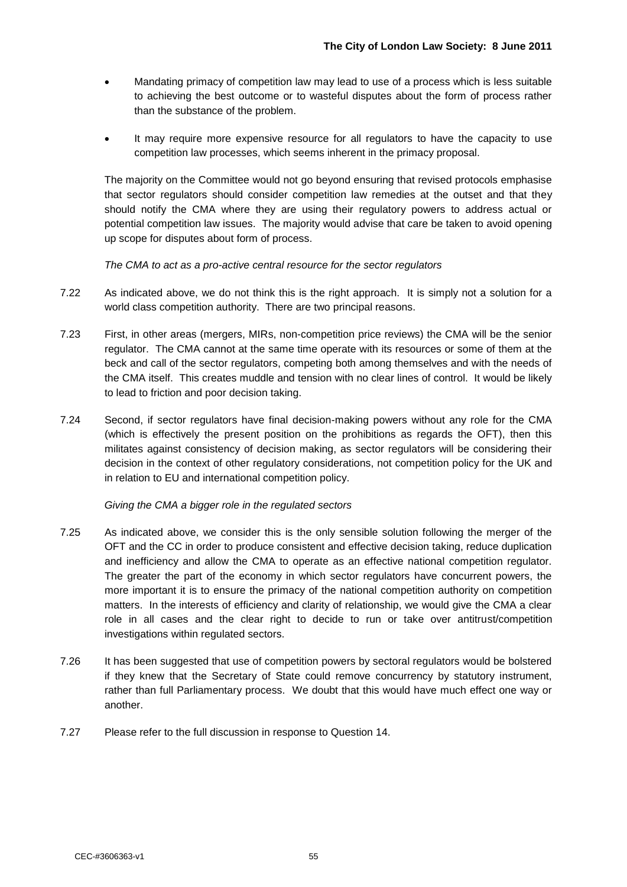- Mandating primacy of competition law may lead to use of a process which is less suitable to achieving the best outcome or to wasteful disputes about the form of process rather than the substance of the problem.

- It may require more expensive resource for all regulators to have the capacity to use competition law processes, which seems inherent in the primacy proposal.

The majority on the Committee would not go beyond ensuring that revised protocols emphasise that sector regulators should consider competition law remedies at the outset and that they should notify the CMA where they are using their regulatory powers to address actual or potential competition law issues. The majority would advise that care be taken to avoid opening up scope for disputes about form of process.

*The CMA to act as a pro-active central resource for the sector regulators*

7.22 As indicated above, we do not think this is the right approach. It is simply not a solution for a world class competition authority. There are two principal reasons.

7.23 First, in other areas (mergers, MIRs, non-competition price reviews) the CMA will be the senior regulator. The CMA cannot at the same time operate with its resources or some of them at the beck and call of the sector regulators, competing both among themselves and with the needs of the CMA itself. This creates muddle and tension with no clear lines of control. It would be likely to lead to friction and poor decision taking.

7.24 Second, if sector regulators have final decision-making powers without any role for the CMA (which is effectively the present position on the prohibitions as regards the OFT), then this militates against consistency of decision making, as sector regulators will be considering their decision in the context of other regulatory considerations, not competition policy for the UK and in relation to EU and international competition policy.

*Giving the CMA a bigger role in the regulated sectors*

7.25 As indicated above, we consider this is the only sensible solution following the merger of the OFT and the CC in order to produce consistent and effective decision taking, reduce duplication and inefficiency and allow the CMA to operate as an effective national competition regulator. The greater the part of the economy in which sector regulators have concurrent powers, the more important it is to ensure the primacy of the national competition authority on competition matters. In the interests of efficiency and clarity of relationship, we would give the CMA a clear role in all cases and the clear right to decide to run or take over antitrust/competition investigations within regulated sectors.

7.26 It has been suggested that use of competition powers by sectoral regulators would be bolstered if they knew that the Secretary of State could remove concurrency by statutory instrument, rather than full Parliamentary process. We doubt that this would have much effect one way or another.

7.27 Please refer to the full discussion in response to Question 14.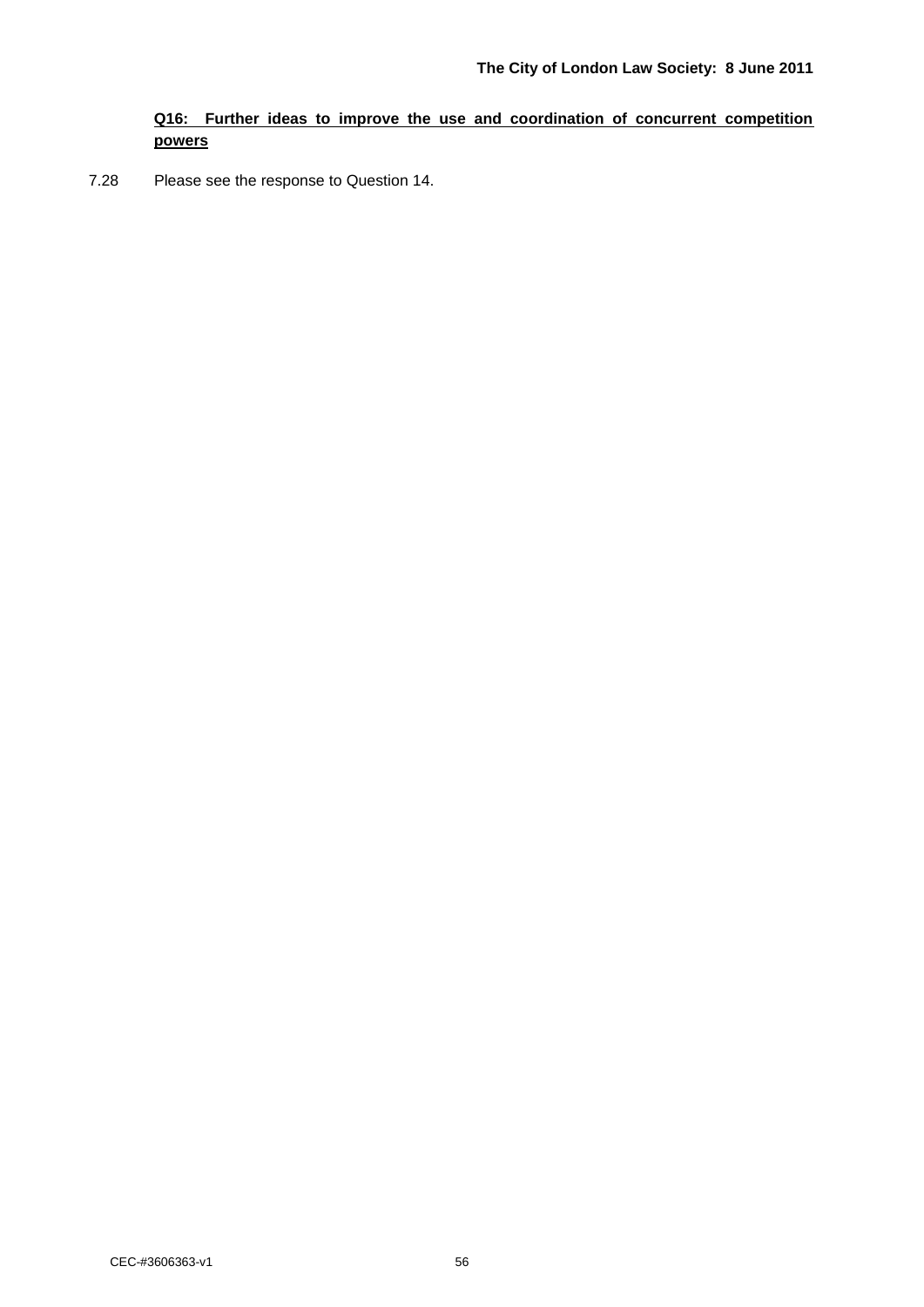**<u>Q16: Further ideas to improve the use and coordination of concurrent competition powers</u>**

7.28 Please see the response to Question 14.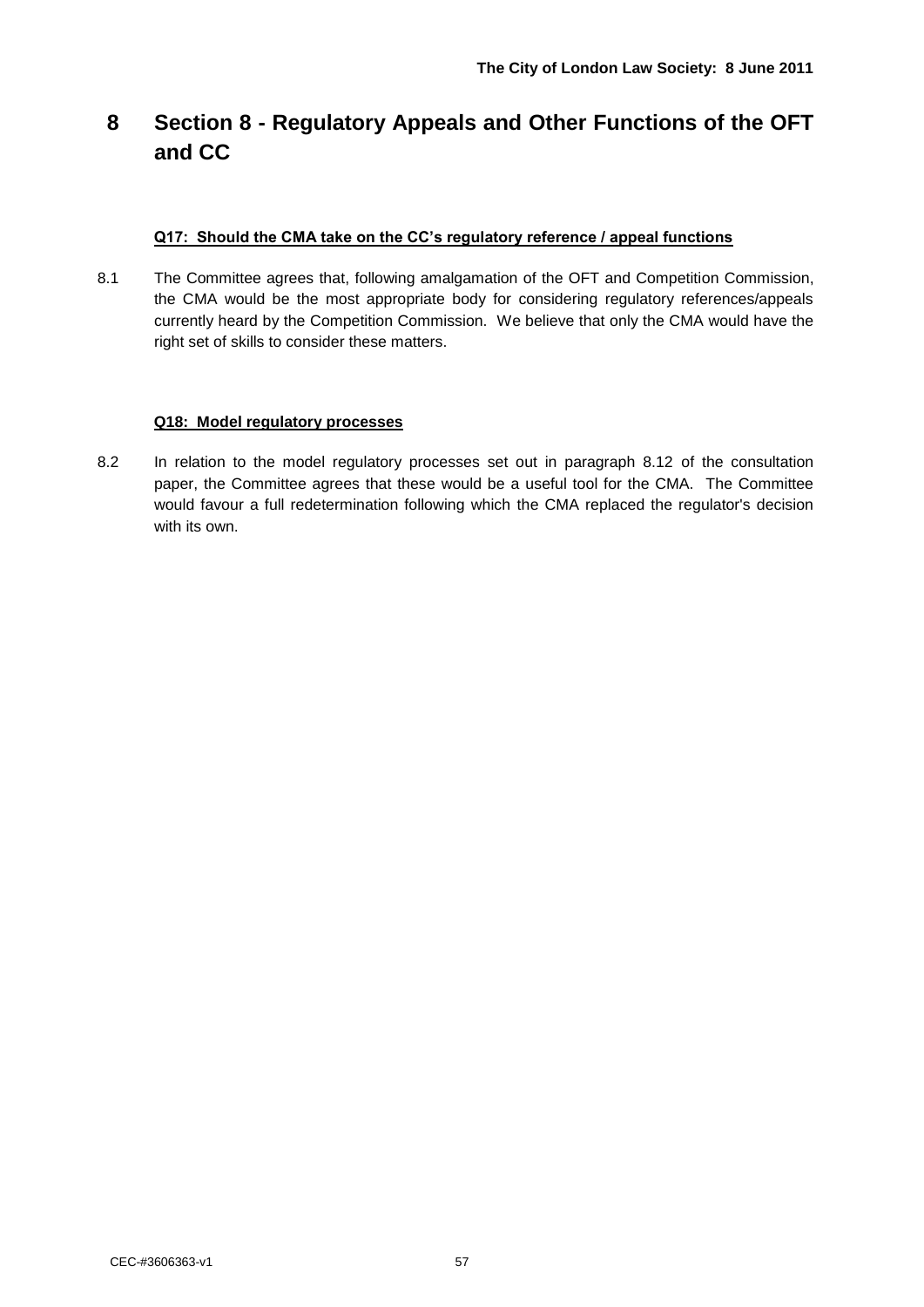# 8 Section 8 - Regulatory Appeals and Other Functions of the OFT and CC

**Q17: Should the CMA take on the CC's regulatory reference / appeal functions**

8.1 The Committee agrees that, following amalgamation of the OFT and Competition Commission, the CMA would be the most appropriate body for considering regulatory references/appeals currently heard by the Competition Commission. We believe that only the CMA would have the right set of skills to consider these matters.

**Q18: Model regulatory processes**

8.2 In relation to the model regulatory processes set out in paragraph 8.12 of the consultation paper, the Committee agrees that these would be a useful tool for the CMA. The Committee would favour a full redetermination following which the CMA replaced the regulator's decision with its own.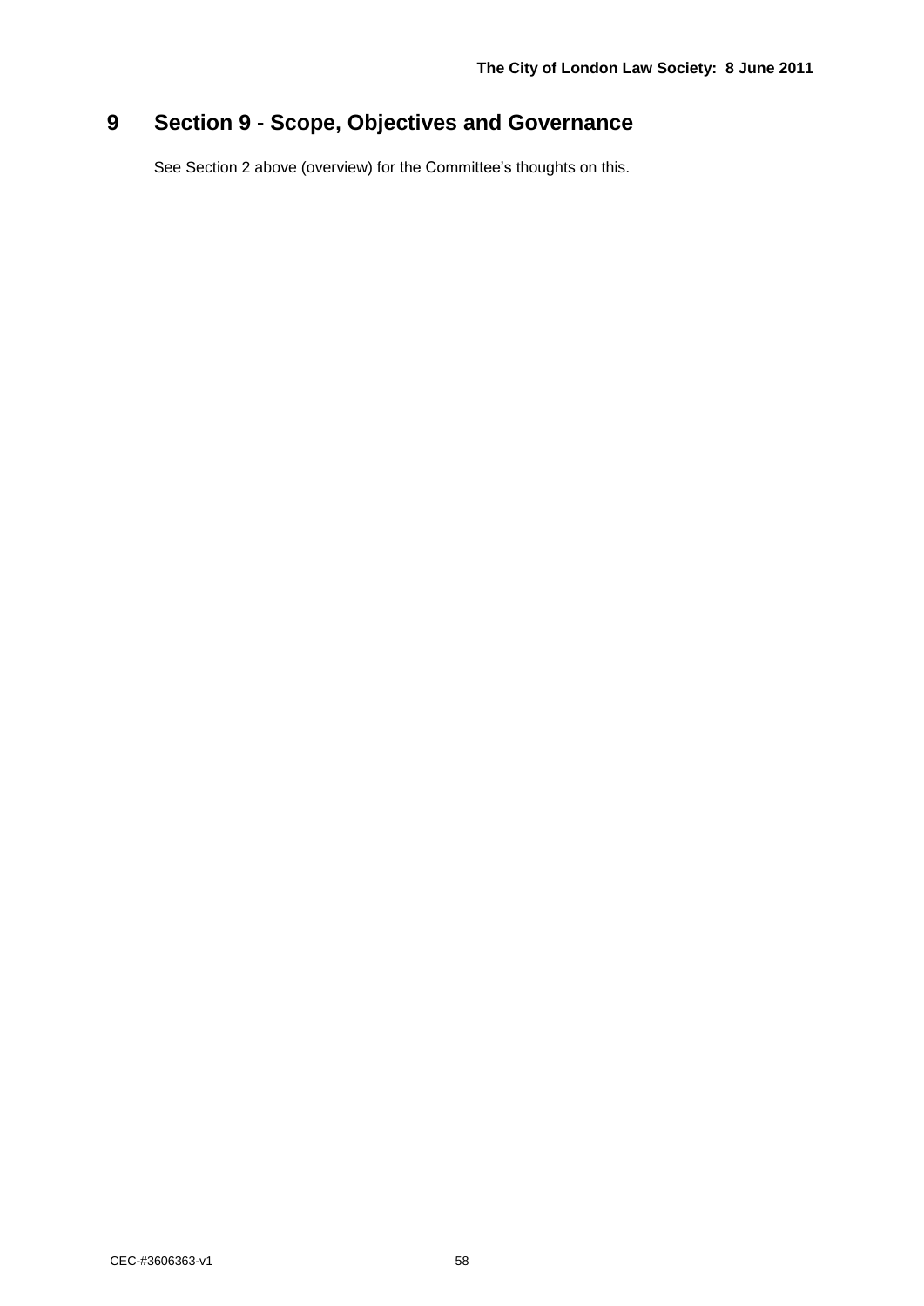# 9 Section 9 - Scope, Objectives and Governance

See Section 2 above (overview) for the Committee's thoughts on this.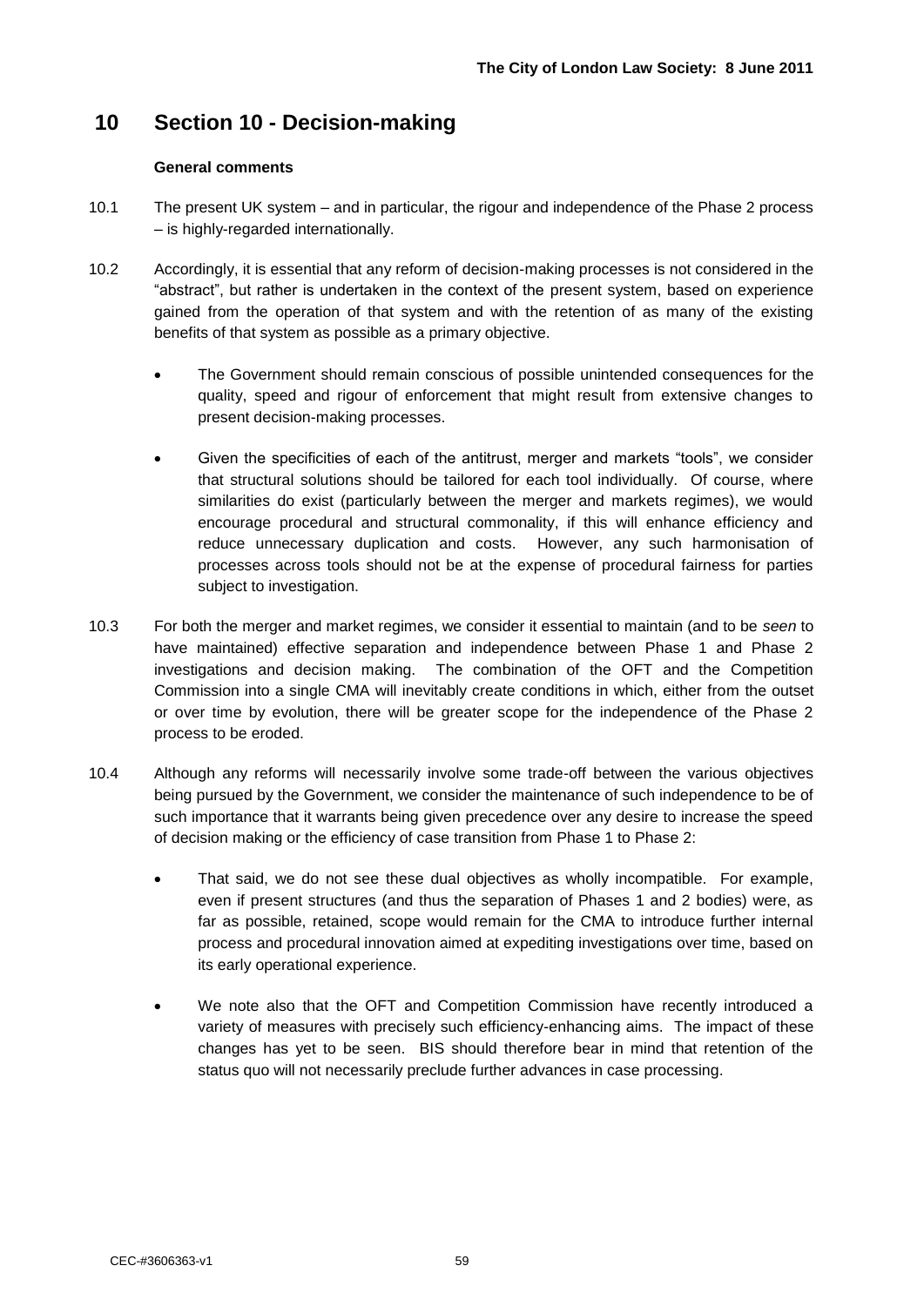# 10 Section 10 - Decision-making

**General comments**

10.1 The present UK system – and in particular, the rigour and independence of the Phase 2 process – is highly-regarded internationally.

10.2 Accordingly, it is essential that any reform of decision-making processes is not considered in the "abstract", but rather is undertaken in the context of the present system, based on experience gained from the operation of that system and with the retention of as many of the existing benefits of that system as possible as a primary objective.

- The Government should remain conscious of possible unintended consequences for the quality, speed and rigour of enforcement that might result from extensive changes to present decision-making processes.

- Given the specificities of each of the antitrust, merger and markets "tools", we consider that structural solutions should be tailored for each tool individually. Of course, where similarities do exist (particularly between the merger and markets regimes), we would encourage procedural and structural commonality, if this will enhance efficiency and reduce unnecessary duplication and costs. However, any such harmonisation of processes across tools should not be at the expense of procedural fairness for parties subject to investigation.

10.3 For both the merger and market regimes, we consider it essential to maintain (and to be *seen* to have maintained) effective separation and independence between Phase 1 and Phase 2 investigations and decision making. The combination of the OFT and the Competition Commission into a single CMA will inevitably create conditions in which, either from the outset or over time by evolution, there will be greater scope for the independence of the Phase 2 process to be eroded.

10.4 Although any reforms will necessarily involve some trade-off between the various objectives being pursued by the Government, we consider the maintenance of such independence to be of such importance that it warrants being given precedence over any desire to increase the speed of decision making or the efficiency of case transition from Phase 1 to Phase 2:

- That said, we do not see these dual objectives as wholly incompatible. For example, even if present structures (and thus the separation of Phases 1 and 2 bodies) were, as far as possible, retained, scope would remain for the CMA to introduce further internal process and procedural innovation aimed at expediting investigations over time, based on its early operational experience.

- We note also that the OFT and Competition Commission have recently introduced a variety of measures with precisely such efficiency-enhancing aims. The impact of these changes has yet to be seen. BIS should therefore bear in mind that retention of the status quo will not necessarily preclude further advances in case processing.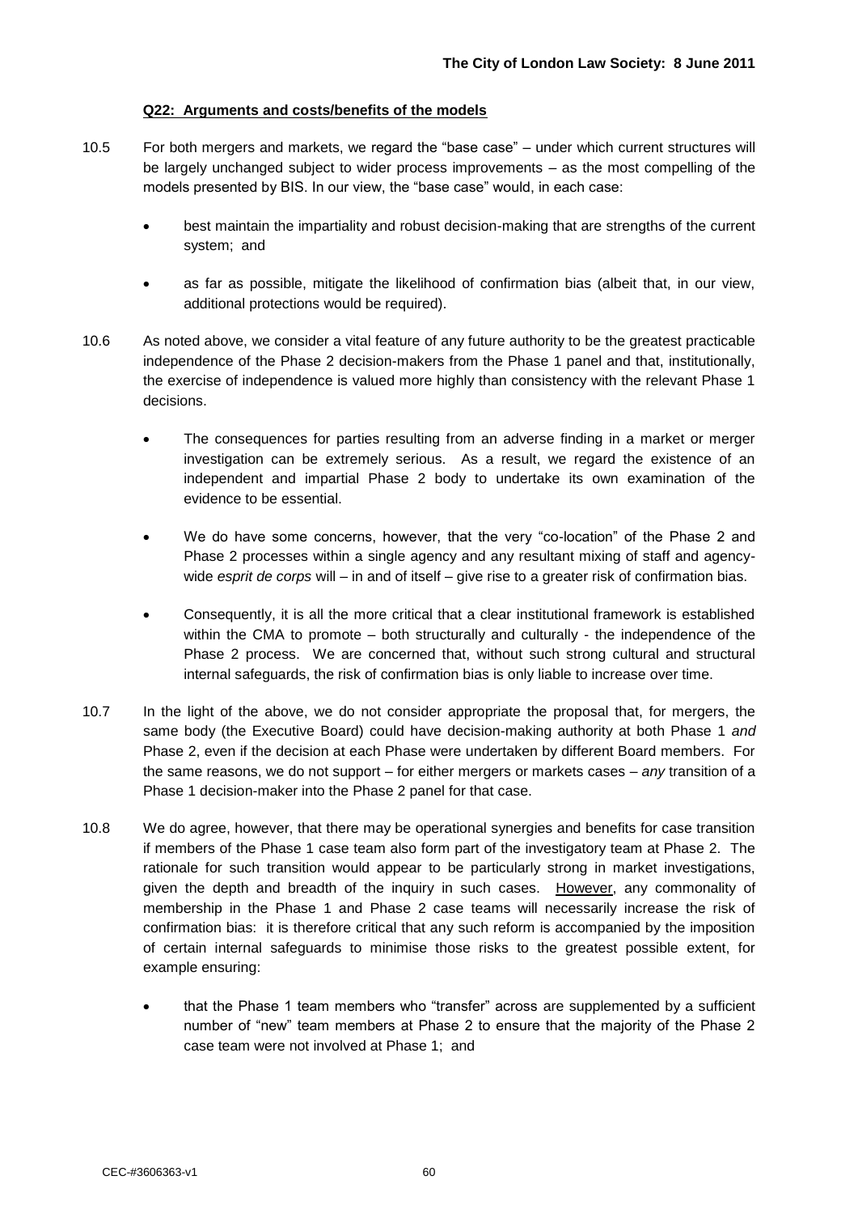**Q22: Arguments and costs/benefits of the models**

10.5 For both mergers and markets, we regard the "base case" – under which current structures will be largely unchanged subject to wider process improvements – as the most compelling of the models presented by BIS. In our view, the "base case" would, in each case:

- best maintain the impartiality and robust decision-making that are strengths of the current system; and
- as far as possible, mitigate the likelihood of confirmation bias (albeit that, in our view, additional protections would be required).

10.6 As noted above, we consider a vital feature of any future authority to be the greatest practicable independence of the Phase 2 decision-makers from the Phase 1 panel and that, institutionally, the exercise of independence is valued more highly than consistency with the relevant Phase 1 decisions.

- The consequences for parties resulting from an adverse finding in a market or merger investigation can be extremely serious. As a result, we regard the existence of an independent and impartial Phase 2 body to undertake its own examination of the evidence to be essential.
- We do have some concerns, however, that the very "co-location" of the Phase 2 and Phase 2 processes within a single agency and any resultant mixing of staff and agency-wide *esprit de corps* will – in and of itself – give rise to a greater risk of confirmation bias.
- Consequently, it is all the more critical that a clear institutional framework is established within the CMA to promote – both structurally and culturally - the independence of the Phase 2 process. We are concerned that, without such strong cultural and structural internal safeguards, the risk of confirmation bias is only liable to increase over time.

10.7 In the light of the above, we do not consider appropriate the proposal that, for mergers, the same body (the Executive Board) could have decision-making authority at both Phase 1 *and* Phase 2, even if the decision at each Phase were undertaken by different Board members. For the same reasons, we do not support – for either mergers or markets cases – *any* transition of a Phase 1 decision-maker into the Phase 2 panel for that case.

10.8 We do agree, however, that there may be operational synergies and benefits for case transition if members of the Phase 1 case team also form part of the investigatory team at Phase 2. The rationale for such transition would appear to be particularly strong in market investigations, given the depth and breadth of the inquiry in such cases. However, any commonality of membership in the Phase 1 and Phase 2 case teams will necessarily increase the risk of confirmation bias: it is therefore critical that any such reform is accompanied by the imposition of certain internal safeguards to minimise those risks to the greatest possible extent, for example ensuring:

- that the Phase 1 team members who "transfer" across are supplemented by a sufficient number of "new" team members at Phase 2 to ensure that the majority of the Phase 2 case team were not involved at Phase 1; and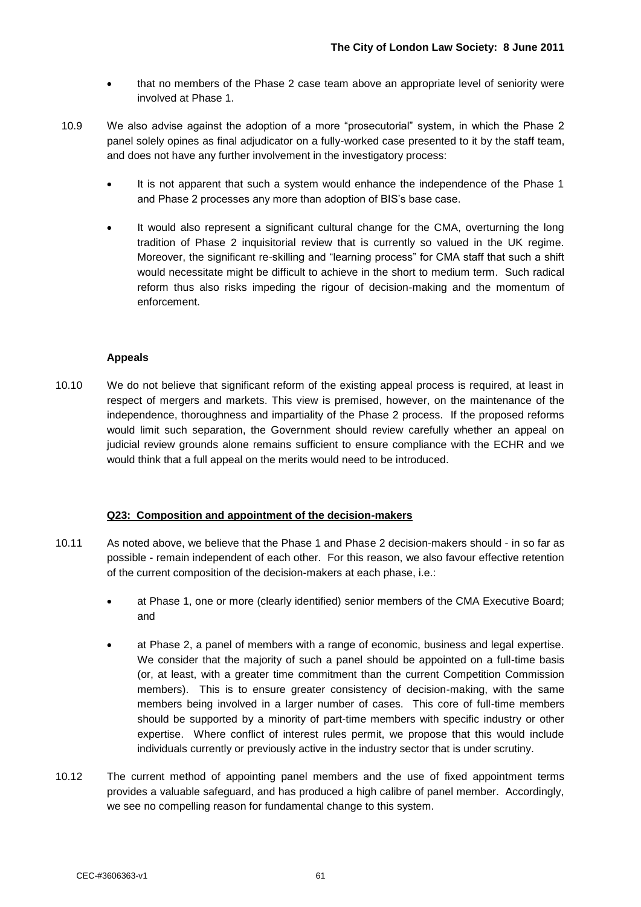- that no members of the Phase 2 case team above an appropriate level of seniority were involved at Phase 1.

10.9 We also advise against the adoption of a more "prosecutorial" system, in which the Phase 2 panel solely opines as final adjudicator on a fully-worked case presented to it by the staff team, and does not have any further involvement in the investigatory process:

- It is not apparent that such a system would enhance the independence of the Phase 1 and Phase 2 processes any more than adoption of BIS's base case.
- It would also represent a significant cultural change for the CMA, overturning the long tradition of Phase 2 inquisitorial review that is currently so valued in the UK regime. Moreover, the significant re-skilling and "learning process" for CMA staff that such a shift would necessitate might be difficult to achieve in the short to medium term. Such radical reform thus also risks impeding the rigour of decision-making and the momentum of enforcement.

**Appeals**

10.10 We do not believe that significant reform of the existing appeal process is required, at least in respect of mergers and markets. This view is premised, however, on the maintenance of the independence, thoroughness and impartiality of the Phase 2 process. If the proposed reforms would limit such separation, the Government should review carefully whether an appeal on judicial review grounds alone remains sufficient to ensure compliance with the ECHR and we would think that a full appeal on the merits would need to be introduced.

**<u>Q23: Composition and appointment of the decision-makers</u>**

10.11 As noted above, we believe that the Phase 1 and Phase 2 decision-makers should - in so far as possible - remain independent of each other. For this reason, we also favour effective retention of the current composition of the decision-makers at each phase, i.e.:

- at Phase 1, one or more (clearly identified) senior members of the CMA Executive Board; and
- at Phase 2, a panel of members with a range of economic, business and legal expertise. We consider that the majority of such a panel should be appointed on a full-time basis (or, at least, with a greater time commitment than the current Competition Commission members). This is to ensure greater consistency of decision-making, with the same members being involved in a larger number of cases. This core of full-time members should be supported by a minority of part-time members with specific industry or other expertise. Where conflict of interest rules permit, we propose that this would include individuals currently or previously active in the industry sector that is under scrutiny.

10.12 The current method of appointing panel members and the use of fixed appointment terms provides a valuable safeguard, and has produced a high calibre of panel member. Accordingly, we see no compelling reason for fundamental change to this system.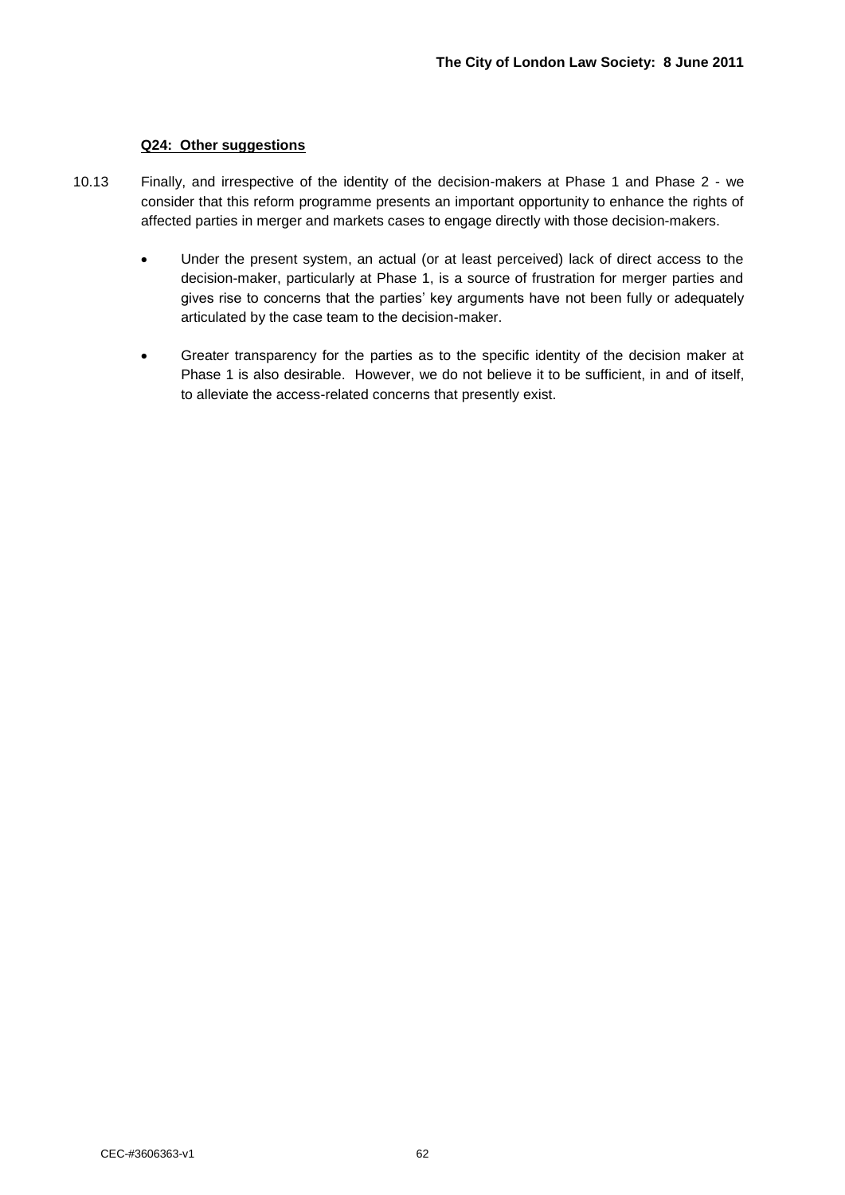**Q24: Other suggestions**

10.13 Finally, and irrespective of the identity of the decision-makers at Phase 1 and Phase 2 - we consider that this reform programme presents an important opportunity to enhance the rights of affected parties in merger and markets cases to engage directly with those decision-makers.

- Under the present system, an actual (or at least perceived) lack of direct access to the decision-maker, particularly at Phase 1, is a source of frustration for merger parties and gives rise to concerns that the parties' key arguments have not been fully or adequately articulated by the case team to the decision-maker.

- Greater transparency for the parties as to the specific identity of the decision maker at Phase 1 is also desirable. However, we do not believe it to be sufficient, in and of itself, to alleviate the access-related concerns that presently exist.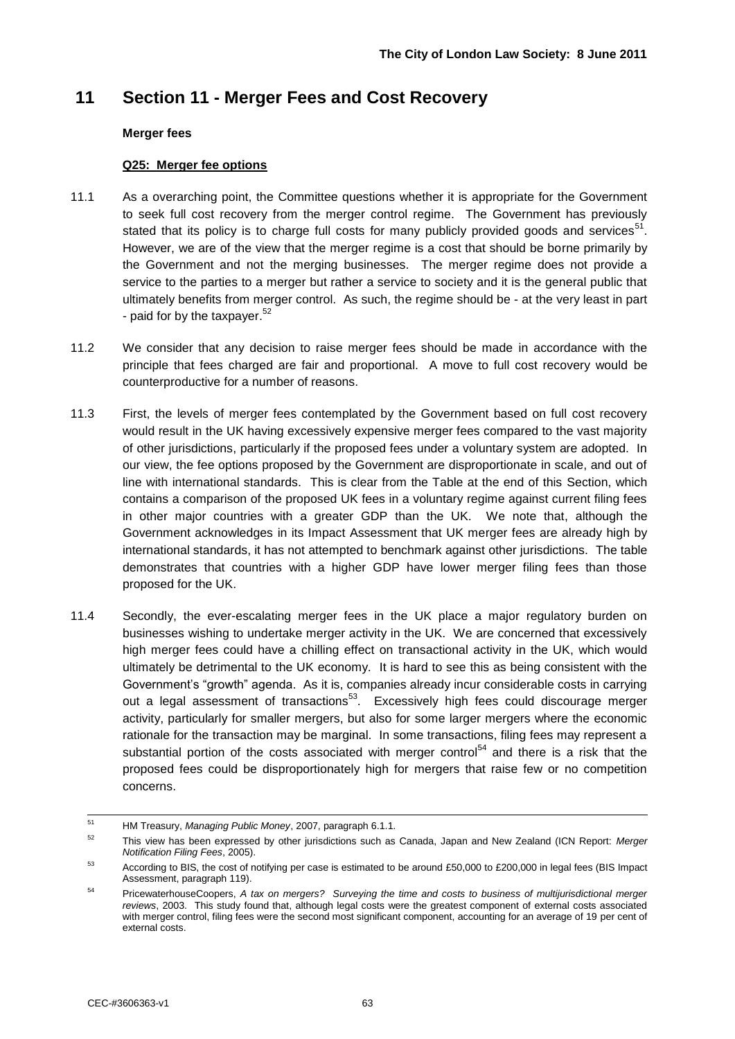# 11 Section 11 - Merger Fees and Cost Recovery

**Merger fees**

**Q25: Merger fee options**

11.1 As a overarching point, the Committee questions whether it is appropriate for the Government to seek full cost recovery from the merger control regime. The Government has previously stated that its policy is to charge full costs for many publicly provided goods and services[51]. However, we are of the view that the merger regime is a cost that should be borne primarily by the Government and not the merging businesses. The merger regime does not provide a service to the parties to a merger but rather a service to society and it is the general public that ultimately benefits from merger control. As such, the regime should be - at the very least in part - paid for by the taxpayer.[52]

11.2 We consider that any decision to raise merger fees should be made in accordance with the principle that fees charged are fair and proportional. A move to full cost recovery would be counterproductive for a number of reasons.

11.3 First, the levels of merger fees contemplated by the Government based on full cost recovery would result in the UK having excessively expensive merger fees compared to the vast majority of other jurisdictions, particularly if the proposed fees under a voluntary system are adopted. In our view, the fee options proposed by the Government are disproportionate in scale, and out of line with international standards. This is clear from the Table at the end of this Section, which contains a comparison of the proposed UK fees in a voluntary regime against current filing fees in other major countries with a greater GDP than the UK. We note that, although the Government acknowledges in its Impact Assessment that UK merger fees are already high by international standards, it has not attempted to benchmark against other jurisdictions. The table demonstrates that countries with a higher GDP have lower merger filing fees than those proposed for the UK.

11.4 Secondly, the ever-escalating merger fees in the UK place a major regulatory burden on businesses wishing to undertake merger activity in the UK. We are concerned that excessively high merger fees could have a chilling effect on transactional activity in the UK, which would ultimately be detrimental to the UK economy. It is hard to see this as being consistent with the Government's "growth" agenda. As it is, companies already incur considerable costs in carrying out a legal assessment of transactions[53]. Excessively high fees could discourage merger activity, particularly for smaller mergers, but also for some larger mergers where the economic rationale for the transaction may be marginal. In some transactions, filing fees may represent a substantial portion of the costs associated with merger control[54] and there is a risk that the proposed fees could be disproportionately high for mergers that raise few or no competition concerns.

---

[51] HM Treasury, *Managing Public Money*, 2007, paragraph 6.1.1.

[52] This view has been expressed by other jurisdictions such as Canada, Japan and New Zealand (ICN Report: *Merger Notification Filing Fees*, 2005).

[53] According to BIS, the cost of notifying per case is estimated to be around £50,000 to £200,000 in legal fees (BIS Impact Assessment, paragraph 119).

[54] PricewaterhouseCoopers, *A tax on mergers? Surveying the time and costs to business of multijurisdictional merger reviews*, 2003. This study found that, although legal costs were the greatest component of external costs associated with merger control, filing fees were the second most significant component, accounting for an average of 19 per cent of external costs.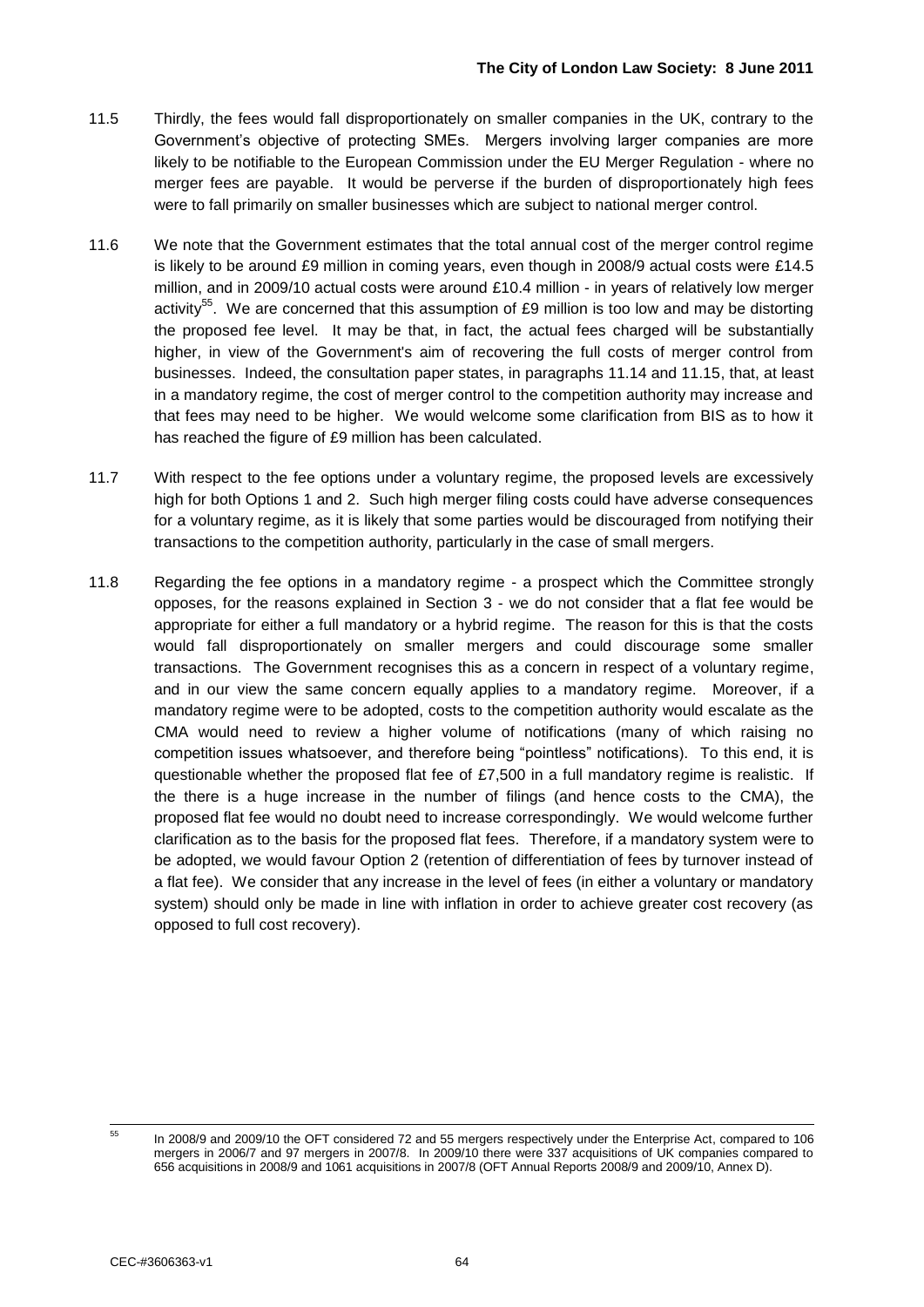11.5 Thirdly, the fees would fall disproportionately on smaller companies in the UK, contrary to the Government's objective of protecting SMEs. Mergers involving larger companies are more likely to be notifiable to the European Commission under the EU Merger Regulation - where no merger fees are payable. It would be perverse if the burden of disproportionately high fees were to fall primarily on smaller businesses which are subject to national merger control.

11.6 We note that the Government estimates that the total annual cost of the merger control regime is likely to be around £9 million in coming years, even though in 2008/9 actual costs were £14.5 million, and in 2009/10 actual costs were around £10.4 million - in years of relatively low merger activity[55]. We are concerned that this assumption of £9 million is too low and may be distorting the proposed fee level. It may be that, in fact, the actual fees charged will be substantially higher, in view of the Government's aim of recovering the full costs of merger control from businesses. Indeed, the consultation paper states, in paragraphs 11.14 and 11.15, that, at least in a mandatory regime, the cost of merger control to the competition authority may increase and that fees may need to be higher. We would welcome some clarification from BIS as to how it has reached the figure of £9 million has been calculated.

11.7 With respect to the fee options under a voluntary regime, the proposed levels are excessively high for both Options 1 and 2. Such high merger filing costs could have adverse consequences for a voluntary regime, as it is likely that some parties would be discouraged from notifying their transactions to the competition authority, particularly in the case of small mergers.

11.8 Regarding the fee options in a mandatory regime - a prospect which the Committee strongly opposes, for the reasons explained in Section 3 - we do not consider that a flat fee would be appropriate for either a full mandatory or a hybrid regime. The reason for this is that the costs would fall disproportionately on smaller mergers and could discourage some smaller transactions. The Government recognises this as a concern in respect of a voluntary regime, and in our view the same concern equally applies to a mandatory regime. Moreover, if a mandatory regime were to be adopted, costs to the competition authority would escalate as the CMA would need to review a higher volume of notifications (many of which raising no competition issues whatsoever, and therefore being "pointless" notifications). To this end, it is questionable whether the proposed flat fee of £7,500 in a full mandatory regime is realistic. If the there is a huge increase in the number of filings (and hence costs to the CMA), the proposed flat fee would no doubt need to increase correspondingly. We would welcome further clarification as to the basis for the proposed flat fees. Therefore, if a mandatory system were to be adopted, we would favour Option 2 (retention of differentiation of fees by turnover instead of a flat fee). We consider that any increase in the level of fees (in either a voluntary or mandatory system) should only be made in line with inflation in order to achieve greater cost recovery (as opposed to full cost recovery).

---

[55] In 2008/9 and 2009/10 the OFT considered 72 and 55 mergers respectively under the Enterprise Act, compared to 106 mergers in 2006/7 and 97 mergers in 2007/8. In 2009/10 there were 337 acquisitions of UK companies compared to 656 acquisitions in 2008/9 and 1061 acquisitions in 2007/8 (OFT Annual Reports 2008/9 and 2009/10, Annex D).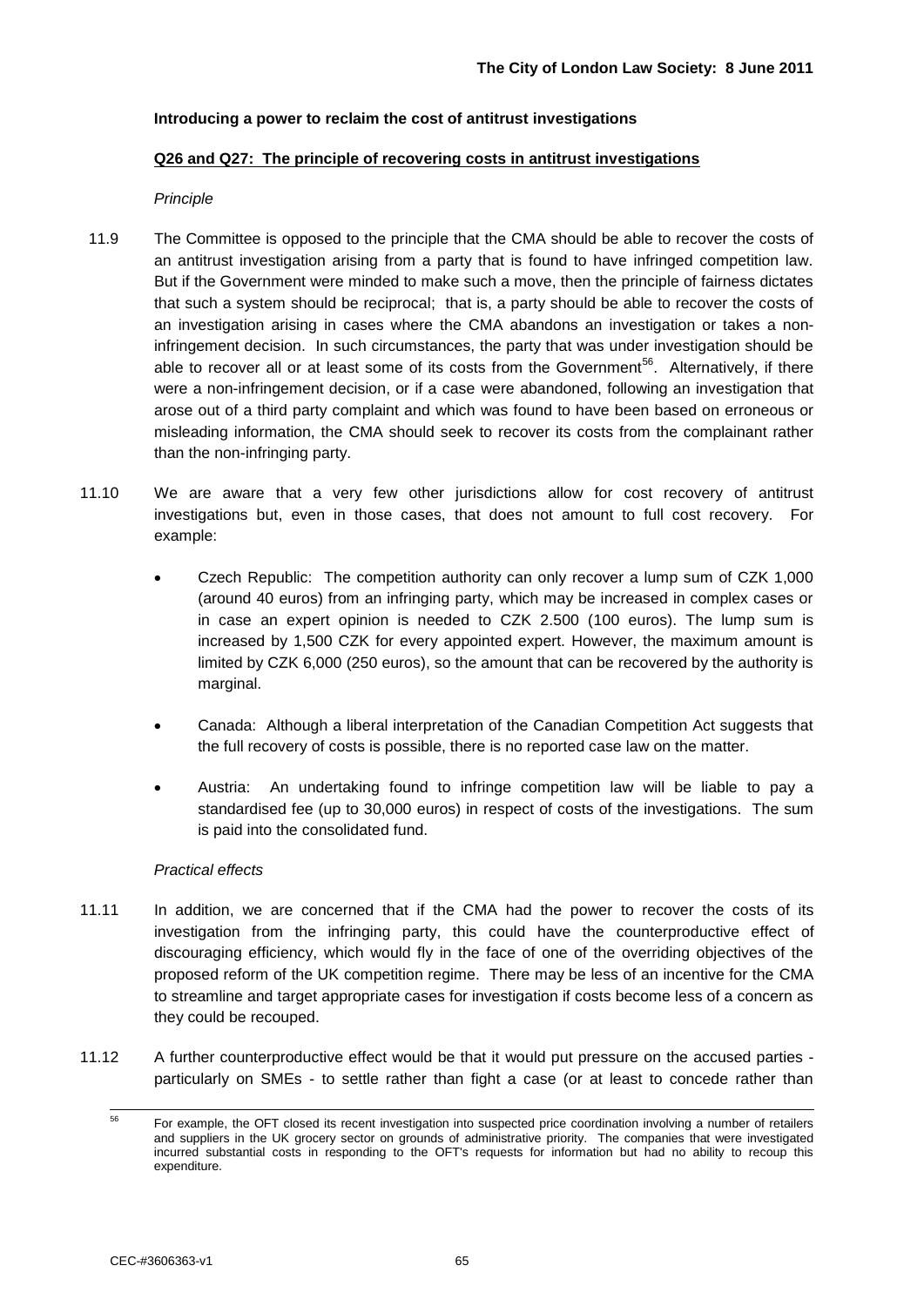**Introducing a power to reclaim the cost of antitrust investigations**

**Q26 and Q27: The principle of recovering costs in antitrust investigations**

*Principle*

11.9 The Committee is opposed to the principle that the CMA should be able to recover the costs of an antitrust investigation arising from a party that is found to have infringed competition law. But if the Government were minded to make such a move, then the principle of fairness dictates that such a system should be reciprocal; that is, a party should be able to recover the costs of an investigation arising in cases where the CMA abandons an investigation or takes a non-infringement decision. In such circumstances, the party that was under investigation should be able to recover all or at least some of its costs from the Government[56]. Alternatively, if there were a non-infringement decision, or if a case were abandoned, following an investigation that arose out of a third party complaint and which was found to have been based on erroneous or misleading information, the CMA should seek to recover its costs from the complainant rather than the non-infringing party.

11.10 We are aware that a very few other jurisdictions allow for cost recovery of antitrust investigations but, even in those cases, that does not amount to full cost recovery. For example:

- Czech Republic: The competition authority can only recover a lump sum of CZK 1,000 (around 40 euros) from an infringing party, which may be increased in complex cases or in case an expert opinion is needed to CZK 2.500 (100 euros). The lump sum is increased by 1,500 CZK for every appointed expert. However, the maximum amount is limited by CZK 6,000 (250 euros), so the amount that can be recovered by the authority is marginal.
- Canada: Although a liberal interpretation of the Canadian Competition Act suggests that the full recovery of costs is possible, there is no reported case law on the matter.
- Austria: An undertaking found to infringe competition law will be liable to pay a standardised fee (up to 30,000 euros) in respect of costs of the investigations. The sum is paid into the consolidated fund.

*Practical effects*

11.11 In addition, we are concerned that if the CMA had the power to recover the costs of its investigation from the infringing party, this could have the counterproductive effect of discouraging efficiency, which would fly in the face of one of the overriding objectives of the proposed reform of the UK competition regime. There may be less of an incentive for the CMA to streamline and target appropriate cases for investigation if costs become less of a concern as they could be recouped.

11.12 A further counterproductive effect would be that it would put pressure on the accused parties - particularly on SMEs - to settle rather than fight a case (or at least to concede rather than

---

[56] For example, the OFT closed its recent investigation into suspected price coordination involving a number of retailers and suppliers in the UK grocery sector on grounds of administrative priority. The companies that were investigated incurred substantial costs in responding to the OFT's requests for information but had no ability to recoup this expenditure.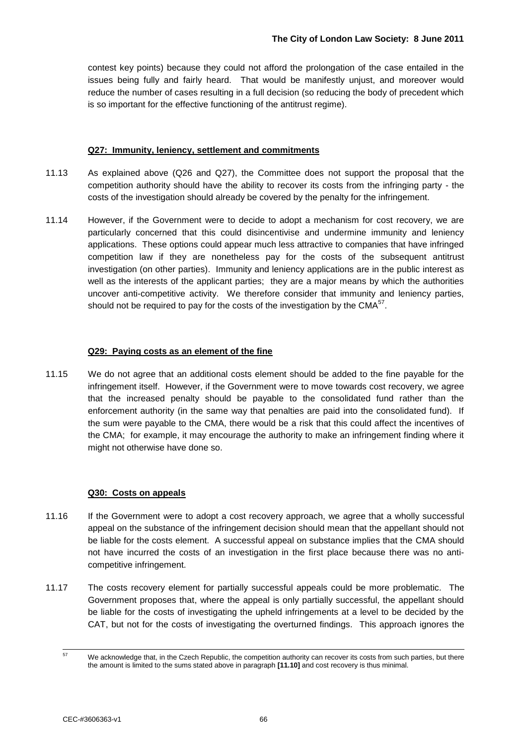contest key points) because they could not afford the prolongation of the case entailed in the issues being fully and fairly heard. That would be manifestly unjust, and moreover would reduce the number of cases resulting in a full decision (so reducing the body of precedent which is so important for the effective functioning of the antitrust regime).

### Q27: Immunity, leniency, settlement and commitments

11.13 As explained above (Q26 and Q27), the Committee does not support the proposal that the competition authority should have the ability to recover its costs from the infringing party - the costs of the investigation should already be covered by the penalty for the infringement.

11.14 However, if the Government were to decide to adopt a mechanism for cost recovery, we are particularly concerned that this could disincentivise and undermine immunity and leniency applications. These options could appear much less attractive to companies that have infringed competition law if they are nonetheless pay for the costs of the subsequent antitrust investigation (on other parties). Immunity and leniency applications are in the public interest as well as the interests of the applicant parties; they are a major means by which the authorities uncover anti-competitive activity. We therefore consider that immunity and leniency parties, should not be required to pay for the costs of the investigation by the CMA[57].

### Q29: Paying costs as an element of the fine

11.15 We do not agree that an additional costs element should be added to the fine payable for the infringement itself. However, if the Government were to move towards cost recovery, we agree that the increased penalty should be payable to the consolidated fund rather than the enforcement authority (in the same way that penalties are paid into the consolidated fund). If the sum were payable to the CMA, there would be a risk that this could affect the incentives of the CMA; for example, it may encourage the authority to make an infringement finding where it might not otherwise have done so.

### Q30: Costs on appeals

11.16 If the Government were to adopt a cost recovery approach, we agree that a wholly successful appeal on the substance of the infringement decision should mean that the appellant should not be liable for the costs element. A successful appeal on substance implies that the CMA should not have incurred the costs of an investigation in the first place because there was no anti-competitive infringement.

11.17 The costs recovery element for partially successful appeals could be more problematic. The Government proposes that, where the appeal is only partially successful, the appellant should be liable for the costs of investigating the upheld infringements at a level to be decided by the CAT, but not for the costs of investigating the overturned findings. This approach ignores the

---

[57] We acknowledge that, in the Czech Republic, the competition authority can recover its costs from such parties, but there the amount is limited to the sums stated above in paragraph **[11.10]** and cost recovery is thus minimal.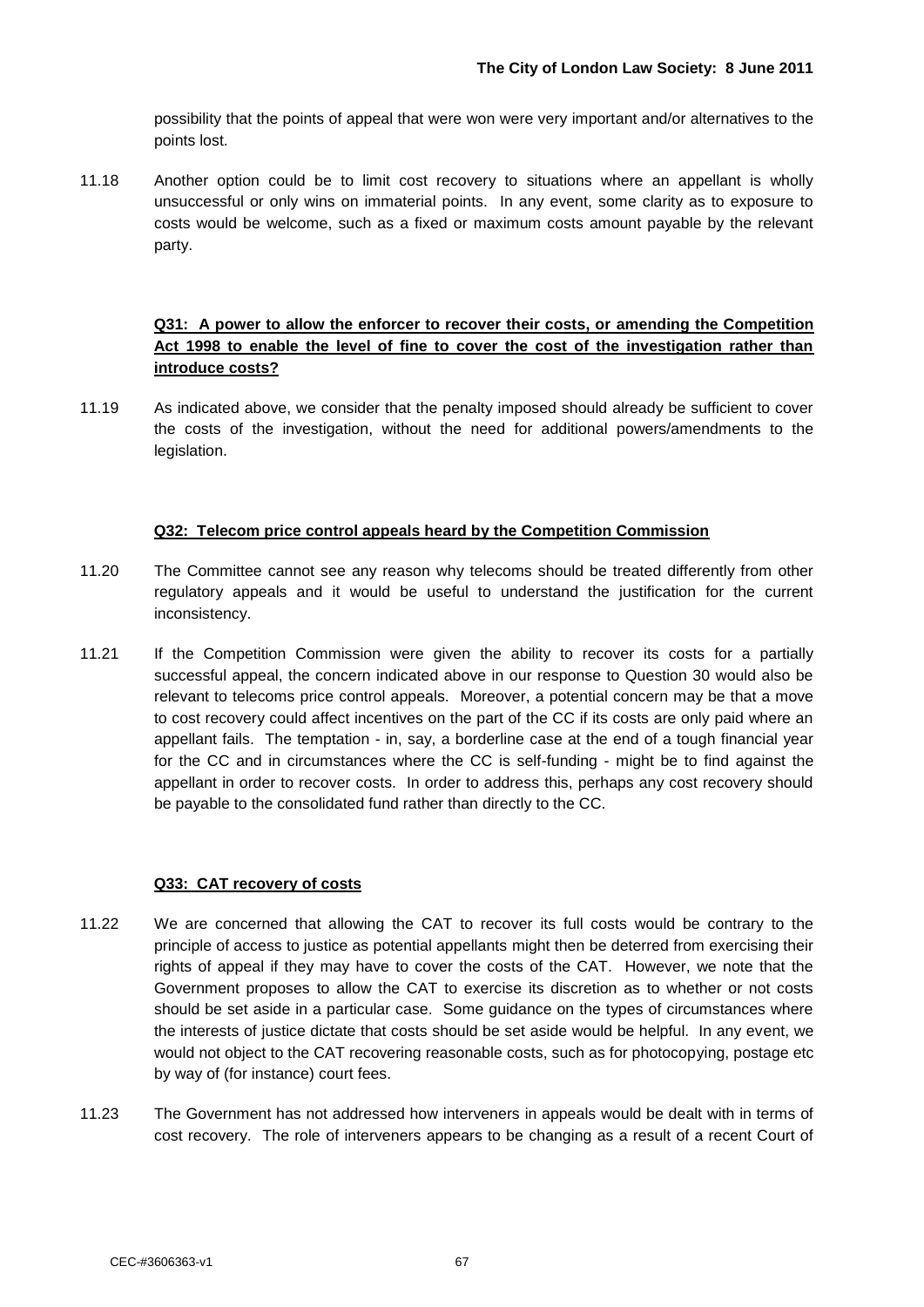possibility that the points of appeal that were won were very important and/or alternatives to the points lost.

11.18 Another option could be to limit cost recovery to situations where an appellant is wholly unsuccessful or only wins on immaterial points. In any event, some clarity as to exposure to costs would be welcome, such as a fixed or maximum costs amount payable by the relevant party.

**Q31: A power to allow the enforcer to recover their costs, or amending the Competition Act 1998 to enable the level of fine to cover the cost of the investigation rather than introduce costs?**

11.19 As indicated above, we consider that the penalty imposed should already be sufficient to cover the costs of the investigation, without the need for additional powers/amendments to the legislation.

**Q32: Telecom price control appeals heard by the Competition Commission**

11.20 The Committee cannot see any reason why telecoms should be treated differently from other regulatory appeals and it would be useful to understand the justification for the current inconsistency.

11.21 If the Competition Commission were given the ability to recover its costs for a partially successful appeal, the concern indicated above in our response to Question 30 would also be relevant to telecoms price control appeals. Moreover, a potential concern may be that a move to cost recovery could affect incentives on the part of the CC if its costs are only paid where an appellant fails. The temptation - in, say, a borderline case at the end of a tough financial year for the CC and in circumstances where the CC is self-funding - might be to find against the appellant in order to recover costs. In order to address this, perhaps any cost recovery should be payable to the consolidated fund rather than directly to the CC.

**Q33: CAT recovery of costs**

11.22 We are concerned that allowing the CAT to recover its full costs would be contrary to the principle of access to justice as potential appellants might then be deterred from exercising their rights of appeal if they may have to cover the costs of the CAT. However, we note that the Government proposes to allow the CAT to exercise its discretion as to whether or not costs should be set aside in a particular case. Some guidance on the types of circumstances where the interests of justice dictate that costs should be set aside would be helpful. In any event, we would not object to the CAT recovering reasonable costs, such as for photocopying, postage etc by way of (for instance) court fees.

11.23 The Government has not addressed how interveners in appeals would be dealt with in terms of cost recovery. The role of interveners appears to be changing as a result of a recent Court of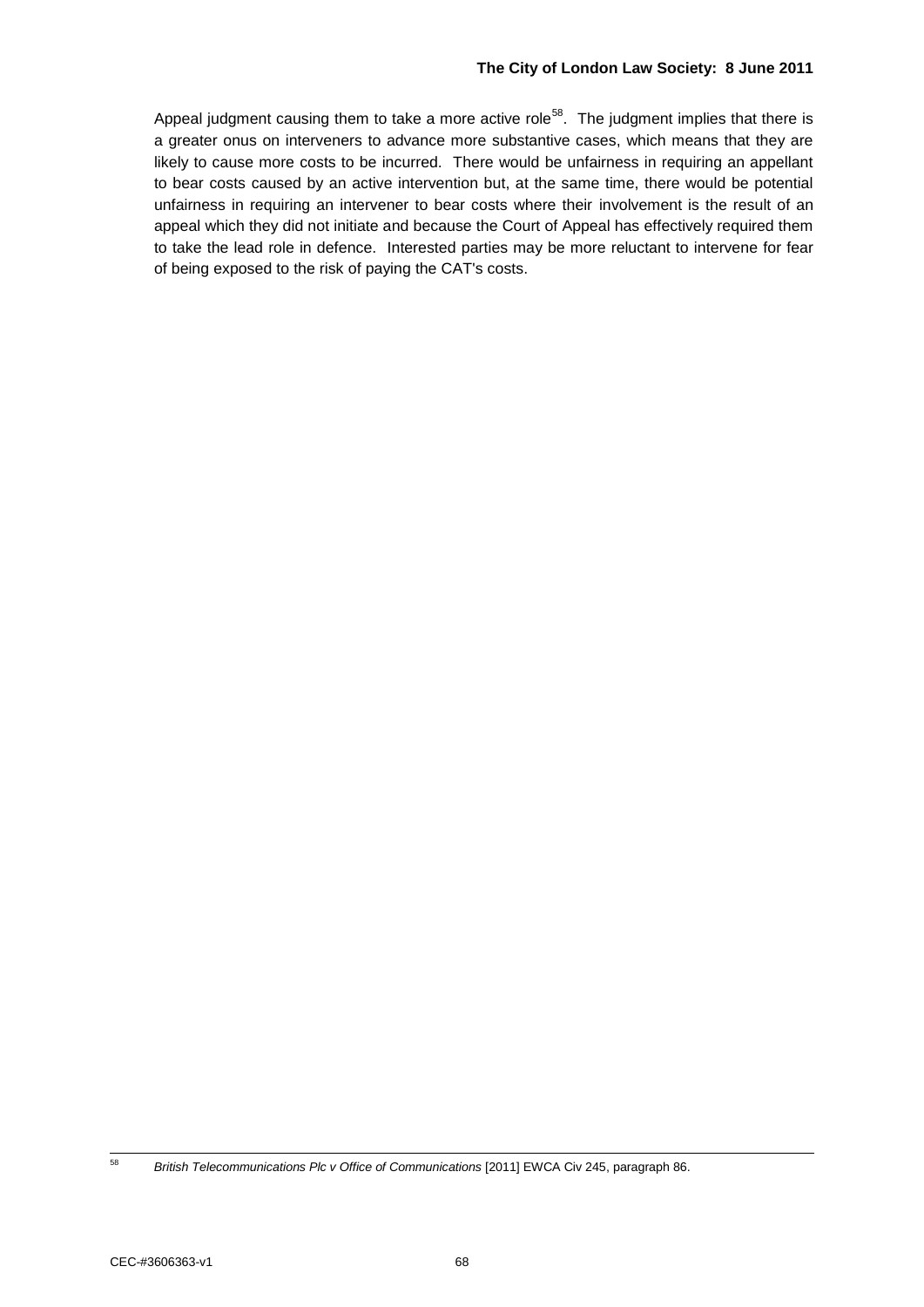Appeal judgment causing them to take a more active role[58]. The judgment implies that there is a greater onus on interveners to advance more substantive cases, which means that they are likely to cause more costs to be incurred. There would be unfairness in requiring an appellant to bear costs caused by an active intervention but, at the same time, there would be potential unfairness in requiring an intervener to bear costs where their involvement is the result of an appeal which they did not initiate and because the Court of Appeal has effectively required them to take the lead role in defence. Interested parties may be more reluctant to intervene for fear of being exposed to the risk of paying the CAT's costs.

---

[58] *British Telecommunications Plc v Office of Communications* [2011] EWCA Civ 245, paragraph 86.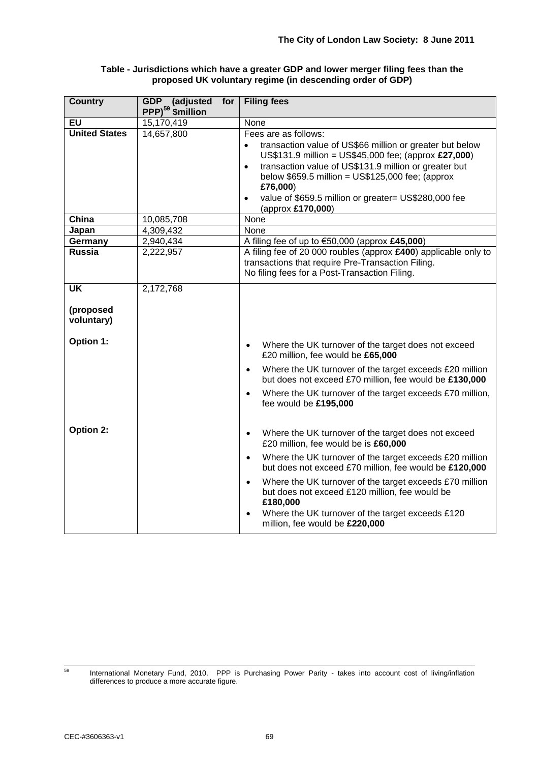**Table - Jurisdictions which have a greater GDP and lower merger filing fees than the proposed UK voluntary regime (in descending order of GDP)**

| Country | GDP (adjusted for PPP)[59] $million | Filing fees |
|---|---|---|
| **EU** | 15,170,419 | None |
| **United States** | 14,657,800 | Fees are as follows:<br>• transaction value of US$66 million or greater but below US$131.9 million = US$45,000 fee; (approx **£27,000**)<br>• transaction value of US$131.9 million or greater but below $659.5 million = US$125,000 fee; (approx **£76,000**)<br>• value of $659.5 million or greater= US$280,000 fee (approx **£170,000**) |
| **China** | 10,085,708 | None |
| **Japan** | 4,309,432 | None |
| **Germany** | 2,940,434 | A filing fee of up to €50,000 (approx **£45,000**) |
| **Russia** | 2,222,957 | A filing fee of 20 000 roubles (approx **£400**) applicable only to transactions that require Pre-Transaction Filing.<br>No filing fees for a Post-Transaction Filing. |
| **UK**<br><br>**(proposed voluntary)**<br><br>**Option 1:** | 2,172,768 | • Where the UK turnover of the target does not exceed £20 million, fee would be **£65,000**<br>• Where the UK turnover of the target exceeds £20 million but does not exceed £70 million, fee would be **£130,000**<br>• Where the UK turnover of the target exceeds £70 million, fee would be **£195,000** |
| **Option 2:** | | • Where the UK turnover of the target does not exceed £20 million, fee would be is **£60,000**<br>• Where the UK turnover of the target exceeds £20 million but does not exceed £70 million, fee would be **£120,000**<br>• Where the UK turnover of the target exceeds £70 million but does not exceed £120 million, fee would be **£180,000**<br>• Where the UK turnover of the target exceeds £120 million, fee would be **£220,000** |

---

[59] International Monetary Fund, 2010. PPP is Purchasing Power Parity - takes into account cost of living/inflation differences to produce a more accurate figure.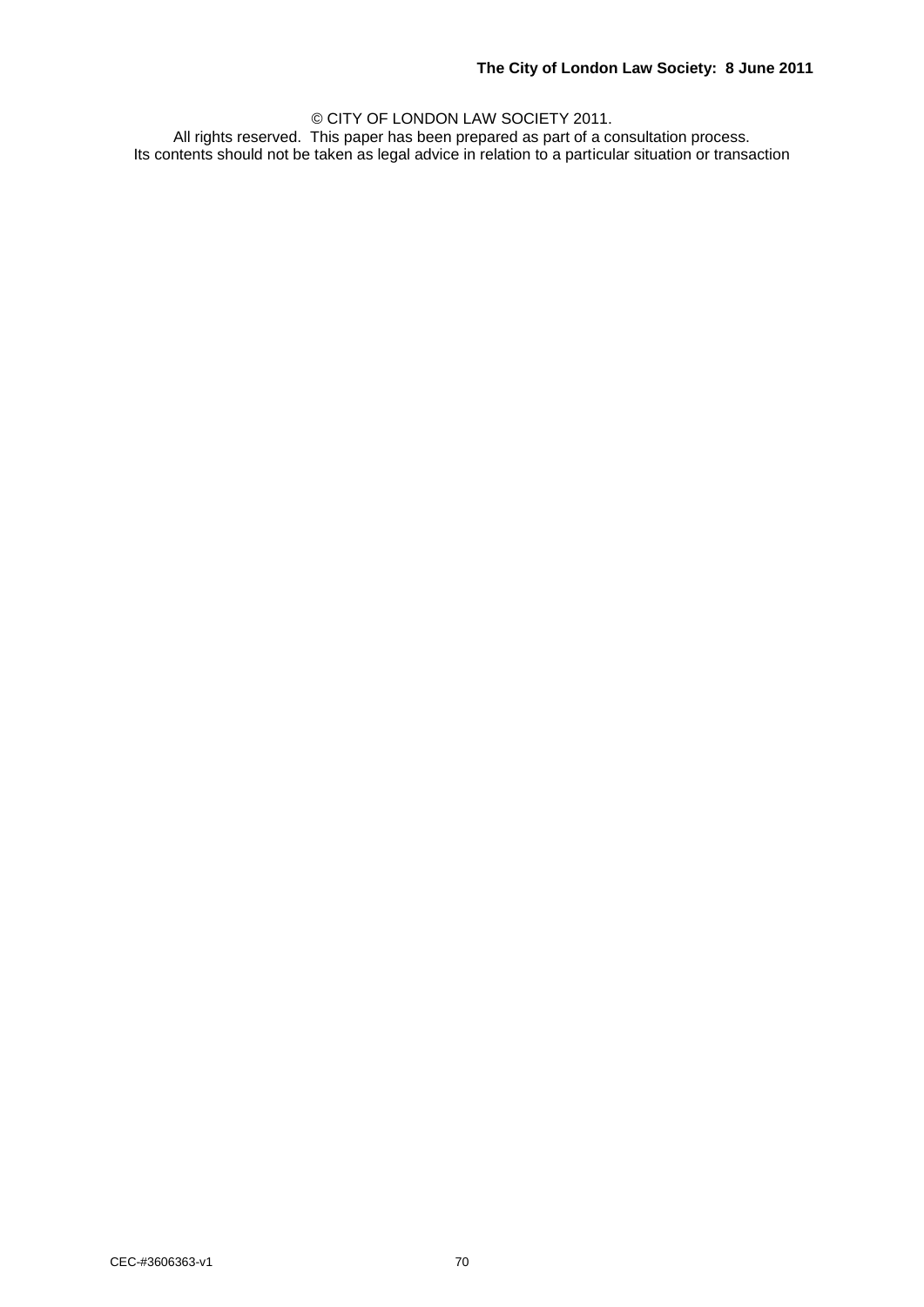© CITY OF LONDON LAW SOCIETY 2011.
All rights reserved. This paper has been prepared as part of a consultation process.
Its contents should not be taken as legal advice in relation to a particular situation or transaction